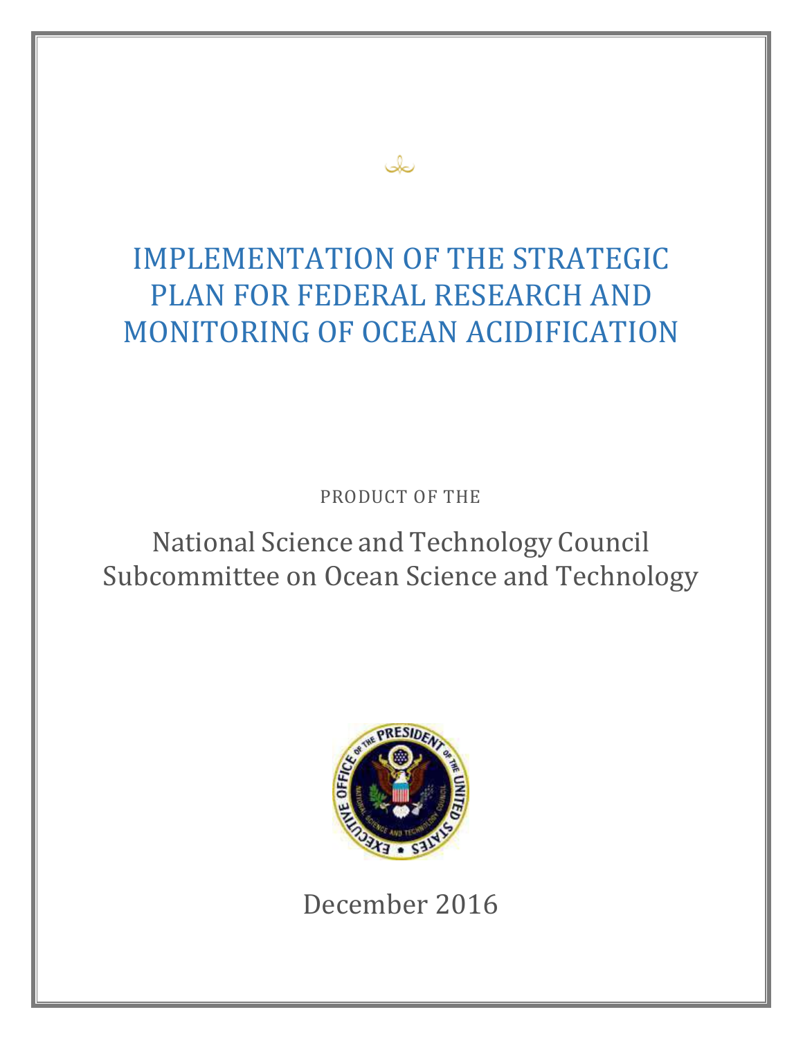# IMPLEMENTATION OF THE STRATEGIC PLAN FOR FEDERAL RESEARCH AND MONITORING OF OCEAN ACIDIFICATION

PRODUCT OF THE

National Science and Technology Council
Subcommittee on Ocean Science and Technology

December 2016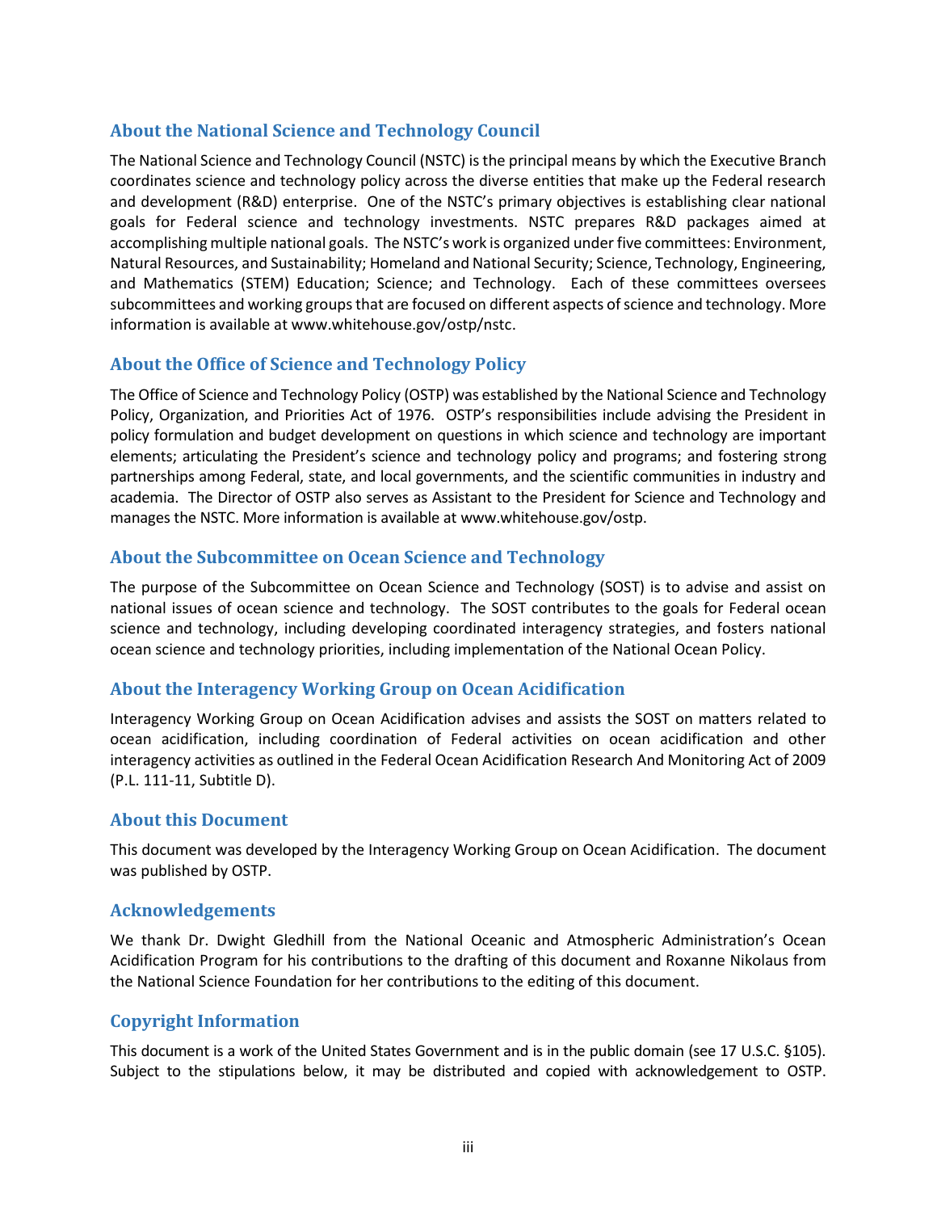## About the National Science and Technology Council

The National Science and Technology Council (NSTC) is the principal means by which the Executive Branch coordinates science and technology policy across the diverse entities that make up the Federal research and development (R&D) enterprise. One of the NSTC's primary objectives is establishing clear national goals for Federal science and technology investments. NSTC prepares R&D packages aimed at accomplishing multiple national goals. The NSTC's work is organized under five committees: Environment, Natural Resources, and Sustainability; Homeland and National Security; Science, Technology, Engineering, and Mathematics (STEM) Education; Science; and Technology. Each of these committees oversees subcommittees and working groups that are focused on different aspects of science and technology. More information is available at www.whitehouse.gov/ostp/nstc.

## About the Office of Science and Technology Policy

The Office of Science and Technology Policy (OSTP) was established by the National Science and Technology Policy, Organization, and Priorities Act of 1976. OSTP's responsibilities include advising the President in policy formulation and budget development on questions in which science and technology are important elements; articulating the President's science and technology policy and programs; and fostering strong partnerships among Federal, state, and local governments, and the scientific communities in industry and academia. The Director of OSTP also serves as Assistant to the President for Science and Technology and manages the NSTC. More information is available at www.whitehouse.gov/ostp.

## About the Subcommittee on Ocean Science and Technology

The purpose of the Subcommittee on Ocean Science and Technology (SOST) is to advise and assist on national issues of ocean science and technology. The SOST contributes to the goals for Federal ocean science and technology, including developing coordinated interagency strategies, and fosters national ocean science and technology priorities, including implementation of the National Ocean Policy.

## About the Interagency Working Group on Ocean Acidification

Interagency Working Group on Ocean Acidification advises and assists the SOST on matters related to ocean acidification, including coordination of Federal activities on ocean acidification and other interagency activities as outlined in the Federal Ocean Acidification Research And Monitoring Act of 2009 (P.L. 111-11, Subtitle D).

## About this Document

This document was developed by the Interagency Working Group on Ocean Acidification. The document was published by OSTP.

## Acknowledgements

We thank Dr. Dwight Gledhill from the National Oceanic and Atmospheric Administration's Ocean Acidification Program for his contributions to the drafting of this document and Roxanne Nikolaus from the National Science Foundation for her contributions to the editing of this document.

## Copyright Information

This document is a work of the United States Government and is in the public domain (see 17 U.S.C. §105). Subject to the stipulations below, it may be distributed and copied with acknowledgement to OSTP.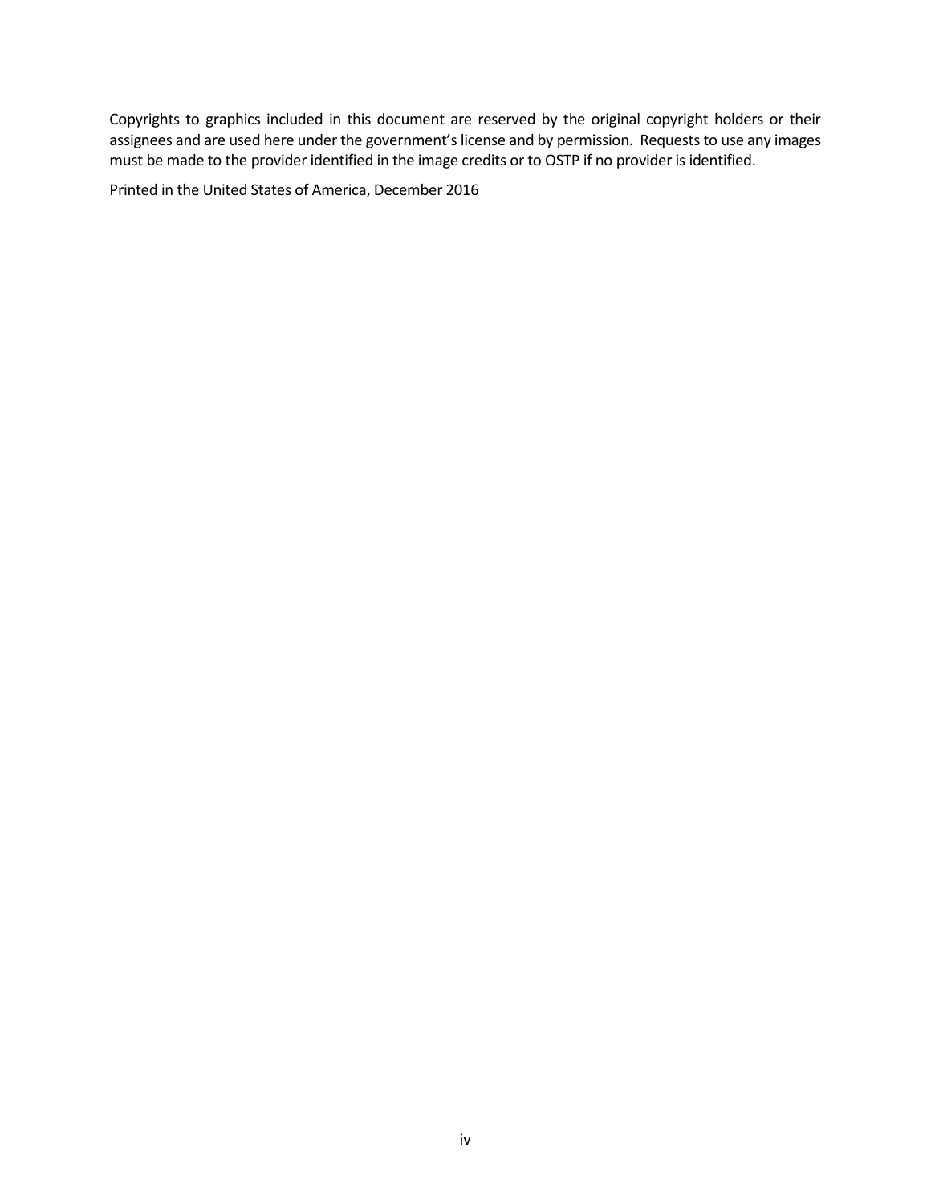Copyrights to graphics included in this document are reserved by the original copyright holders or their assignees and are used here under the government's license and by permission. Requests to use any images must be made to the provider identified in the image credits or to OSTP if no provider is identified.

Printed in the United States of America, December 2016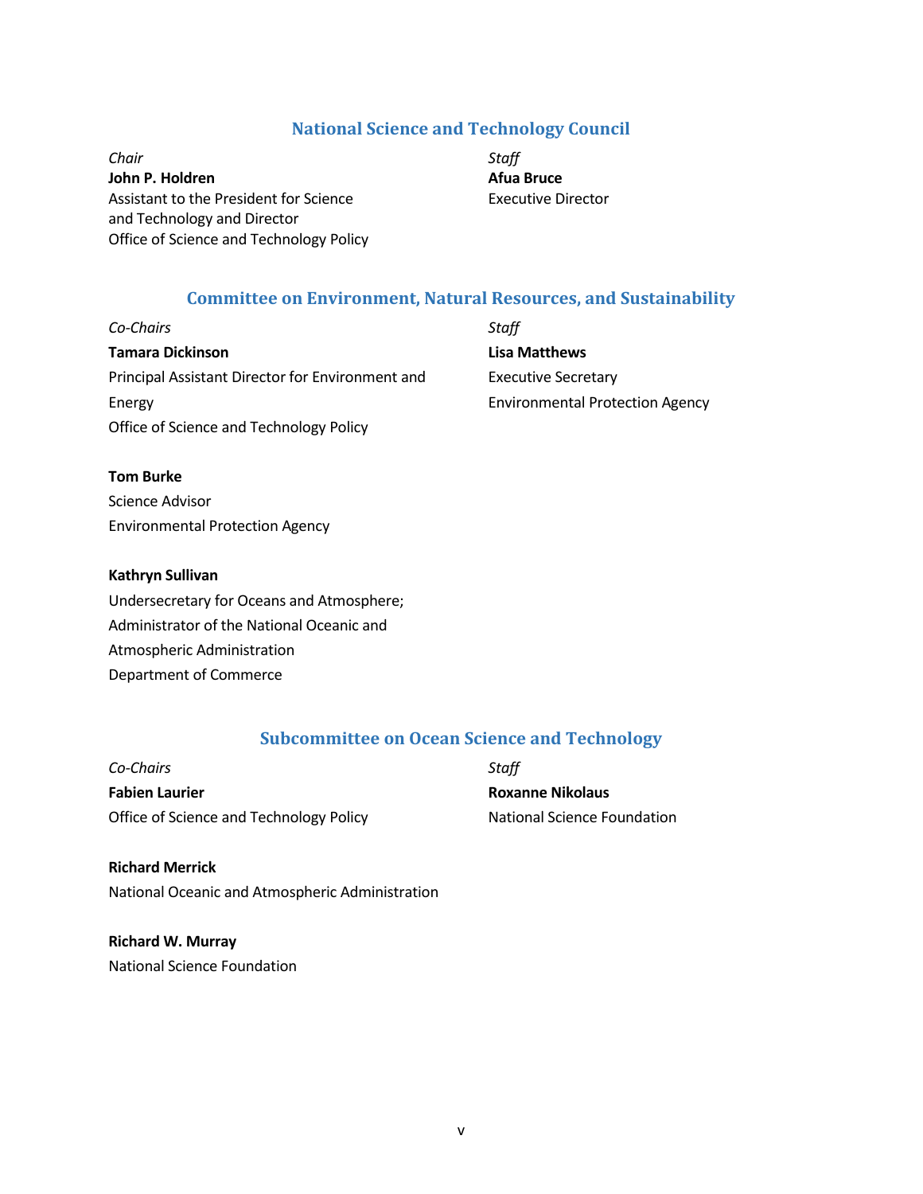## National Science and Technology Council

*Chair*
**John P. Holdren**
Assistant to the President for Science and Technology and Director
Office of Science and Technology Policy

*Staff*
**Afua Bruce**
Executive Director

## Committee on Environment, Natural Resources, and Sustainability

*Co-Chairs*

**Tamara Dickinson**
Principal Assistant Director for Environment and Energy
Office of Science and Technology Policy

**Tom Burke**
Science Advisor
Environmental Protection Agency

**Kathryn Sullivan**
Undersecretary for Oceans and Atmosphere;
Administrator of the National Oceanic and Atmospheric Administration
Department of Commerce

*Staff*

**Lisa Matthews**
Executive Secretary
Environmental Protection Agency

## Subcommittee on Ocean Science and Technology

*Co-Chairs*

**Fabien Laurier**
Office of Science and Technology Policy

**Richard Merrick**
National Oceanic and Atmospheric Administration

**Richard W. Murray**
National Science Foundation

*Staff*

**Roxanne Nikolaus**
National Science Foundation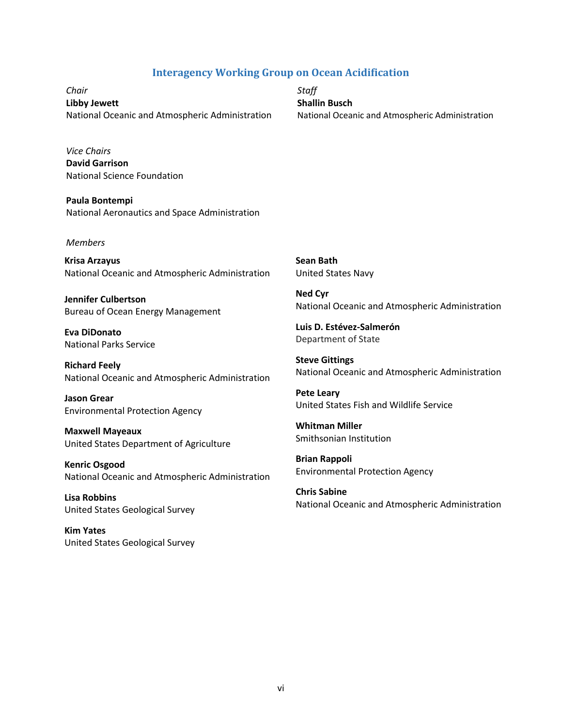## Interagency Working Group on Ocean Acidification

*Chair*
**Libby Jewett**
National Oceanic and Atmospheric Administration

*Staff*
**Shallin Busch**
National Oceanic and Atmospheric Administration

*Vice Chairs*
**David Garrison**
National Science Foundation

**Paula Bontempi**
National Aeronautics and Space Administration

*Members*

**Krisa Arzayus**
National Oceanic and Atmospheric Administration

**Jennifer Culbertson**
Bureau of Ocean Energy Management

**Eva DiDonato**
National Parks Service

**Richard Feely**
National Oceanic and Atmospheric Administration

**Jason Grear**
Environmental Protection Agency

**Maxwell Mayeaux**
United States Department of Agriculture

**Kenric Osgood**
National Oceanic and Atmospheric Administration

**Lisa Robbins**
United States Geological Survey

**Kim Yates**
United States Geological Survey

**Sean Bath**
United States Navy

**Ned Cyr**
National Oceanic and Atmospheric Administration

**Luis D. Estévez-Salmerón**
Department of State

**Steve Gittings**
National Oceanic and Atmospheric Administration

**Pete Leary**
United States Fish and Wildlife Service

**Whitman Miller**
Smithsonian Institution

**Brian Rappoli**
Environmental Protection Agency

**Chris Sabine**
National Oceanic and Atmospheric Administration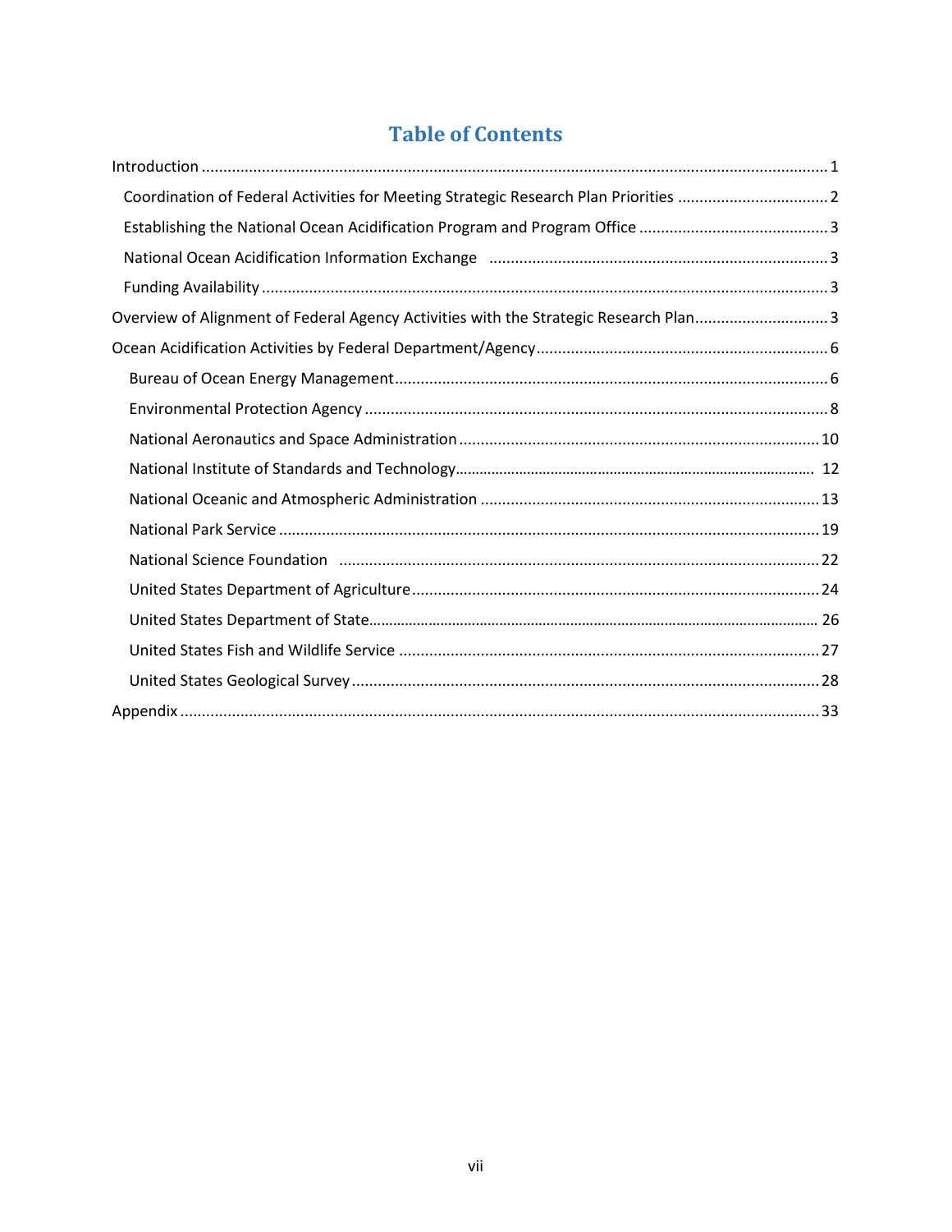# Table of Contents

- Introduction ..... 1
  - Coordination of Federal Activities for Meeting Strategic Research Plan Priorities ..... 2
  - Establishing the National Ocean Acidification Program and Program Office ..... 3
  - National Ocean Acidification Information Exchange ..... 3
  - Funding Availability ..... 3
- Overview of Alignment of Federal Agency Activities with the Strategic Research Plan ..... 3
- Ocean Acidification Activities by Federal Department/Agency ..... 6
  - Bureau of Ocean Energy Management ..... 6
  - Environmental Protection Agency ..... 8
  - National Aeronautics and Space Administration ..... 10
  - National Institute of Standards and Technology ..... 12
  - National Oceanic and Atmospheric Administration ..... 13
  - National Park Service ..... 19
  - National Science Foundation ..... 22
  - United States Department of Agriculture ..... 24
  - United States Department of State ..... 26
  - United States Fish and Wildlife Service ..... 27
  - United States Geological Survey ..... 28
- Appendix ..... 33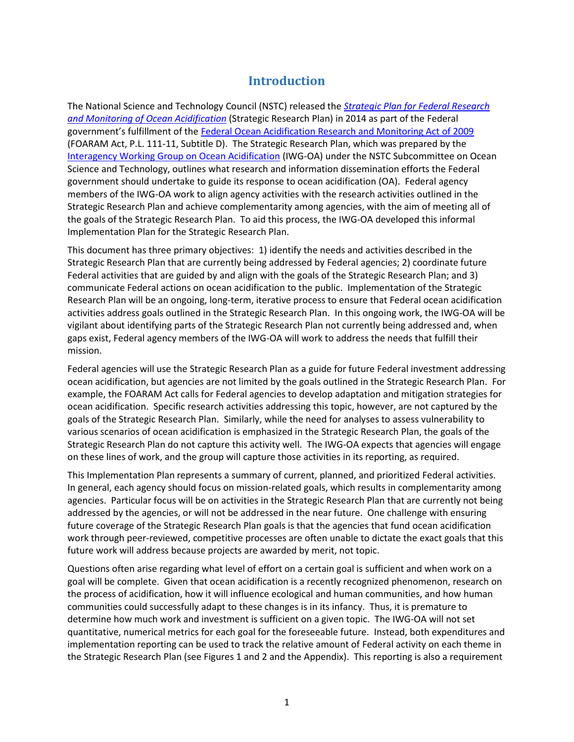# Introduction

The National Science and Technology Council (NSTC) released the *Strategic Plan for Federal Research and Monitoring of Ocean Acidification* (Strategic Research Plan) in 2014 as part of the Federal government's fulfillment of the Federal Ocean Acidification Research and Monitoring Act of 2009 (FOARAM Act, P.L. 111-11, Subtitle D). The Strategic Research Plan, which was prepared by the Interagency Working Group on Ocean Acidification (IWG-OA) under the NSTC Subcommittee on Ocean Science and Technology, outlines what research and information dissemination efforts the Federal government should undertake to guide its response to ocean acidification (OA). Federal agency members of the IWG-OA work to align agency activities with the research activities outlined in the Strategic Research Plan and achieve complementarity among agencies, with the aim of meeting all of the goals of the Strategic Research Plan. To aid this process, the IWG-OA developed this informal Implementation Plan for the Strategic Research Plan.

This document has three primary objectives: 1) identify the needs and activities described in the Strategic Research Plan that are currently being addressed by Federal agencies; 2) coordinate future Federal activities that are guided by and align with the goals of the Strategic Research Plan; and 3) communicate Federal actions on ocean acidification to the public. Implementation of the Strategic Research Plan will be an ongoing, long-term, iterative process to ensure that Federal ocean acidification activities address goals outlined in the Strategic Research Plan. In this ongoing work, the IWG-OA will be vigilant about identifying parts of the Strategic Research Plan not currently being addressed and, when gaps exist, Federal agency members of the IWG-OA will work to address the needs that fulfill their mission.

Federal agencies will use the Strategic Research Plan as a guide for future Federal investment addressing ocean acidification, but agencies are not limited by the goals outlined in the Strategic Research Plan. For example, the FOARAM Act calls for Federal agencies to develop adaptation and mitigation strategies for ocean acidification. Specific research activities addressing this topic, however, are not captured by the goals of the Strategic Research Plan. Similarly, while the need for analyses to assess vulnerability to various scenarios of ocean acidification is emphasized in the Strategic Research Plan, the goals of the Strategic Research Plan do not capture this activity well. The IWG-OA expects that agencies will engage on these lines of work, and the group will capture those activities in its reporting, as required.

This Implementation Plan represents a summary of current, planned, and prioritized Federal activities. In general, each agency should focus on mission-related goals, which results in complementarity among agencies. Particular focus will be on activities in the Strategic Research Plan that are currently not being addressed by the agencies, or will not be addressed in the near future. One challenge with ensuring future coverage of the Strategic Research Plan goals is that the agencies that fund ocean acidification work through peer-reviewed, competitive processes are often unable to dictate the exact goals that this future work will address because projects are awarded by merit, not topic.

Questions often arise regarding what level of effort on a certain goal is sufficient and when work on a goal will be complete. Given that ocean acidification is a recently recognized phenomenon, research on the process of acidification, how it will influence ecological and human communities, and how human communities could successfully adapt to these changes is in its infancy. Thus, it is premature to determine how much work and investment is sufficient on a given topic. The IWG-OA will not set quantitative, numerical metrics for each goal for the foreseeable future. Instead, both expenditures and implementation reporting can be used to track the relative amount of Federal activity on each theme in the Strategic Research Plan (see Figures 1 and 2 and the Appendix). This reporting is also a requirement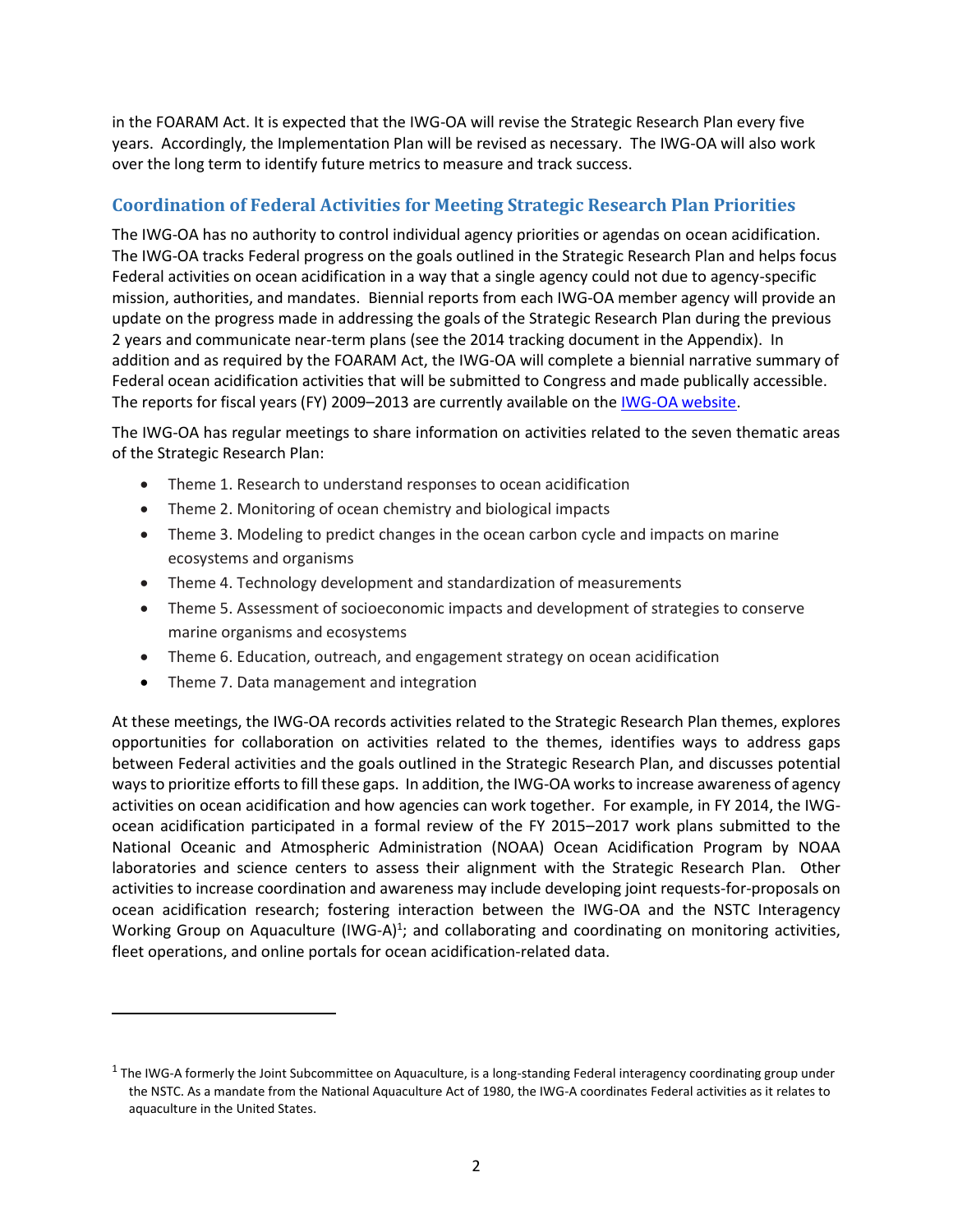in the FOARAM Act. It is expected that the IWG-OA will revise the Strategic Research Plan every five years. Accordingly, the Implementation Plan will be revised as necessary. The IWG-OA will also work over the long term to identify future metrics to measure and track success.

## Coordination of Federal Activities for Meeting Strategic Research Plan Priorities

The IWG-OA has no authority to control individual agency priorities or agendas on ocean acidification. The IWG-OA tracks Federal progress on the goals outlined in the Strategic Research Plan and helps focus Federal activities on ocean acidification in a way that a single agency could not due to agency-specific mission, authorities, and mandates. Biennial reports from each IWG-OA member agency will provide an update on the progress made in addressing the goals of the Strategic Research Plan during the previous 2 years and communicate near-term plans (see the 2014 tracking document in the Appendix). In addition and as required by the FOARAM Act, the IWG-OA will complete a biennial narrative summary of Federal ocean acidification activities that will be submitted to Congress and made publically accessible. The reports for fiscal years (FY) 2009–2013 are currently available on the IWG-OA website.

The IWG-OA has regular meetings to share information on activities related to the seven thematic areas of the Strategic Research Plan:

- Theme 1. Research to understand responses to ocean acidification
- Theme 2. Monitoring of ocean chemistry and biological impacts
- Theme 3. Modeling to predict changes in the ocean carbon cycle and impacts on marine ecosystems and organisms
- Theme 4. Technology development and standardization of measurements
- Theme 5. Assessment of socioeconomic impacts and development of strategies to conserve marine organisms and ecosystems
- Theme 6. Education, outreach, and engagement strategy on ocean acidification
- Theme 7. Data management and integration

At these meetings, the IWG-OA records activities related to the Strategic Research Plan themes, explores opportunities for collaboration on activities related to the themes, identifies ways to address gaps between Federal activities and the goals outlined in the Strategic Research Plan, and discusses potential ways to prioritize efforts to fill these gaps. In addition, the IWG-OA works to increase awareness of agency activities on ocean acidification and how agencies can work together. For example, in FY 2014, the IWG-ocean acidification participated in a formal review of the FY 2015–2017 work plans submitted to the National Oceanic and Atmospheric Administration (NOAA) Ocean Acidification Program by NOAA laboratories and science centers to assess their alignment with the Strategic Research Plan. Other activities to increase coordination and awareness may include developing joint requests-for-proposals on ocean acidification research; fostering interaction between the IWG-OA and the NSTC Interagency Working Group on Aquaculture (IWG-A)[1]; and collaborating and coordinating on monitoring activities, fleet operations, and online portals for ocean acidification-related data.

---

[1] The IWG-A formerly the Joint Subcommittee on Aquaculture, is a long-standing Federal interagency coordinating group under the NSTC. As a mandate from the National Aquaculture Act of 1980, the IWG-A coordinates Federal activities as it relates to aquaculture in the United States.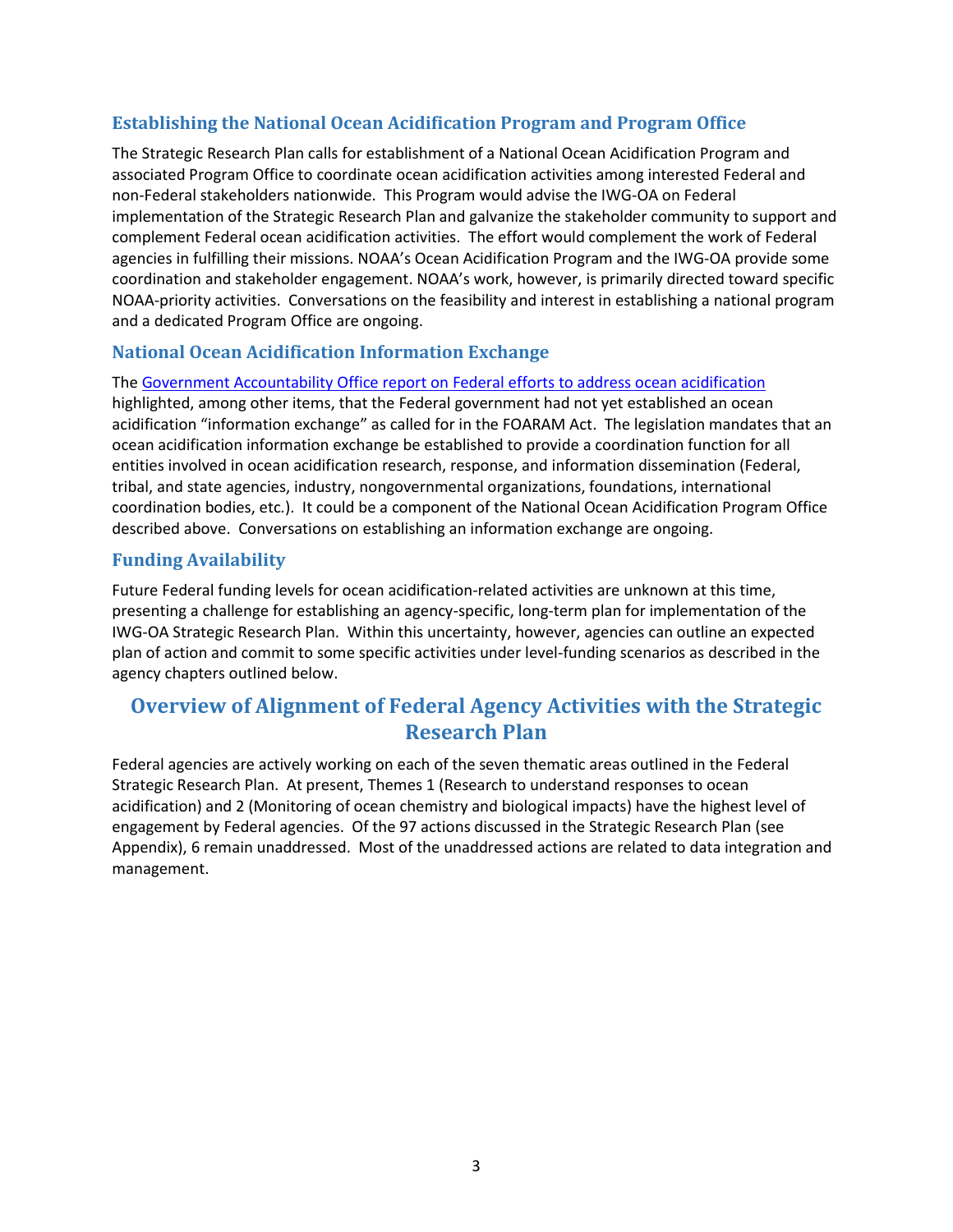## Establishing the National Ocean Acidification Program and Program Office

The Strategic Research Plan calls for establishment of a National Ocean Acidification Program and associated Program Office to coordinate ocean acidification activities among interested Federal and non-Federal stakeholders nationwide. This Program would advise the IWG-OA on Federal implementation of the Strategic Research Plan and galvanize the stakeholder community to support and complement Federal ocean acidification activities. The effort would complement the work of Federal agencies in fulfilling their missions. NOAA's Ocean Acidification Program and the IWG-OA provide some coordination and stakeholder engagement. NOAA's work, however, is primarily directed toward specific NOAA-priority activities. Conversations on the feasibility and interest in establishing a national program and a dedicated Program Office are ongoing.

## National Ocean Acidification Information Exchange

The Government Accountability Office report on Federal efforts to address ocean acidification highlighted, among other items, that the Federal government had not yet established an ocean acidification "information exchange" as called for in the FOARAM Act. The legislation mandates that an ocean acidification information exchange be established to provide a coordination function for all entities involved in ocean acidification research, response, and information dissemination (Federal, tribal, and state agencies, industry, nongovernmental organizations, foundations, international coordination bodies, etc.). It could be a component of the National Ocean Acidification Program Office described above. Conversations on establishing an information exchange are ongoing.

## Funding Availability

Future Federal funding levels for ocean acidification-related activities are unknown at this time, presenting a challenge for establishing an agency-specific, long-term plan for implementation of the IWG-OA Strategic Research Plan. Within this uncertainty, however, agencies can outline an expected plan of action and commit to some specific activities under level-funding scenarios as described in the agency chapters outlined below.

# Overview of Alignment of Federal Agency Activities with the Strategic Research Plan

Federal agencies are actively working on each of the seven thematic areas outlined in the Federal Strategic Research Plan. At present, Themes 1 (Research to understand responses to ocean acidification) and 2 (Monitoring of ocean chemistry and biological impacts) have the highest level of engagement by Federal agencies. Of the 97 actions discussed in the Strategic Research Plan (see Appendix), 6 remain unaddressed. Most of the unaddressed actions are related to data integration and management.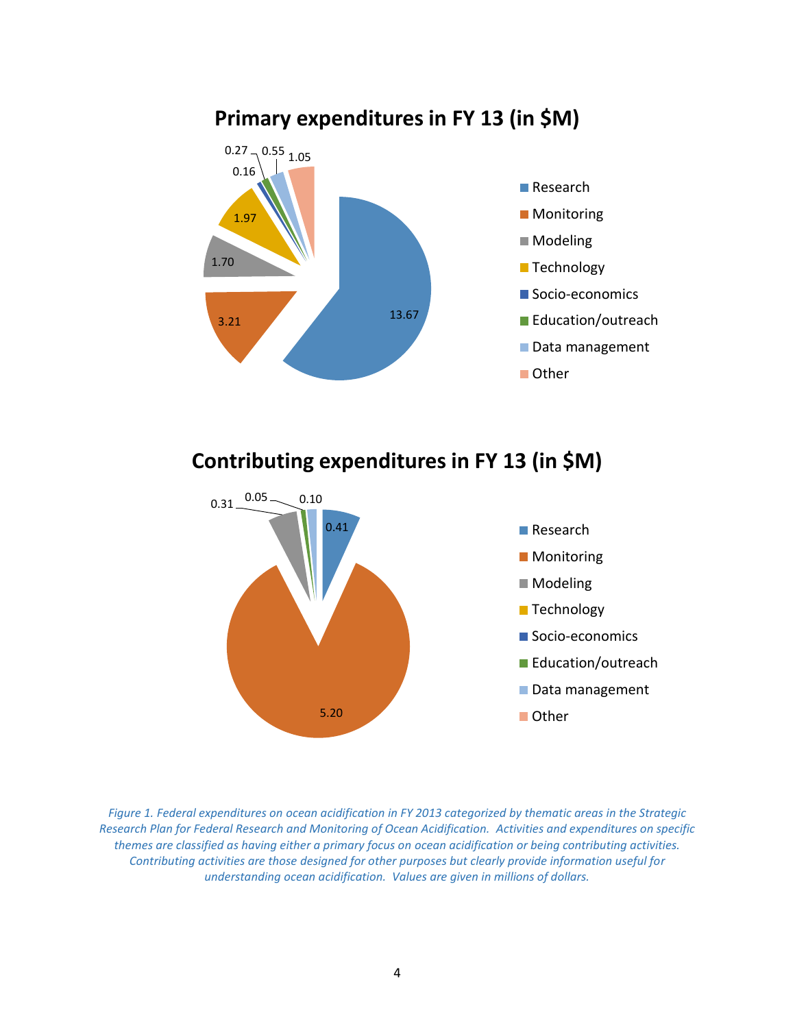## Primary expenditures in FY 13 (in $M)

| Category | Value ($M) |
|---|---|
| Research | 13.67 |
| Monitoring | 3.21 |
| Modeling | 1.70 |
| Technology | 1.97 |
| Socio-economics | 0.16 |
| Education/outreach | 0.27 |
| Data management | 0.55 |
| Other | 1.05 |

## Contributing expenditures in FY 13 (in $M)

| Category | Value ($M) |
|---|---|
| Research | 0.41 |
| Monitoring | 5.20 |
| Modeling | 0.31 |
| Technology | |
| Socio-economics | |
| Education/outreach | 0.05 |
| Data management | 0.10 |
| Other | |

*Figure 1. Federal expenditures on ocean acidification in FY 2013 categorized by thematic areas in the Strategic Research Plan for Federal Research and Monitoring of Ocean Acidification. Activities and expenditures on specific themes are classified as having either a primary focus on ocean acidification or being contributing activities. Contributing activities are those designed for other purposes but clearly provide information useful for understanding ocean acidification. Values are given in millions of dollars.*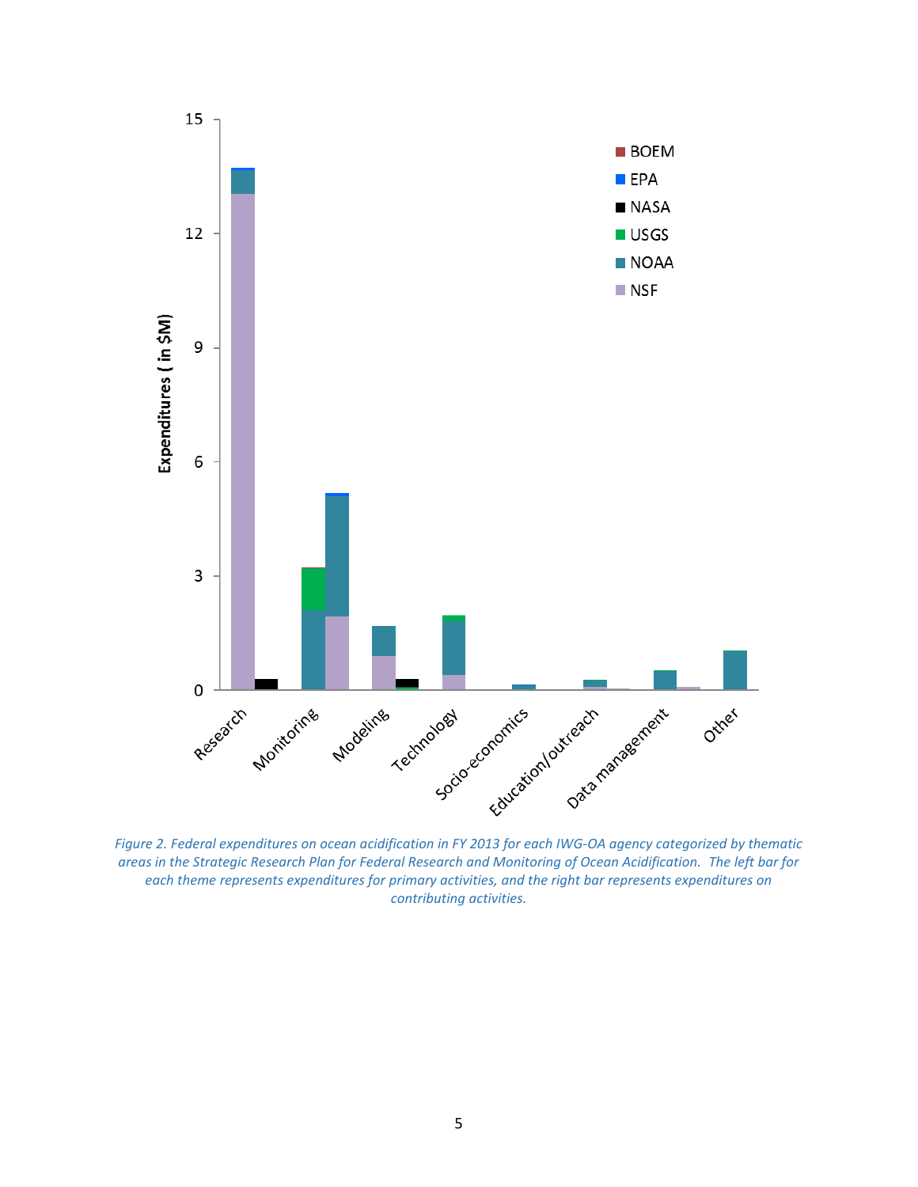*Figure 2. Federal expenditures on ocean acidification in FY 2013 for each IWG-OA agency categorized by thematic areas in the Strategic Research Plan for Federal Research and Monitoring of Ocean Acidification. The left bar for each theme represents expenditures for primary activities, and the right bar represents expenditures on contributing activities.*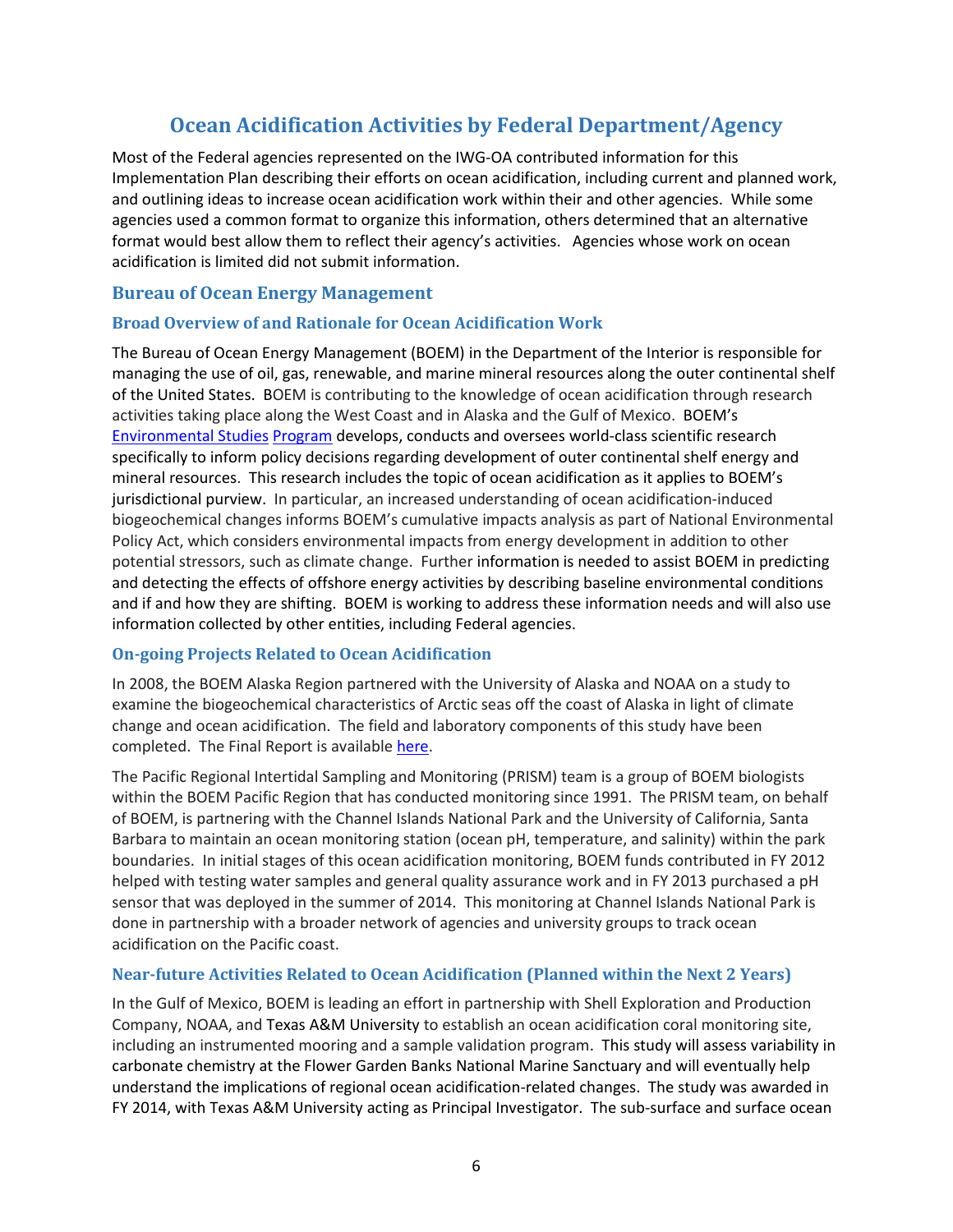# Ocean Acidification Activities by Federal Department/Agency

Most of the Federal agencies represented on the IWG-OA contributed information for this Implementation Plan describing their efforts on ocean acidification, including current and planned work, and outlining ideas to increase ocean acidification work within their and other agencies. While some agencies used a common format to organize this information, others determined that an alternative format would best allow them to reflect their agency's activities. Agencies whose work on ocean acidification is limited did not submit information.

## Bureau of Ocean Energy Management

### Broad Overview of and Rationale for Ocean Acidification Work

The Bureau of Ocean Energy Management (BOEM) in the Department of the Interior is responsible for managing the use of oil, gas, renewable, and marine mineral resources along the outer continental shelf of the United States. BOEM is contributing to the knowledge of ocean acidification through research activities taking place along the West Coast and in Alaska and the Gulf of Mexico. BOEM's Environmental Studies Program develops, conducts and oversees world-class scientific research specifically to inform policy decisions regarding development of outer continental shelf energy and mineral resources. This research includes the topic of ocean acidification as it applies to BOEM's jurisdictional purview. In particular, an increased understanding of ocean acidification-induced biogeochemical changes informs BOEM's cumulative impacts analysis as part of National Environmental Policy Act, which considers environmental impacts from energy development in addition to other potential stressors, such as climate change. Further information is needed to assist BOEM in predicting and detecting the effects of offshore energy activities by describing baseline environmental conditions and if and how they are shifting. BOEM is working to address these information needs and will also use information collected by other entities, including Federal agencies.

### On-going Projects Related to Ocean Acidification

In 2008, the BOEM Alaska Region partnered with the University of Alaska and NOAA on a study to examine the biogeochemical characteristics of Arctic seas off the coast of Alaska in light of climate change and ocean acidification. The field and laboratory components of this study have been completed. The Final Report is available here.

The Pacific Regional Intertidal Sampling and Monitoring (PRISM) team is a group of BOEM biologists within the BOEM Pacific Region that has conducted monitoring since 1991. The PRISM team, on behalf of BOEM, is partnering with the Channel Islands National Park and the University of California, Santa Barbara to maintain an ocean monitoring station (ocean pH, temperature, and salinity) within the park boundaries. In initial stages of this ocean acidification monitoring, BOEM funds contributed in FY 2012 helped with testing water samples and general quality assurance work and in FY 2013 purchased a pH sensor that was deployed in the summer of 2014. This monitoring at Channel Islands National Park is done in partnership with a broader network of agencies and university groups to track ocean acidification on the Pacific coast.

### Near-future Activities Related to Ocean Acidification (Planned within the Next 2 Years)

In the Gulf of Mexico, BOEM is leading an effort in partnership with Shell Exploration and Production Company, NOAA, and Texas A&M University to establish an ocean acidification coral monitoring site, including an instrumented mooring and a sample validation program. This study will assess variability in carbonate chemistry at the Flower Garden Banks National Marine Sanctuary and will eventually help understand the implications of regional ocean acidification-related changes. The study was awarded in FY 2014, with Texas A&M University acting as Principal Investigator. The sub-surface and surface ocean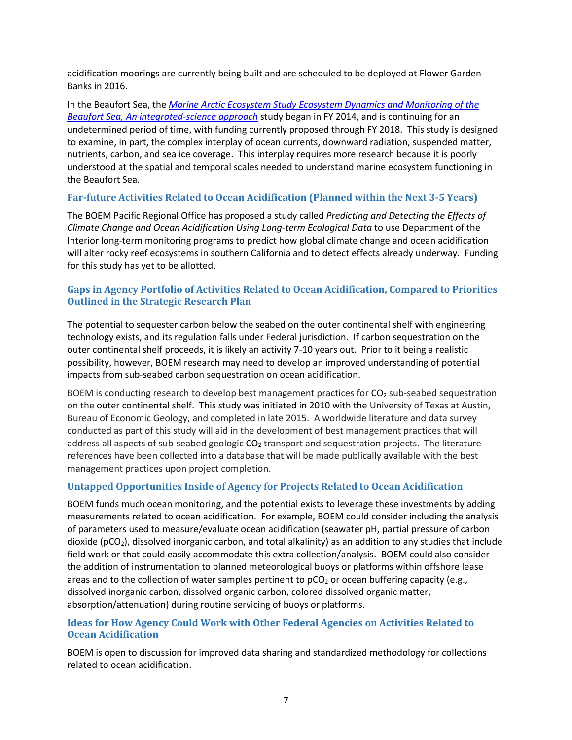acidification moorings are currently being built and are scheduled to be deployed at Flower Garden Banks in 2016.

In the Beaufort Sea, the *Marine Arctic Ecosystem Study Ecosystem Dynamics and Monitoring of the Beaufort Sea, An integrated-science approach* study began in FY 2014, and is continuing for an undetermined period of time, with funding currently proposed through FY 2018. This study is designed to examine, in part, the complex interplay of ocean currents, downward radiation, suspended matter, nutrients, carbon, and sea ice coverage. This interplay requires more research because it is poorly understood at the spatial and temporal scales needed to understand marine ecosystem functioning in the Beaufort Sea.

### Far-future Activities Related to Ocean Acidification (Planned within the Next 3-5 Years)

The BOEM Pacific Regional Office has proposed a study called *Predicting and Detecting the Effects of Climate Change and Ocean Acidification Using Long-term Ecological Data* to use Department of the Interior long-term monitoring programs to predict how global climate change and ocean acidification will alter rocky reef ecosystems in southern California and to detect effects already underway. Funding for this study has yet to be allotted.

### Gaps in Agency Portfolio of Activities Related to Ocean Acidification, Compared to Priorities Outlined in the Strategic Research Plan

The potential to sequester carbon below the seabed on the outer continental shelf with engineering technology exists, and its regulation falls under Federal jurisdiction. If carbon sequestration on the outer continental shelf proceeds, it is likely an activity 7-10 years out. Prior to it being a realistic possibility, however, BOEM research may need to develop an improved understanding of potential impacts from sub-seabed carbon sequestration on ocean acidification.

BOEM is conducting research to develop best management practices for $CO_2$ sub-seabed sequestration on the outer continental shelf. This study was initiated in 2010 with the University of Texas at Austin, Bureau of Economic Geology, and completed in late 2015. A worldwide literature and data survey conducted as part of this study will aid in the development of best management practices that will address all aspects of sub-seabed geologic $CO_2$ transport and sequestration projects. The literature references have been collected into a database that will be made publically available with the best management practices upon project completion.

### Untapped Opportunities Inside of Agency for Projects Related to Ocean Acidification

BOEM funds much ocean monitoring, and the potential exists to leverage these investments by adding measurements related to ocean acidification. For example, BOEM could consider including the analysis of parameters used to measure/evaluate ocean acidification (seawater pH, partial pressure of carbon dioxide ($pCO_2$), dissolved inorganic carbon, and total alkalinity) as an addition to any studies that include field work or that could easily accommodate this extra collection/analysis. BOEM could also consider the addition of instrumentation to planned meteorological buoys or platforms within offshore lease areas and to the collection of water samples pertinent to $pCO_2$ or ocean buffering capacity (e.g., dissolved inorganic carbon, dissolved organic carbon, colored dissolved organic matter, absorption/attenuation) during routine servicing of buoys or platforms.

### Ideas for How Agency Could Work with Other Federal Agencies on Activities Related to Ocean Acidification

BOEM is open to discussion for improved data sharing and standardized methodology for collections related to ocean acidification.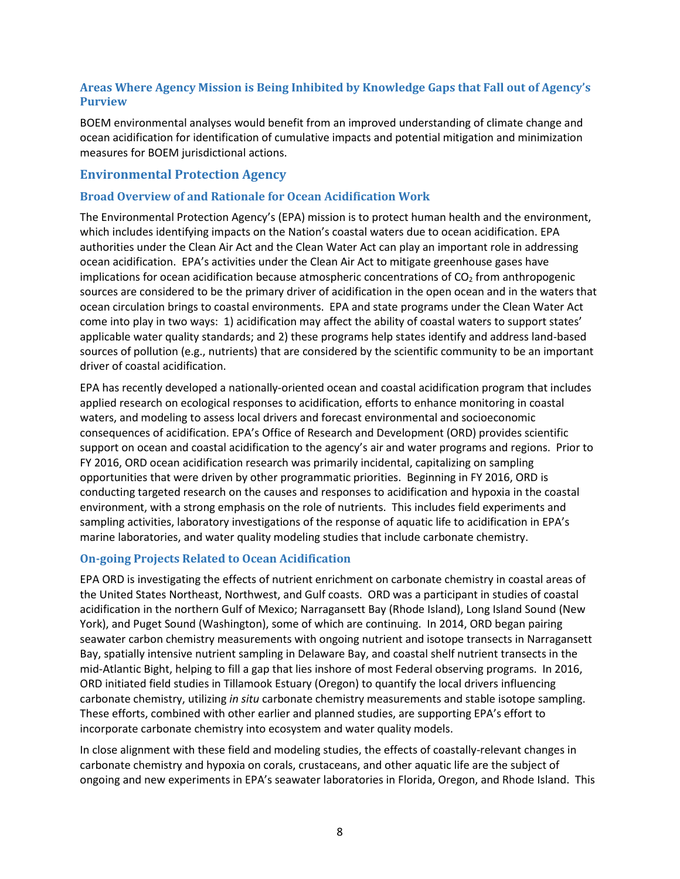### Areas Where Agency Mission is Being Inhibited by Knowledge Gaps that Fall out of Agency's Purview

BOEM environmental analyses would benefit from an improved understanding of climate change and ocean acidification for identification of cumulative impacts and potential mitigation and minimization measures for BOEM jurisdictional actions.

## Environmental Protection Agency

### Broad Overview of and Rationale for Ocean Acidification Work

The Environmental Protection Agency's (EPA) mission is to protect human health and the environment, which includes identifying impacts on the Nation's coastal waters due to ocean acidification. EPA authorities under the Clean Air Act and the Clean Water Act can play an important role in addressing ocean acidification. EPA's activities under the Clean Air Act to mitigate greenhouse gases have implications for ocean acidification because atmospheric concentrations of $CO_2$ from anthropogenic sources are considered to be the primary driver of acidification in the open ocean and in the waters that ocean circulation brings to coastal environments. EPA and state programs under the Clean Water Act come into play in two ways: 1) acidification may affect the ability of coastal waters to support states' applicable water quality standards; and 2) these programs help states identify and address land-based sources of pollution (e.g., nutrients) that are considered by the scientific community to be an important driver of coastal acidification.

EPA has recently developed a nationally-oriented ocean and coastal acidification program that includes applied research on ecological responses to acidification, efforts to enhance monitoring in coastal waters, and modeling to assess local drivers and forecast environmental and socioeconomic consequences of acidification. EPA's Office of Research and Development (ORD) provides scientific support on ocean and coastal acidification to the agency's air and water programs and regions. Prior to FY 2016, ORD ocean acidification research was primarily incidental, capitalizing on sampling opportunities that were driven by other programmatic priorities. Beginning in FY 2016, ORD is conducting targeted research on the causes and responses to acidification and hypoxia in the coastal environment, with a strong emphasis on the role of nutrients. This includes field experiments and sampling activities, laboratory investigations of the response of aquatic life to acidification in EPA's marine laboratories, and water quality modeling studies that include carbonate chemistry.

### On-going Projects Related to Ocean Acidification

EPA ORD is investigating the effects of nutrient enrichment on carbonate chemistry in coastal areas of the United States Northeast, Northwest, and Gulf coasts. ORD was a participant in studies of coastal acidification in the northern Gulf of Mexico; Narragansett Bay (Rhode Island), Long Island Sound (New York), and Puget Sound (Washington), some of which are continuing. In 2014, ORD began pairing seawater carbon chemistry measurements with ongoing nutrient and isotope transects in Narragansett Bay, spatially intensive nutrient sampling in Delaware Bay, and coastal shelf nutrient transects in the mid-Atlantic Bight, helping to fill a gap that lies inshore of most Federal observing programs. In 2016, ORD initiated field studies in Tillamook Estuary (Oregon) to quantify the local drivers influencing carbonate chemistry, utilizing *in situ* carbonate chemistry measurements and stable isotope sampling. These efforts, combined with other earlier and planned studies, are supporting EPA's effort to incorporate carbonate chemistry into ecosystem and water quality models.

In close alignment with these field and modeling studies, the effects of coastally-relevant changes in carbonate chemistry and hypoxia on corals, crustaceans, and other aquatic life are the subject of ongoing and new experiments in EPA's seawater laboratories in Florida, Oregon, and Rhode Island. This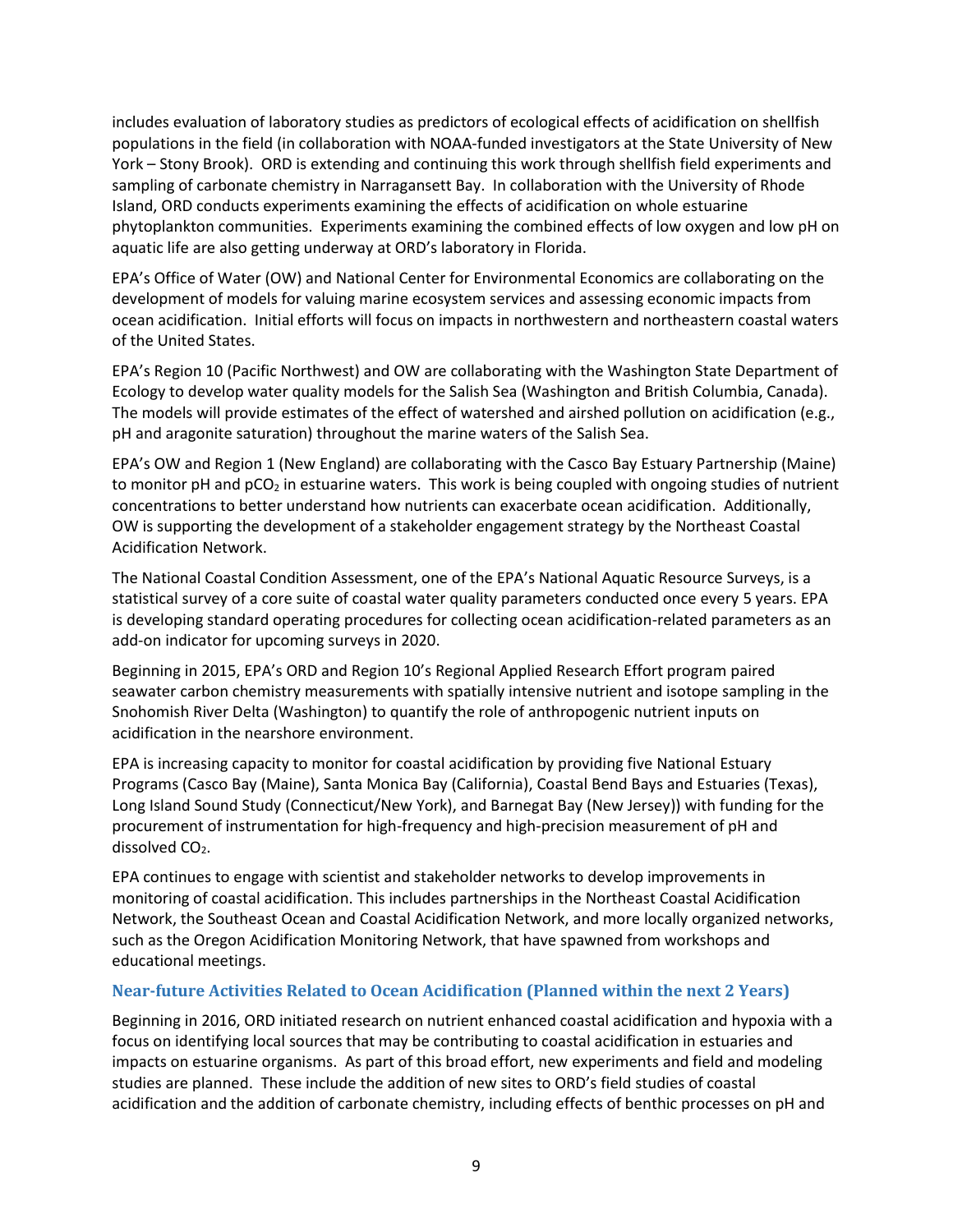includes evaluation of laboratory studies as predictors of ecological effects of acidification on shellfish populations in the field (in collaboration with NOAA-funded investigators at the State University of New York – Stony Brook). ORD is extending and continuing this work through shellfish field experiments and sampling of carbonate chemistry in Narragansett Bay. In collaboration with the University of Rhode Island, ORD conducts experiments examining the effects of acidification on whole estuarine phytoplankton communities. Experiments examining the combined effects of low oxygen and low pH on aquatic life are also getting underway at ORD's laboratory in Florida.

EPA's Office of Water (OW) and National Center for Environmental Economics are collaborating on the development of models for valuing marine ecosystem services and assessing economic impacts from ocean acidification. Initial efforts will focus on impacts in northwestern and northeastern coastal waters of the United States.

EPA's Region 10 (Pacific Northwest) and OW are collaborating with the Washington State Department of Ecology to develop water quality models for the Salish Sea (Washington and British Columbia, Canada). The models will provide estimates of the effect of watershed and airshed pollution on acidification (e.g., pH and aragonite saturation) throughout the marine waters of the Salish Sea.

EPA's OW and Region 1 (New England) are collaborating with the Casco Bay Estuary Partnership (Maine) to monitor pH and $pCO_2$ in estuarine waters. This work is being coupled with ongoing studies of nutrient concentrations to better understand how nutrients can exacerbate ocean acidification. Additionally, OW is supporting the development of a stakeholder engagement strategy by the Northeast Coastal Acidification Network.

The National Coastal Condition Assessment, one of the EPA's National Aquatic Resource Surveys, is a statistical survey of a core suite of coastal water quality parameters conducted once every 5 years. EPA is developing standard operating procedures for collecting ocean acidification-related parameters as an add-on indicator for upcoming surveys in 2020.

Beginning in 2015, EPA's ORD and Region 10's Regional Applied Research Effort program paired seawater carbon chemistry measurements with spatially intensive nutrient and isotope sampling in the Snohomish River Delta (Washington) to quantify the role of anthropogenic nutrient inputs on acidification in the nearshore environment.

EPA is increasing capacity to monitor for coastal acidification by providing five National Estuary Programs (Casco Bay (Maine), Santa Monica Bay (California), Coastal Bend Bays and Estuaries (Texas), Long Island Sound Study (Connecticut/New York), and Barnegat Bay (New Jersey)) with funding for the procurement of instrumentation for high-frequency and high-precision measurement of pH and dissolved $CO_2$.

EPA continues to engage with scientist and stakeholder networks to develop improvements in monitoring of coastal acidification. This includes partnerships in the Northeast Coastal Acidification Network, the Southeast Ocean and Coastal Acidification Network, and more locally organized networks, such as the Oregon Acidification Monitoring Network, that have spawned from workshops and educational meetings.

### Near-future Activities Related to Ocean Acidification (Planned within the next 2 Years)

Beginning in 2016, ORD initiated research on nutrient enhanced coastal acidification and hypoxia with a focus on identifying local sources that may be contributing to coastal acidification in estuaries and impacts on estuarine organisms. As part of this broad effort, new experiments and field and modeling studies are planned. These include the addition of new sites to ORD's field studies of coastal acidification and the addition of carbonate chemistry, including effects of benthic processes on pH and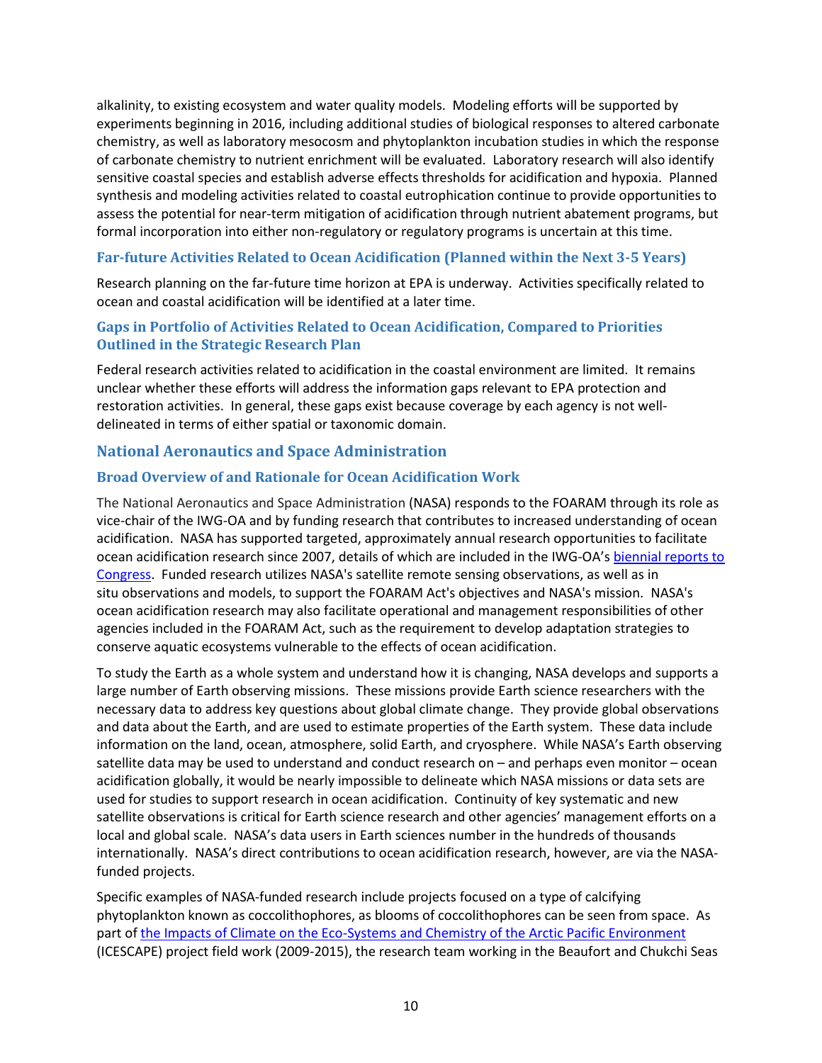alkalinity, to existing ecosystem and water quality models. Modeling efforts will be supported by experiments beginning in 2016, including additional studies of biological responses to altered carbonate chemistry, as well as laboratory mesocosm and phytoplankton incubation studies in which the response of carbonate chemistry to nutrient enrichment will be evaluated. Laboratory research will also identify sensitive coastal species and establish adverse effects thresholds for acidification and hypoxia. Planned synthesis and modeling activities related to coastal eutrophication continue to provide opportunities to assess the potential for near-term mitigation of acidification through nutrient abatement programs, but formal incorporation into either non-regulatory or regulatory programs is uncertain at this time.

### Far-future Activities Related to Ocean Acidification (Planned within the Next 3-5 Years)

Research planning on the far-future time horizon at EPA is underway. Activities specifically related to ocean and coastal acidification will be identified at a later time.

### Gaps in Portfolio of Activities Related to Ocean Acidification, Compared to Priorities Outlined in the Strategic Research Plan

Federal research activities related to acidification in the coastal environment are limited. It remains unclear whether these efforts will address the information gaps relevant to EPA protection and restoration activities. In general, these gaps exist because coverage by each agency is not well-delineated in terms of either spatial or taxonomic domain.

## National Aeronautics and Space Administration

### Broad Overview of and Rationale for Ocean Acidification Work

The National Aeronautics and Space Administration (NASA) responds to the FOARAM through its role as vice-chair of the IWG-OA and by funding research that contributes to increased understanding of ocean acidification. NASA has supported targeted, approximately annual research opportunities to facilitate ocean acidification research since 2007, details of which are included in the IWG-OA's biennial reports to Congress. Funded research utilizes NASA's satellite remote sensing observations, as well as in situ observations and models, to support the FOARAM Act's objectives and NASA's mission. NASA's ocean acidification research may also facilitate operational and management responsibilities of other agencies included in the FOARAM Act, such as the requirement to develop adaptation strategies to conserve aquatic ecosystems vulnerable to the effects of ocean acidification.

To study the Earth as a whole system and understand how it is changing, NASA develops and supports a large number of Earth observing missions. These missions provide Earth science researchers with the necessary data to address key questions about global climate change. They provide global observations and data about the Earth, and are used to estimate properties of the Earth system. These data include information on the land, ocean, atmosphere, solid Earth, and cryosphere. While NASA's Earth observing satellite data may be used to understand and conduct research on – and perhaps even monitor – ocean acidification globally, it would be nearly impossible to delineate which NASA missions or data sets are used for studies to support research in ocean acidification. Continuity of key systematic and new satellite observations is critical for Earth science research and other agencies' management efforts on a local and global scale. NASA's data users in Earth sciences number in the hundreds of thousands internationally. NASA's direct contributions to ocean acidification research, however, are via the NASA-funded projects.

Specific examples of NASA-funded research include projects focused on a type of calcifying phytoplankton known as coccolithophores, as blooms of coccolithophores can be seen from space. As part of the Impacts of Climate on the Eco-Systems and Chemistry of the Arctic Pacific Environment (ICESCAPE) project field work (2009-2015), the research team working in the Beaufort and Chukchi Seas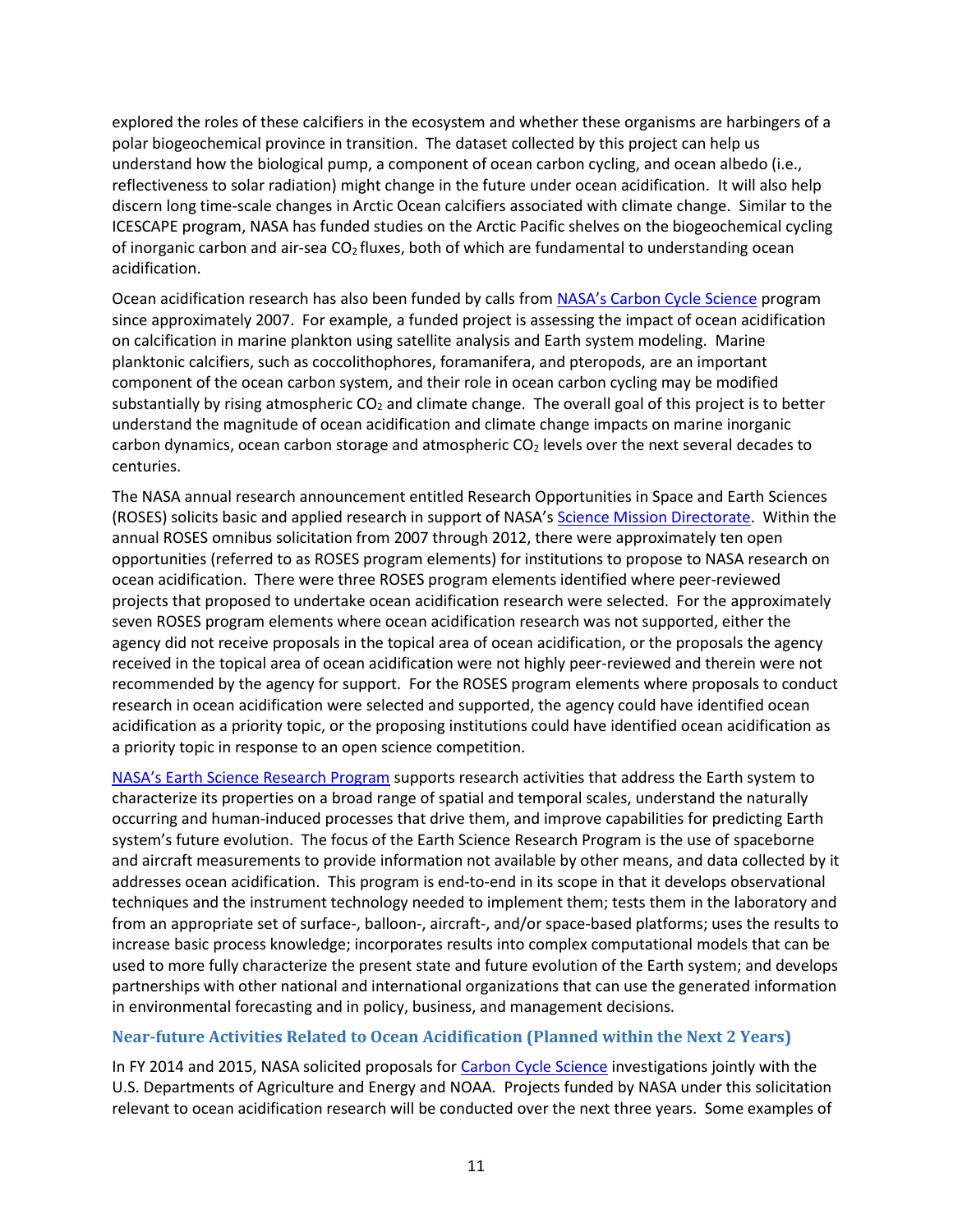explored the roles of these calcifiers in the ecosystem and whether these organisms are harbingers of a polar biogeochemical province in transition. The dataset collected by this project can help us understand how the biological pump, a component of ocean carbon cycling, and ocean albedo (i.e., reflectiveness to solar radiation) might change in the future under ocean acidification. It will also help discern long time-scale changes in Arctic Ocean calcifiers associated with climate change. Similar to the ICESCAPE program, NASA has funded studies on the Arctic Pacific shelves on the biogeochemical cycling of inorganic carbon and air-sea $CO_2$ fluxes, both of which are fundamental to understanding ocean acidification.

Ocean acidification research has also been funded by calls from [NASA's Carbon Cycle Science]() program since approximately 2007. For example, a funded project is assessing the impact of ocean acidification on calcification in marine plankton using satellite analysis and Earth system modeling. Marine planktonic calcifiers, such as coccolithophores, foramanifera, and pteropods, are an important component of the ocean carbon system, and their role in ocean carbon cycling may be modified substantially by rising atmospheric $CO_2$ and climate change. The overall goal of this project is to better understand the magnitude of ocean acidification and climate change impacts on marine inorganic carbon dynamics, ocean carbon storage and atmospheric $CO_2$ levels over the next several decades to centuries.

The NASA annual research announcement entitled Research Opportunities in Space and Earth Sciences (ROSES) solicits basic and applied research in support of NASA's [Science Mission Directorate](). Within the annual ROSES omnibus solicitation from 2007 through 2012, there were approximately ten open opportunities (referred to as ROSES program elements) for institutions to propose to NASA research on ocean acidification. There were three ROSES program elements identified where peer-reviewed projects that proposed to undertake ocean acidification research were selected. For the approximately seven ROSES program elements where ocean acidification research was not supported, either the agency did not receive proposals in the topical area of ocean acidification, or the proposals the agency received in the topical area of ocean acidification were not highly peer-reviewed and therein were not recommended by the agency for support. For the ROSES program elements where proposals to conduct research in ocean acidification were selected and supported, the agency could have identified ocean acidification as a priority topic, or the proposing institutions could have identified ocean acidification as a priority topic in response to an open science competition.

[NASA's Earth Science Research Program]() supports research activities that address the Earth system to characterize its properties on a broad range of spatial and temporal scales, understand the naturally occurring and human-induced processes that drive them, and improve capabilities for predicting Earth system's future evolution. The focus of the Earth Science Research Program is the use of spaceborne and aircraft measurements to provide information not available by other means, and data collected by it addresses ocean acidification. This program is end-to-end in its scope in that it develops observational techniques and the instrument technology needed to implement them; tests them in the laboratory and from an appropriate set of surface-, balloon-, aircraft-, and/or space-based platforms; uses the results to increase basic process knowledge; incorporates results into complex computational models that can be used to more fully characterize the present state and future evolution of the Earth system; and develops partnerships with other national and international organizations that can use the generated information in environmental forecasting and in policy, business, and management decisions.

### Near-future Activities Related to Ocean Acidification (Planned within the Next 2 Years)

In FY 2014 and 2015, NASA solicited proposals for [Carbon Cycle Science]() investigations jointly with the U.S. Departments of Agriculture and Energy and NOAA. Projects funded by NASA under this solicitation relevant to ocean acidification research will be conducted over the next three years. Some examples of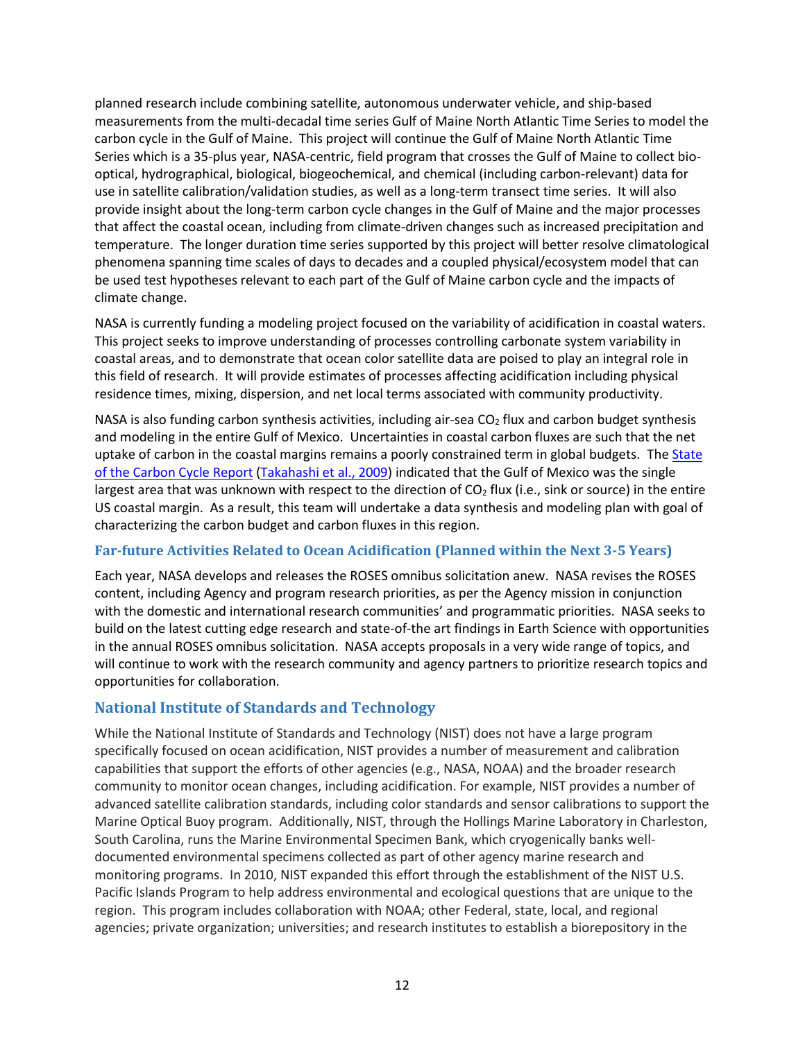planned research include combining satellite, autonomous underwater vehicle, and ship-based measurements from the multi-decadal time series Gulf of Maine North Atlantic Time Series to model the carbon cycle in the Gulf of Maine. This project will continue the Gulf of Maine North Atlantic Time Series which is a 35-plus year, NASA-centric, field program that crosses the Gulf of Maine to collect bio-optical, hydrographical, biological, biogeochemical, and chemical (including carbon-relevant) data for use in satellite calibration/validation studies, as well as a long-term transect time series. It will also provide insight about the long-term carbon cycle changes in the Gulf of Maine and the major processes that affect the coastal ocean, including from climate-driven changes such as increased precipitation and temperature. The longer duration time series supported by this project will better resolve climatological phenomena spanning time scales of days to decades and a coupled physical/ecosystem model that can be used test hypotheses relevant to each part of the Gulf of Maine carbon cycle and the impacts of climate change.

NASA is currently funding a modeling project focused on the variability of acidification in coastal waters. This project seeks to improve understanding of processes controlling carbonate system variability in coastal areas, and to demonstrate that ocean color satellite data are poised to play an integral role in this field of research. It will provide estimates of processes affecting acidification including physical residence times, mixing, dispersion, and net local terms associated with community productivity.

NASA is also funding carbon synthesis activities, including air-sea $CO_2$ flux and carbon budget synthesis and modeling in the entire Gulf of Mexico. Uncertainties in coastal carbon fluxes are such that the net uptake of carbon in the coastal margins remains a poorly constrained term in global budgets. The State of the Carbon Cycle Report (Takahashi et al., 2009) indicated that the Gulf of Mexico was the single largest area that was unknown with respect to the direction of $CO_2$ flux (i.e., sink or source) in the entire US coastal margin. As a result, this team will undertake a data synthesis and modeling plan with goal of characterizing the carbon budget and carbon fluxes in this region.

### Far-future Activities Related to Ocean Acidification (Planned within the Next 3-5 Years)

Each year, NASA develops and releases the ROSES omnibus solicitation anew. NASA revises the ROSES content, including Agency and program research priorities, as per the Agency mission in conjunction with the domestic and international research communities' and programmatic priorities. NASA seeks to build on the latest cutting edge research and state-of-the art findings in Earth Science with opportunities in the annual ROSES omnibus solicitation. NASA accepts proposals in a very wide range of topics, and will continue to work with the research community and agency partners to prioritize research topics and opportunities for collaboration.

## National Institute of Standards and Technology

While the National Institute of Standards and Technology (NIST) does not have a large program specifically focused on ocean acidification, NIST provides a number of measurement and calibration capabilities that support the efforts of other agencies (e.g., NASA, NOAA) and the broader research community to monitor ocean changes, including acidification. For example, NIST provides a number of advanced satellite calibration standards, including color standards and sensor calibrations to support the Marine Optical Buoy program. Additionally, NIST, through the Hollings Marine Laboratory in Charleston, South Carolina, runs the Marine Environmental Specimen Bank, which cryogenically banks well-documented environmental specimens collected as part of other agency marine research and monitoring programs. In 2010, NIST expanded this effort through the establishment of the NIST U.S. Pacific Islands Program to help address environmental and ecological questions that are unique to the region. This program includes collaboration with NOAA; other Federal, state, local, and regional agencies; private organization; universities; and research institutes to establish a biorepository in the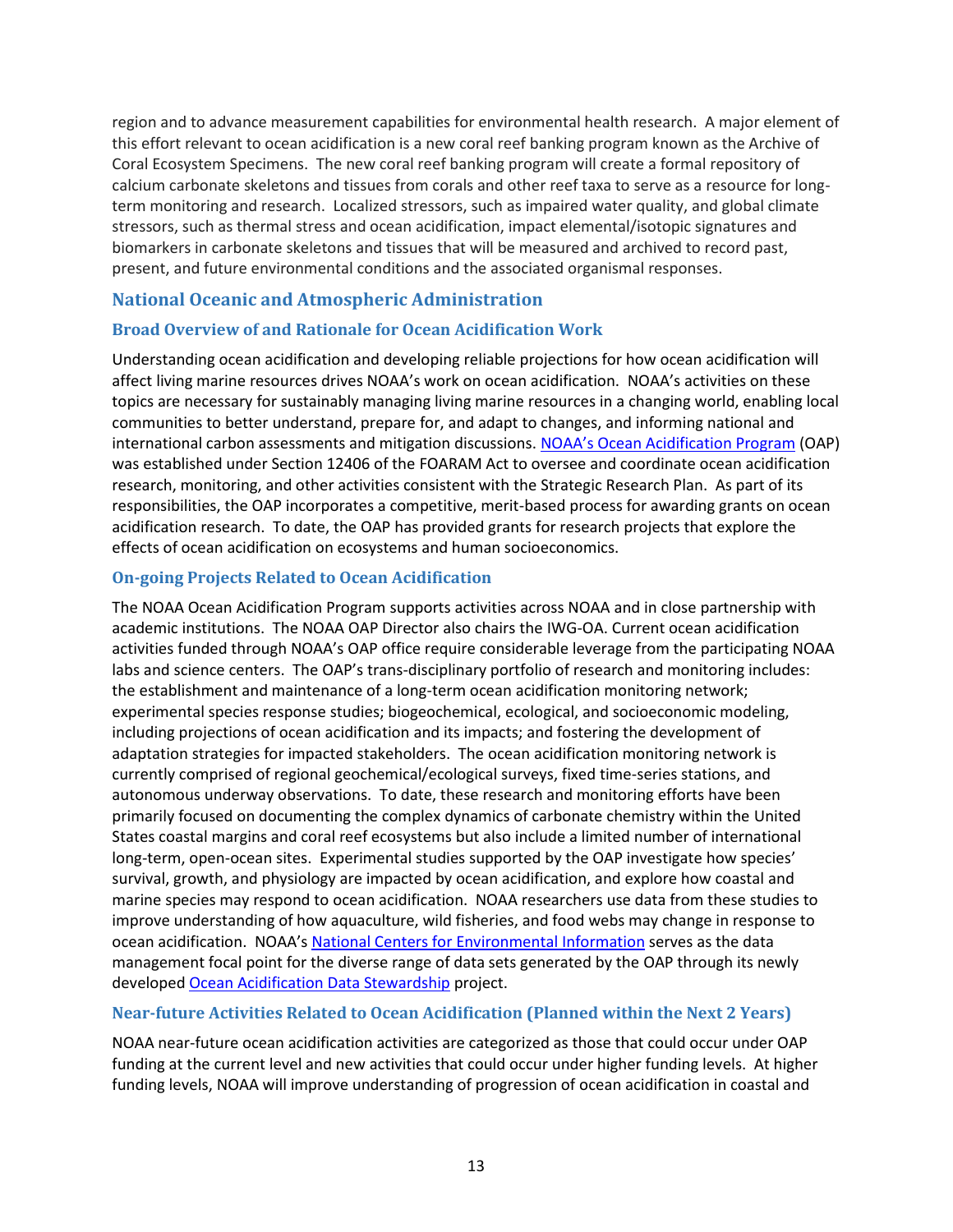region and to advance measurement capabilities for environmental health research. A major element of this effort relevant to ocean acidification is a new coral reef banking program known as the Archive of Coral Ecosystem Specimens. The new coral reef banking program will create a formal repository of calcium carbonate skeletons and tissues from corals and other reef taxa to serve as a resource for long-term monitoring and research. Localized stressors, such as impaired water quality, and global climate stressors, such as thermal stress and ocean acidification, impact elemental/isotopic signatures and biomarkers in carbonate skeletons and tissues that will be measured and archived to record past, present, and future environmental conditions and the associated organismal responses.

## National Oceanic and Atmospheric Administration

### Broad Overview of and Rationale for Ocean Acidification Work

Understanding ocean acidification and developing reliable projections for how ocean acidification will affect living marine resources drives NOAA's work on ocean acidification. NOAA's activities on these topics are necessary for sustainably managing living marine resources in a changing world, enabling local communities to better understand, prepare for, and adapt to changes, and informing national and international carbon assessments and mitigation discussions. [NOAA's Ocean Acidification Program](#) (OAP) was established under Section 12406 of the FOARAM Act to oversee and coordinate ocean acidification research, monitoring, and other activities consistent with the Strategic Research Plan. As part of its responsibilities, the OAP incorporates a competitive, merit-based process for awarding grants on ocean acidification research. To date, the OAP has provided grants for research projects that explore the effects of ocean acidification on ecosystems and human socioeconomics.

### On-going Projects Related to Ocean Acidification

The NOAA Ocean Acidification Program supports activities across NOAA and in close partnership with academic institutions. The NOAA OAP Director also chairs the IWG-OA. Current ocean acidification activities funded through NOAA's OAP office require considerable leverage from the participating NOAA labs and science centers. The OAP's trans-disciplinary portfolio of research and monitoring includes: the establishment and maintenance of a long-term ocean acidification monitoring network; experimental species response studies; biogeochemical, ecological, and socioeconomic modeling, including projections of ocean acidification and its impacts; and fostering the development of adaptation strategies for impacted stakeholders. The ocean acidification monitoring network is currently comprised of regional geochemical/ecological surveys, fixed time-series stations, and autonomous underway observations. To date, these research and monitoring efforts have been primarily focused on documenting the complex dynamics of carbonate chemistry within the United States coastal margins and coral reef ecosystems but also include a limited number of international long-term, open-ocean sites. Experimental studies supported by the OAP investigate how species' survival, growth, and physiology are impacted by ocean acidification, and explore how coastal and marine species may respond to ocean acidification. NOAA researchers use data from these studies to improve understanding of how aquaculture, wild fisheries, and food webs may change in response to ocean acidification. NOAA's [National Centers for Environmental Information](#) serves as the data management focal point for the diverse range of data sets generated by the OAP through its newly developed [Ocean Acidification Data Stewardship](#) project.

### Near-future Activities Related to Ocean Acidification (Planned within the Next 2 Years)

NOAA near-future ocean acidification activities are categorized as those that could occur under OAP funding at the current level and new activities that could occur under higher funding levels. At higher funding levels, NOAA will improve understanding of progression of ocean acidification in coastal and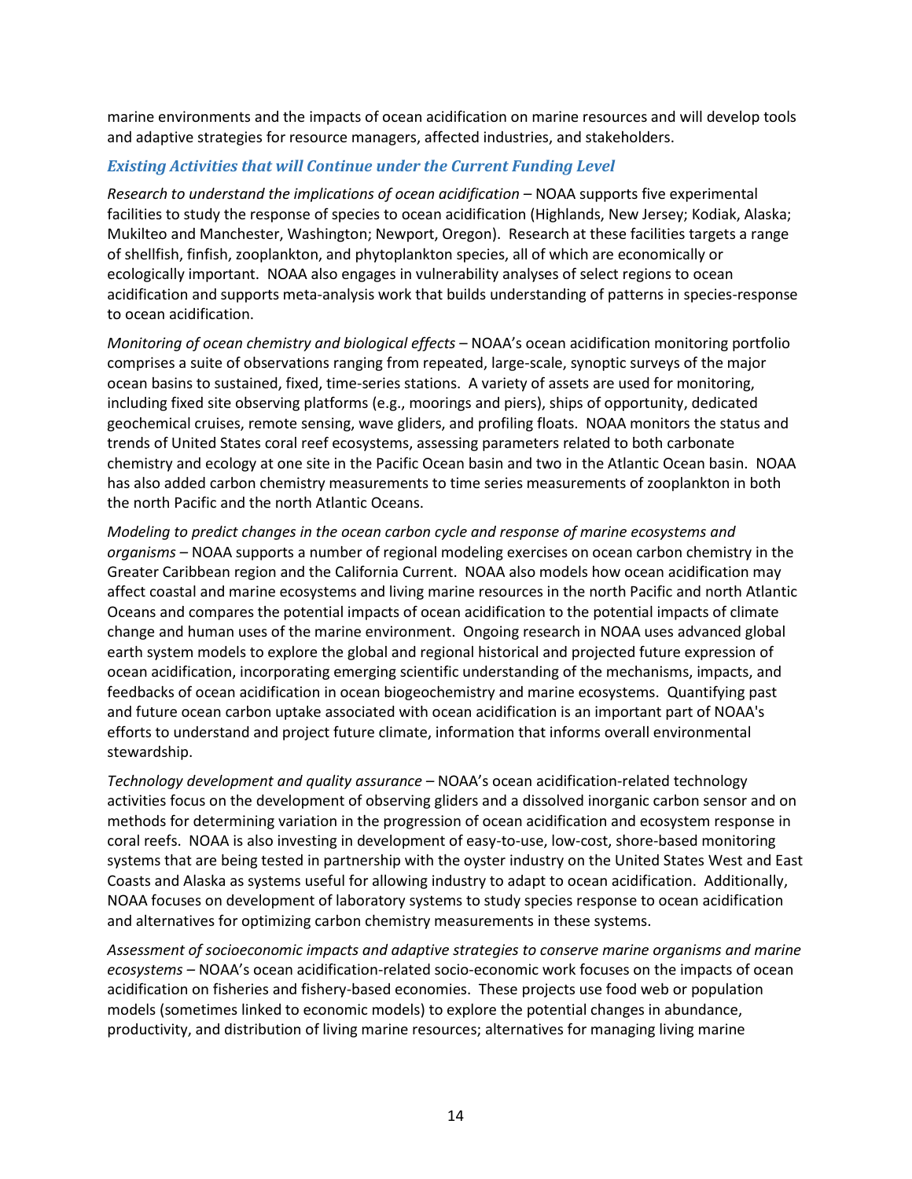marine environments and the impacts of ocean acidification on marine resources and will develop tools and adaptive strategies for resource managers, affected industries, and stakeholders.

### *Existing Activities that will Continue under the Current Funding Level*

*Research to understand the implications of ocean acidification* – NOAA supports five experimental facilities to study the response of species to ocean acidification (Highlands, New Jersey; Kodiak, Alaska; Mukilteo and Manchester, Washington; Newport, Oregon). Research at these facilities targets a range of shellfish, finfish, zooplankton, and phytoplankton species, all of which are economically or ecologically important. NOAA also engages in vulnerability analyses of select regions to ocean acidification and supports meta-analysis work that builds understanding of patterns in species-response to ocean acidification.

*Monitoring of ocean chemistry and biological effects* – NOAA's ocean acidification monitoring portfolio comprises a suite of observations ranging from repeated, large-scale, synoptic surveys of the major ocean basins to sustained, fixed, time-series stations. A variety of assets are used for monitoring, including fixed site observing platforms (e.g., moorings and piers), ships of opportunity, dedicated geochemical cruises, remote sensing, wave gliders, and profiling floats. NOAA monitors the status and trends of United States coral reef ecosystems, assessing parameters related to both carbonate chemistry and ecology at one site in the Pacific Ocean basin and two in the Atlantic Ocean basin. NOAA has also added carbon chemistry measurements to time series measurements of zooplankton in both the north Pacific and the north Atlantic Oceans.

*Modeling to predict changes in the ocean carbon cycle and response of marine ecosystems and organisms* – NOAA supports a number of regional modeling exercises on ocean carbon chemistry in the Greater Caribbean region and the California Current. NOAA also models how ocean acidification may affect coastal and marine ecosystems and living marine resources in the north Pacific and north Atlantic Oceans and compares the potential impacts of ocean acidification to the potential impacts of climate change and human uses of the marine environment. Ongoing research in NOAA uses advanced global earth system models to explore the global and regional historical and projected future expression of ocean acidification, incorporating emerging scientific understanding of the mechanisms, impacts, and feedbacks of ocean acidification in ocean biogeochemistry and marine ecosystems. Quantifying past and future ocean carbon uptake associated with ocean acidification is an important part of NOAA's efforts to understand and project future climate, information that informs overall environmental stewardship.

*Technology development and quality assurance* – NOAA's ocean acidification-related technology activities focus on the development of observing gliders and a dissolved inorganic carbon sensor and on methods for determining variation in the progression of ocean acidification and ecosystem response in coral reefs. NOAA is also investing in development of easy-to-use, low-cost, shore-based monitoring systems that are being tested in partnership with the oyster industry on the United States West and East Coasts and Alaska as systems useful for allowing industry to adapt to ocean acidification. Additionally, NOAA focuses on development of laboratory systems to study species response to ocean acidification and alternatives for optimizing carbon chemistry measurements in these systems.

*Assessment of socioeconomic impacts and adaptive strategies to conserve marine organisms and marine ecosystems* – NOAA's ocean acidification-related socio-economic work focuses on the impacts of ocean acidification on fisheries and fishery-based economies. These projects use food web or population models (sometimes linked to economic models) to explore the potential changes in abundance, productivity, and distribution of living marine resources; alternatives for managing living marine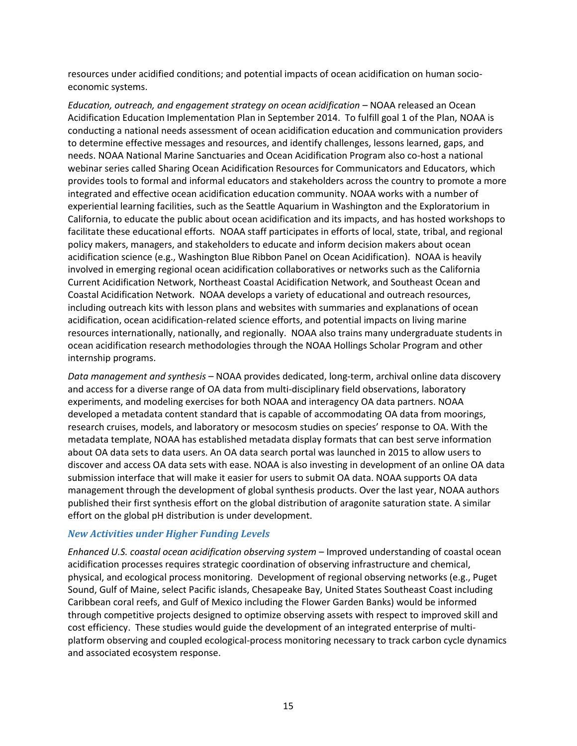resources under acidified conditions; and potential impacts of ocean acidification on human socio-economic systems.

*Education, outreach, and engagement strategy on ocean acidification* – NOAA released an Ocean Acidification Education Implementation Plan in September 2014. To fulfill goal 1 of the Plan, NOAA is conducting a national needs assessment of ocean acidification education and communication providers to determine effective messages and resources, and identify challenges, lessons learned, gaps, and needs. NOAA National Marine Sanctuaries and Ocean Acidification Program also co-host a national webinar series called Sharing Ocean Acidification Resources for Communicators and Educators, which provides tools to formal and informal educators and stakeholders across the country to promote a more integrated and effective ocean acidification education community. NOAA works with a number of experiential learning facilities, such as the Seattle Aquarium in Washington and the Exploratorium in California, to educate the public about ocean acidification and its impacts, and has hosted workshops to facilitate these educational efforts. NOAA staff participates in efforts of local, state, tribal, and regional policy makers, managers, and stakeholders to educate and inform decision makers about ocean acidification science (e.g., Washington Blue Ribbon Panel on Ocean Acidification). NOAA is heavily involved in emerging regional ocean acidification collaboratives or networks such as the California Current Acidification Network, Northeast Coastal Acidification Network, and Southeast Ocean and Coastal Acidification Network. NOAA develops a variety of educational and outreach resources, including outreach kits with lesson plans and websites with summaries and explanations of ocean acidification, ocean acidification-related science efforts, and potential impacts on living marine resources internationally, nationally, and regionally. NOAA also trains many undergraduate students in ocean acidification research methodologies through the NOAA Hollings Scholar Program and other internship programs.

*Data management and synthesis* – NOAA provides dedicated, long-term, archival online data discovery and access for a diverse range of OA data from multi-disciplinary field observations, laboratory experiments, and modeling exercises for both NOAA and interagency OA data partners. NOAA developed a metadata content standard that is capable of accommodating OA data from moorings, research cruises, models, and laboratory or mesocosm studies on species' response to OA. With the metadata template, NOAA has established metadata display formats that can best serve information about OA data sets to data users. An OA data search portal was launched in 2015 to allow users to discover and access OA data sets with ease. NOAA is also investing in development of an online OA data submission interface that will make it easier for users to submit OA data. NOAA supports OA data management through the development of global synthesis products. Over the last year, NOAA authors published their first synthesis effort on the global distribution of aragonite saturation state. A similar effort on the global pH distribution is under development.

### *New Activities under Higher Funding Levels*

*Enhanced U.S. coastal ocean acidification observing system* – Improved understanding of coastal ocean acidification processes requires strategic coordination of observing infrastructure and chemical, physical, and ecological process monitoring. Development of regional observing networks (e.g., Puget Sound, Gulf of Maine, select Pacific islands, Chesapeake Bay, United States Southeast Coast including Caribbean coral reefs, and Gulf of Mexico including the Flower Garden Banks) would be informed through competitive projects designed to optimize observing assets with respect to improved skill and cost efficiency. These studies would guide the development of an integrated enterprise of multi-platform observing and coupled ecological-process monitoring necessary to track carbon cycle dynamics and associated ecosystem response.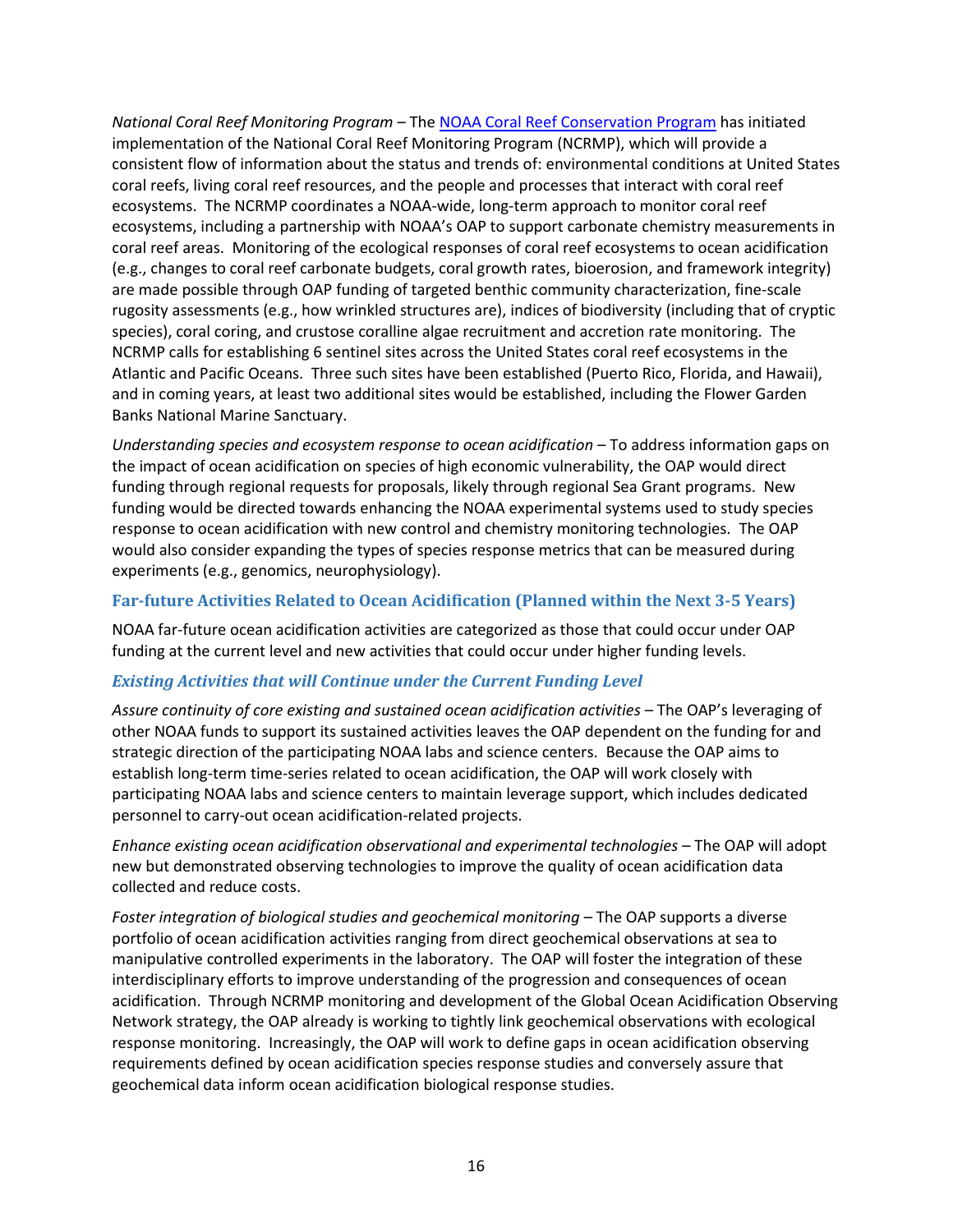*National Coral Reef Monitoring Program* – The [NOAA Coral Reef Conservation Program](NOAA Coral Reef Conservation Program) has initiated implementation of the National Coral Reef Monitoring Program (NCRMP), which will provide a consistent flow of information about the status and trends of: environmental conditions at United States coral reefs, living coral reef resources, and the people and processes that interact with coral reef ecosystems. The NCRMP coordinates a NOAA-wide, long-term approach to monitor coral reef ecosystems, including a partnership with NOAA's OAP to support carbonate chemistry measurements in coral reef areas. Monitoring of the ecological responses of coral reef ecosystems to ocean acidification (e.g., changes to coral reef carbonate budgets, coral growth rates, bioerosion, and framework integrity) are made possible through OAP funding of targeted benthic community characterization, fine-scale rugosity assessments (e.g., how wrinkled structures are), indices of biodiversity (including that of cryptic species), coral coring, and crustose coralline algae recruitment and accretion rate monitoring. The NCRMP calls for establishing 6 sentinel sites across the United States coral reef ecosystems in the Atlantic and Pacific Oceans. Three such sites have been established (Puerto Rico, Florida, and Hawaii), and in coming years, at least two additional sites would be established, including the Flower Garden Banks National Marine Sanctuary.

*Understanding species and ecosystem response to ocean acidification* – To address information gaps on the impact of ocean acidification on species of high economic vulnerability, the OAP would direct funding through regional requests for proposals, likely through regional Sea Grant programs. New funding would be directed towards enhancing the NOAA experimental systems used to study species response to ocean acidification with new control and chemistry monitoring technologies. The OAP would also consider expanding the types of species response metrics that can be measured during experiments (e.g., genomics, neurophysiology).

## Far-future Activities Related to Ocean Acidification (Planned within the Next 3-5 Years)

NOAA far-future ocean acidification activities are categorized as those that could occur under OAP funding at the current level and new activities that could occur under higher funding levels.

### *Existing Activities that will Continue under the Current Funding Level*

*Assure continuity of core existing and sustained ocean acidification activities* – The OAP's leveraging of other NOAA funds to support its sustained activities leaves the OAP dependent on the funding for and strategic direction of the participating NOAA labs and science centers. Because the OAP aims to establish long-term time-series related to ocean acidification, the OAP will work closely with participating NOAA labs and science centers to maintain leverage support, which includes dedicated personnel to carry-out ocean acidification-related projects.

*Enhance existing ocean acidification observational and experimental technologies* – The OAP will adopt new but demonstrated observing technologies to improve the quality of ocean acidification data collected and reduce costs.

*Foster integration of biological studies and geochemical monitoring* – The OAP supports a diverse portfolio of ocean acidification activities ranging from direct geochemical observations at sea to manipulative controlled experiments in the laboratory. The OAP will foster the integration of these interdisciplinary efforts to improve understanding of the progression and consequences of ocean acidification. Through NCRMP monitoring and development of the Global Ocean Acidification Observing Network strategy, the OAP already is working to tightly link geochemical observations with ecological response monitoring. Increasingly, the OAP will work to define gaps in ocean acidification observing requirements defined by ocean acidification species response studies and conversely assure that geochemical data inform ocean acidification biological response studies.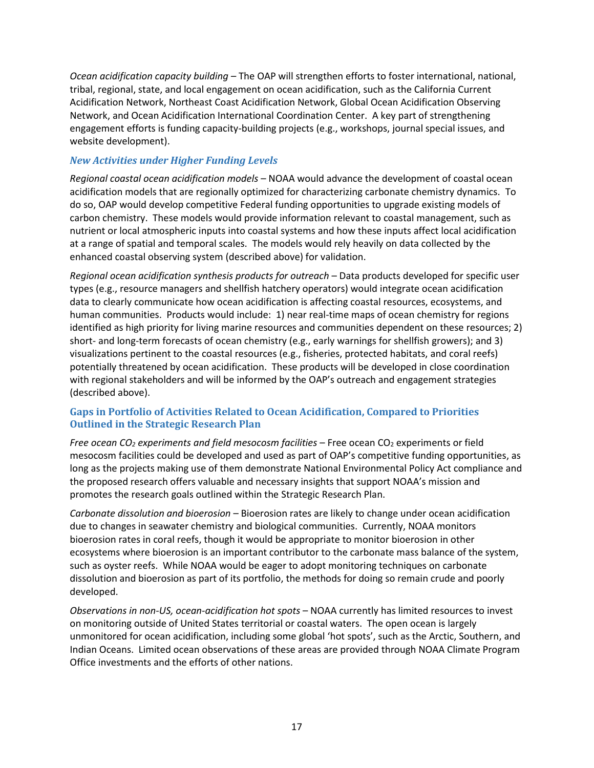*Ocean acidification capacity building* – The OAP will strengthen efforts to foster international, national, tribal, regional, state, and local engagement on ocean acidification, such as the California Current Acidification Network, Northeast Coast Acidification Network, Global Ocean Acidification Observing Network, and Ocean Acidification International Coordination Center. A key part of strengthening engagement efforts is funding capacity-building projects (e.g., workshops, journal special issues, and website development).

### *New Activities under Higher Funding Levels*

*Regional coastal ocean acidification models* – NOAA would advance the development of coastal ocean acidification models that are regionally optimized for characterizing carbonate chemistry dynamics. To do so, OAP would develop competitive Federal funding opportunities to upgrade existing models of carbon chemistry. These models would provide information relevant to coastal management, such as nutrient or local atmospheric inputs into coastal systems and how these inputs affect local acidification at a range of spatial and temporal scales. The models would rely heavily on data collected by the enhanced coastal observing system (described above) for validation.

*Regional ocean acidification synthesis products for outreach* – Data products developed for specific user types (e.g., resource managers and shellfish hatchery operators) would integrate ocean acidification data to clearly communicate how ocean acidification is affecting coastal resources, ecosystems, and human communities. Products would include: 1) near real-time maps of ocean chemistry for regions identified as high priority for living marine resources and communities dependent on these resources; 2) short- and long-term forecasts of ocean chemistry (e.g., early warnings for shellfish growers); and 3) visualizations pertinent to the coastal resources (e.g., fisheries, protected habitats, and coral reefs) potentially threatened by ocean acidification. These products will be developed in close coordination with regional stakeholders and will be informed by the OAP's outreach and engagement strategies (described above).

## Gaps in Portfolio of Activities Related to Ocean Acidification, Compared to Priorities Outlined in the Strategic Research Plan

*Free ocean $CO_2$ experiments and field mesocosm facilities* – Free ocean $CO_2$ experiments or field mesocosm facilities could be developed and used as part of OAP's competitive funding opportunities, as long as the projects making use of them demonstrate National Environmental Policy Act compliance and the proposed research offers valuable and necessary insights that support NOAA's mission and promotes the research goals outlined within the Strategic Research Plan.

*Carbonate dissolution and bioerosion* – Bioerosion rates are likely to change under ocean acidification due to changes in seawater chemistry and biological communities. Currently, NOAA monitors bioerosion rates in coral reefs, though it would be appropriate to monitor bioerosion in other ecosystems where bioerosion is an important contributor to the carbonate mass balance of the system, such as oyster reefs. While NOAA would be eager to adopt monitoring techniques on carbonate dissolution and bioerosion as part of its portfolio, the methods for doing so remain crude and poorly developed.

*Observations in non-US, ocean-acidification hot spots* – NOAA currently has limited resources to invest on monitoring outside of United States territorial or coastal waters. The open ocean is largely unmonitored for ocean acidification, including some global 'hot spots', such as the Arctic, Southern, and Indian Oceans. Limited ocean observations of these areas are provided through NOAA Climate Program Office investments and the efforts of other nations.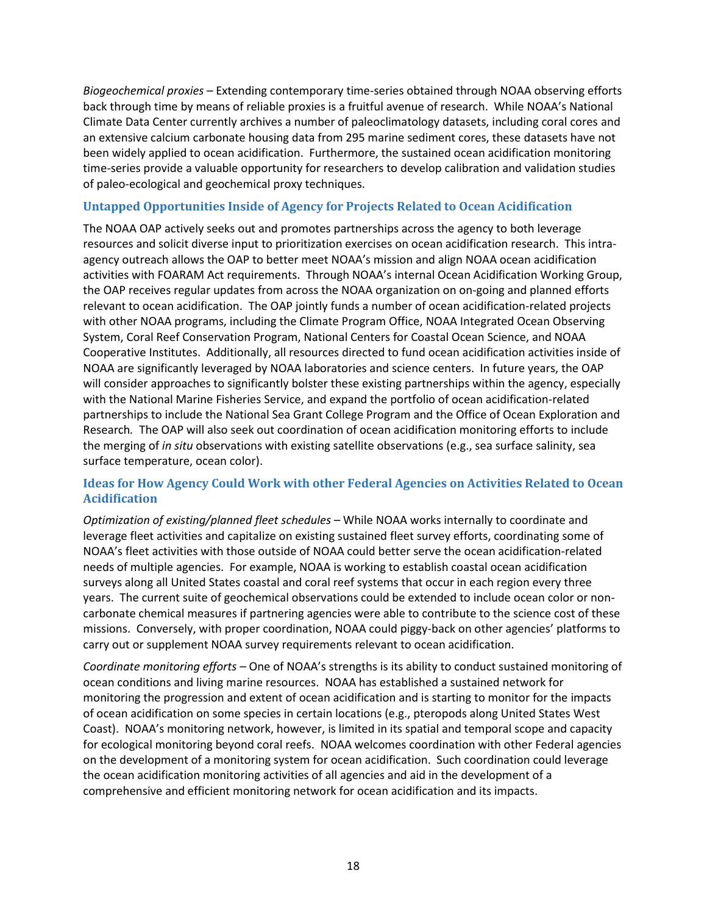*Biogeochemical proxies* – Extending contemporary time-series obtained through NOAA observing efforts back through time by means of reliable proxies is a fruitful avenue of research. While NOAA's National Climate Data Center currently archives a number of paleoclimatology datasets, including coral cores and an extensive calcium carbonate housing data from 295 marine sediment cores, these datasets have not been widely applied to ocean acidification. Furthermore, the sustained ocean acidification monitoring time-series provide a valuable opportunity for researchers to develop calibration and validation studies of paleo-ecological and geochemical proxy techniques.

### Untapped Opportunities Inside of Agency for Projects Related to Ocean Acidification

The NOAA OAP actively seeks out and promotes partnerships across the agency to both leverage resources and solicit diverse input to prioritization exercises on ocean acidification research. This intra-agency outreach allows the OAP to better meet NOAA's mission and align NOAA ocean acidification activities with FOARAM Act requirements. Through NOAA's internal Ocean Acidification Working Group, the OAP receives regular updates from across the NOAA organization on on-going and planned efforts relevant to ocean acidification. The OAP jointly funds a number of ocean acidification-related projects with other NOAA programs, including the Climate Program Office, NOAA Integrated Ocean Observing System, Coral Reef Conservation Program, National Centers for Coastal Ocean Science, and NOAA Cooperative Institutes. Additionally, all resources directed to fund ocean acidification activities inside of NOAA are significantly leveraged by NOAA laboratories and science centers. In future years, the OAP will consider approaches to significantly bolster these existing partnerships within the agency, especially with the National Marine Fisheries Service, and expand the portfolio of ocean acidification-related partnerships to include the National Sea Grant College Program and the Office of Ocean Exploration and Research. The OAP will also seek out coordination of ocean acidification monitoring efforts to include the merging of *in situ* observations with existing satellite observations (e.g., sea surface salinity, sea surface temperature, ocean color).

### Ideas for How Agency Could Work with other Federal Agencies on Activities Related to Ocean Acidification

*Optimization of existing/planned fleet schedules* – While NOAA works internally to coordinate and leverage fleet activities and capitalize on existing sustained fleet survey efforts, coordinating some of NOAA's fleet activities with those outside of NOAA could better serve the ocean acidification-related needs of multiple agencies. For example, NOAA is working to establish coastal ocean acidification surveys along all United States coastal and coral reef systems that occur in each region every three years. The current suite of geochemical observations could be extended to include ocean color or non-carbonate chemical measures if partnering agencies were able to contribute to the science cost of these missions. Conversely, with proper coordination, NOAA could piggy-back on other agencies' platforms to carry out or supplement NOAA survey requirements relevant to ocean acidification.

*Coordinate monitoring efforts* – One of NOAA's strengths is its ability to conduct sustained monitoring of ocean conditions and living marine resources. NOAA has established a sustained network for monitoring the progression and extent of ocean acidification and is starting to monitor for the impacts of ocean acidification on some species in certain locations (e.g., pteropods along United States West Coast). NOAA's monitoring network, however, is limited in its spatial and temporal scope and capacity for ecological monitoring beyond coral reefs. NOAA welcomes coordination with other Federal agencies on the development of a monitoring system for ocean acidification. Such coordination could leverage the ocean acidification monitoring activities of all agencies and aid in the development of a comprehensive and efficient monitoring network for ocean acidification and its impacts.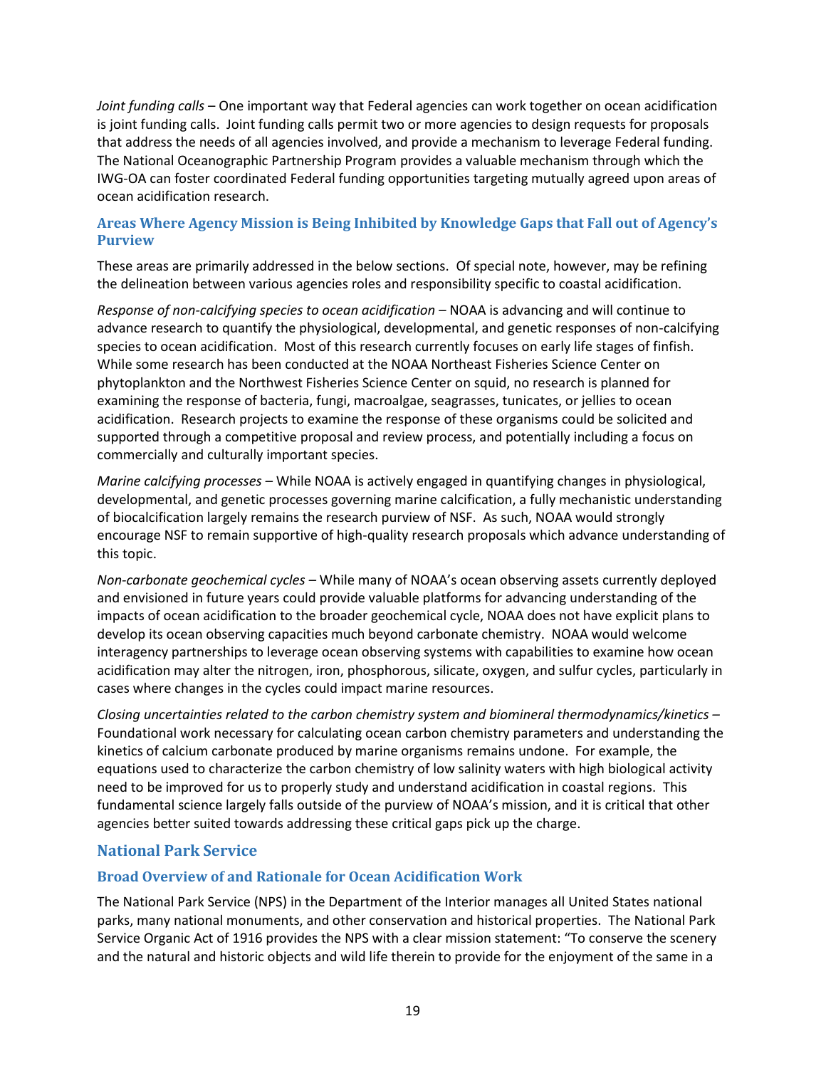*Joint funding calls* – One important way that Federal agencies can work together on ocean acidification is joint funding calls. Joint funding calls permit two or more agencies to design requests for proposals that address the needs of all agencies involved, and provide a mechanism to leverage Federal funding. The National Oceanographic Partnership Program provides a valuable mechanism through which the IWG-OA can foster coordinated Federal funding opportunities targeting mutually agreed upon areas of ocean acidification research.

### Areas Where Agency Mission is Being Inhibited by Knowledge Gaps that Fall out of Agency's Purview

These areas are primarily addressed in the below sections. Of special note, however, may be refining the delineation between various agencies roles and responsibility specific to coastal acidification.

*Response of non-calcifying species to ocean acidification* – NOAA is advancing and will continue to advance research to quantify the physiological, developmental, and genetic responses of non-calcifying species to ocean acidification. Most of this research currently focuses on early life stages of finfish. While some research has been conducted at the NOAA Northeast Fisheries Science Center on phytoplankton and the Northwest Fisheries Science Center on squid, no research is planned for examining the response of bacteria, fungi, macroalgae, seagrasses, tunicates, or jellies to ocean acidification. Research projects to examine the response of these organisms could be solicited and supported through a competitive proposal and review process, and potentially including a focus on commercially and culturally important species.

*Marine calcifying processes* – While NOAA is actively engaged in quantifying changes in physiological, developmental, and genetic processes governing marine calcification, a fully mechanistic understanding of biocalcification largely remains the research purview of NSF. As such, NOAA would strongly encourage NSF to remain supportive of high-quality research proposals which advance understanding of this topic.

*Non-carbonate geochemical cycles* – While many of NOAA's ocean observing assets currently deployed and envisioned in future years could provide valuable platforms for advancing understanding of the impacts of ocean acidification to the broader geochemical cycle, NOAA does not have explicit plans to develop its ocean observing capacities much beyond carbonate chemistry. NOAA would welcome interagency partnerships to leverage ocean observing systems with capabilities to examine how ocean acidification may alter the nitrogen, iron, phosphorous, silicate, oxygen, and sulfur cycles, particularly in cases where changes in the cycles could impact marine resources.

*Closing uncertainties related to the carbon chemistry system and biomineral thermodynamics/kinetics* – Foundational work necessary for calculating ocean carbon chemistry parameters and understanding the kinetics of calcium carbonate produced by marine organisms remains undone. For example, the equations used to characterize the carbon chemistry of low salinity waters with high biological activity need to be improved for us to properly study and understand acidification in coastal regions. This fundamental science largely falls outside of the purview of NOAA's mission, and it is critical that other agencies better suited towards addressing these critical gaps pick up the charge.

## National Park Service

### Broad Overview of and Rationale for Ocean Acidification Work

The National Park Service (NPS) in the Department of the Interior manages all United States national parks, many national monuments, and other conservation and historical properties. The National Park Service Organic Act of 1916 provides the NPS with a clear mission statement: "To conserve the scenery and the natural and historic objects and wild life therein to provide for the enjoyment of the same in a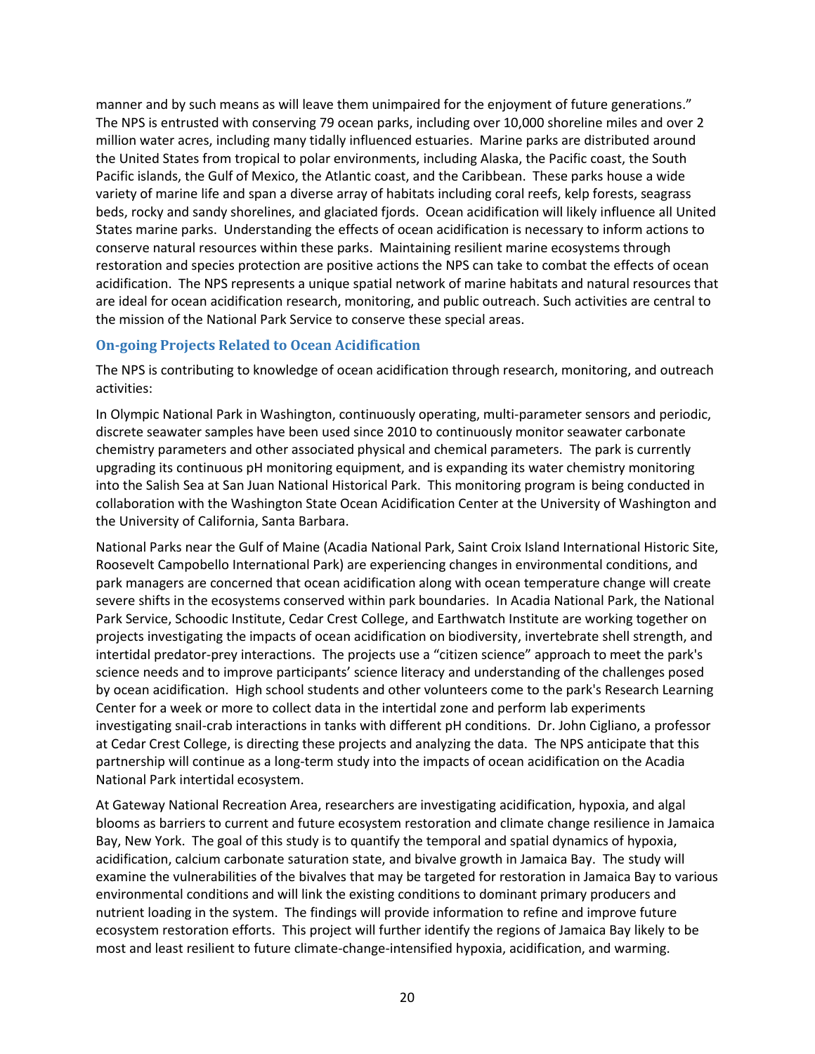manner and by such means as will leave them unimpaired for the enjoyment of future generations." The NPS is entrusted with conserving 79 ocean parks, including over 10,000 shoreline miles and over 2 million water acres, including many tidally influenced estuaries. Marine parks are distributed around the United States from tropical to polar environments, including Alaska, the Pacific coast, the South Pacific islands, the Gulf of Mexico, the Atlantic coast, and the Caribbean. These parks house a wide variety of marine life and span a diverse array of habitats including coral reefs, kelp forests, seagrass beds, rocky and sandy shorelines, and glaciated fjords. Ocean acidification will likely influence all United States marine parks. Understanding the effects of ocean acidification is necessary to inform actions to conserve natural resources within these parks. Maintaining resilient marine ecosystems through restoration and species protection are positive actions the NPS can take to combat the effects of ocean acidification. The NPS represents a unique spatial network of marine habitats and natural resources that are ideal for ocean acidification research, monitoring, and public outreach. Such activities are central to the mission of the National Park Service to conserve these special areas.

### On-going Projects Related to Ocean Acidification

The NPS is contributing to knowledge of ocean acidification through research, monitoring, and outreach activities:

In Olympic National Park in Washington, continuously operating, multi-parameter sensors and periodic, discrete seawater samples have been used since 2010 to continuously monitor seawater carbonate chemistry parameters and other associated physical and chemical parameters. The park is currently upgrading its continuous pH monitoring equipment, and is expanding its water chemistry monitoring into the Salish Sea at San Juan National Historical Park. This monitoring program is being conducted in collaboration with the Washington State Ocean Acidification Center at the University of Washington and the University of California, Santa Barbara.

National Parks near the Gulf of Maine (Acadia National Park, Saint Croix Island International Historic Site, Roosevelt Campobello International Park) are experiencing changes in environmental conditions, and park managers are concerned that ocean acidification along with ocean temperature change will create severe shifts in the ecosystems conserved within park boundaries. In Acadia National Park, the National Park Service, Schoodic Institute, Cedar Crest College, and Earthwatch Institute are working together on projects investigating the impacts of ocean acidification on biodiversity, invertebrate shell strength, and intertidal predator-prey interactions. The projects use a "citizen science" approach to meet the park's science needs and to improve participants' science literacy and understanding of the challenges posed by ocean acidification. High school students and other volunteers come to the park's Research Learning Center for a week or more to collect data in the intertidal zone and perform lab experiments investigating snail-crab interactions in tanks with different pH conditions. Dr. John Cigliano, a professor at Cedar Crest College, is directing these projects and analyzing the data. The NPS anticipate that this partnership will continue as a long-term study into the impacts of ocean acidification on the Acadia National Park intertidal ecosystem.

At Gateway National Recreation Area, researchers are investigating acidification, hypoxia, and algal blooms as barriers to current and future ecosystem restoration and climate change resilience in Jamaica Bay, New York. The goal of this study is to quantify the temporal and spatial dynamics of hypoxia, acidification, calcium carbonate saturation state, and bivalve growth in Jamaica Bay. The study will examine the vulnerabilities of the bivalves that may be targeted for restoration in Jamaica Bay to various environmental conditions and will link the existing conditions to dominant primary producers and nutrient loading in the system. The findings will provide information to refine and improve future ecosystem restoration efforts. This project will further identify the regions of Jamaica Bay likely to be most and least resilient to future climate-change-intensified hypoxia, acidification, and warming.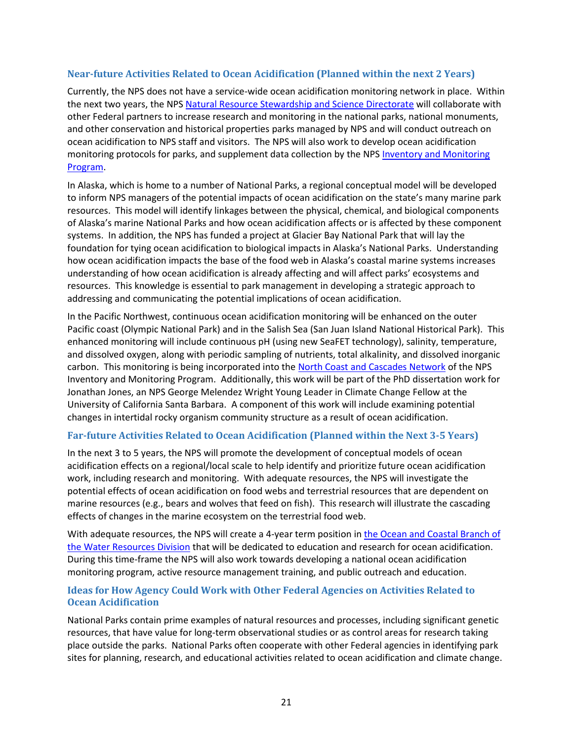### Near-future Activities Related to Ocean Acidification (Planned within the next 2 Years)

Currently, the NPS does not have a service-wide ocean acidification monitoring network in place. Within the next two years, the NPS Natural Resource Stewardship and Science Directorate will collaborate with other Federal partners to increase research and monitoring in the national parks, national monuments, and other conservation and historical properties parks managed by NPS and will conduct outreach on ocean acidification to NPS staff and visitors. The NPS will also work to develop ocean acidification monitoring protocols for parks, and supplement data collection by the NPS Inventory and Monitoring Program.

In Alaska, which is home to a number of National Parks, a regional conceptual model will be developed to inform NPS managers of the potential impacts of ocean acidification on the state's many marine park resources. This model will identify linkages between the physical, chemical, and biological components of Alaska's marine National Parks and how ocean acidification affects or is affected by these component systems. In addition, the NPS has funded a project at Glacier Bay National Park that will lay the foundation for tying ocean acidification to biological impacts in Alaska's National Parks. Understanding how ocean acidification impacts the base of the food web in Alaska's coastal marine systems increases understanding of how ocean acidification is already affecting and will affect parks' ecosystems and resources. This knowledge is essential to park management in developing a strategic approach to addressing and communicating the potential implications of ocean acidification.

In the Pacific Northwest, continuous ocean acidification monitoring will be enhanced on the outer Pacific coast (Olympic National Park) and in the Salish Sea (San Juan Island National Historical Park). This enhanced monitoring will include continuous pH (using new SeaFET technology), salinity, temperature, and dissolved oxygen, along with periodic sampling of nutrients, total alkalinity, and dissolved inorganic carbon. This monitoring is being incorporated into the North Coast and Cascades Network of the NPS Inventory and Monitoring Program. Additionally, this work will be part of the PhD dissertation work for Jonathan Jones, an NPS George Melendez Wright Young Leader in Climate Change Fellow at the University of California Santa Barbara. A component of this work will include examining potential changes in intertidal rocky organism community structure as a result of ocean acidification.

### Far-future Activities Related to Ocean Acidification (Planned within the Next 3-5 Years)

In the next 3 to 5 years, the NPS will promote the development of conceptual models of ocean acidification effects on a regional/local scale to help identify and prioritize future ocean acidification work, including research and monitoring. With adequate resources, the NPS will investigate the potential effects of ocean acidification on food webs and terrestrial resources that are dependent on marine resources (e.g., bears and wolves that feed on fish). This research will illustrate the cascading effects of changes in the marine ecosystem on the terrestrial food web.

With adequate resources, the NPS will create a 4-year term position in the Ocean and Coastal Branch of the Water Resources Division that will be dedicated to education and research for ocean acidification. During this time-frame the NPS will also work towards developing a national ocean acidification monitoring program, active resource management training, and public outreach and education.

### Ideas for How Agency Could Work with Other Federal Agencies on Activities Related to Ocean Acidification

National Parks contain prime examples of natural resources and processes, including significant genetic resources, that have value for long-term observational studies or as control areas for research taking place outside the parks. National Parks often cooperate with other Federal agencies in identifying park sites for planning, research, and educational activities related to ocean acidification and climate change.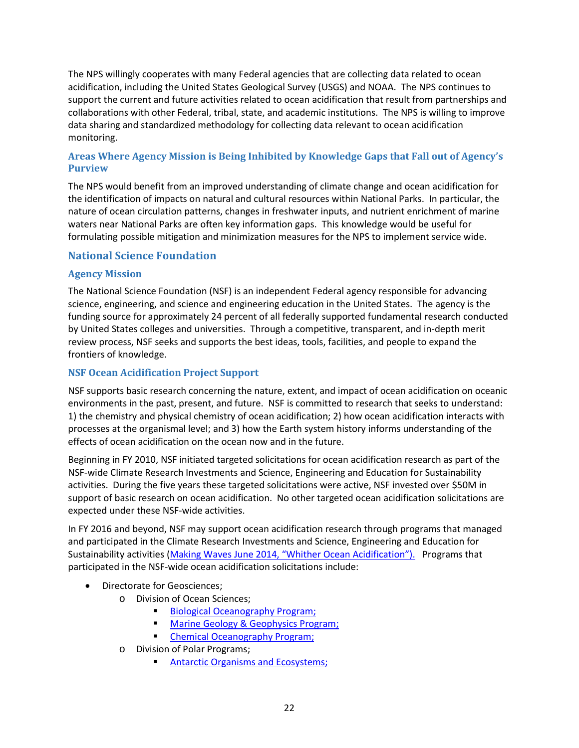The NPS willingly cooperates with many Federal agencies that are collecting data related to ocean acidification, including the United States Geological Survey (USGS) and NOAA. The NPS continues to support the current and future activities related to ocean acidification that result from partnerships and collaborations with other Federal, tribal, state, and academic institutions. The NPS is willing to improve data sharing and standardized methodology for collecting data relevant to ocean acidification monitoring.

### Areas Where Agency Mission is Being Inhibited by Knowledge Gaps that Fall out of Agency's Purview

The NPS would benefit from an improved understanding of climate change and ocean acidification for the identification of impacts on natural and cultural resources within National Parks. In particular, the nature of ocean circulation patterns, changes in freshwater inputs, and nutrient enrichment of marine waters near National Parks are often key information gaps. This knowledge would be useful for formulating possible mitigation and minimization measures for the NPS to implement service wide.

## National Science Foundation

### Agency Mission

The National Science Foundation (NSF) is an independent Federal agency responsible for advancing science, engineering, and science and engineering education in the United States. The agency is the funding source for approximately 24 percent of all federally supported fundamental research conducted by United States colleges and universities. Through a competitive, transparent, and in-depth merit review process, NSF seeks and supports the best ideas, tools, facilities, and people to expand the frontiers of knowledge.

### NSF Ocean Acidification Project Support

NSF supports basic research concerning the nature, extent, and impact of ocean acidification on oceanic environments in the past, present, and future. NSF is committed to research that seeks to understand: 1) the chemistry and physical chemistry of ocean acidification; 2) how ocean acidification interacts with processes at the organismal level; and 3) how the Earth system history informs understanding of the effects of ocean acidification on the ocean now and in the future.

Beginning in FY 2010, NSF initiated targeted solicitations for ocean acidification research as part of the NSF-wide Climate Research Investments and Science, Engineering and Education for Sustainability activities. During the five years these targeted solicitations were active, NSF invested over $50M in support of basic research on ocean acidification. No other targeted ocean acidification solicitations are expected under these NSF-wide activities.

In FY 2016 and beyond, NSF may support ocean acidification research through programs that managed and participated in the Climate Research Investments and Science, Engineering and Education for Sustainability activities (Making Waves June 2014, "Whither Ocean Acidification"). Programs that participated in the NSF-wide ocean acidification solicitations include:

- Directorate for Geosciences;
    - Division of Ocean Sciences;
        - Biological Oceanography Program;
        - Marine Geology & Geophysics Program;
        - Chemical Oceanography Program;
    - Division of Polar Programs;
        - Antarctic Organisms and Ecosystems;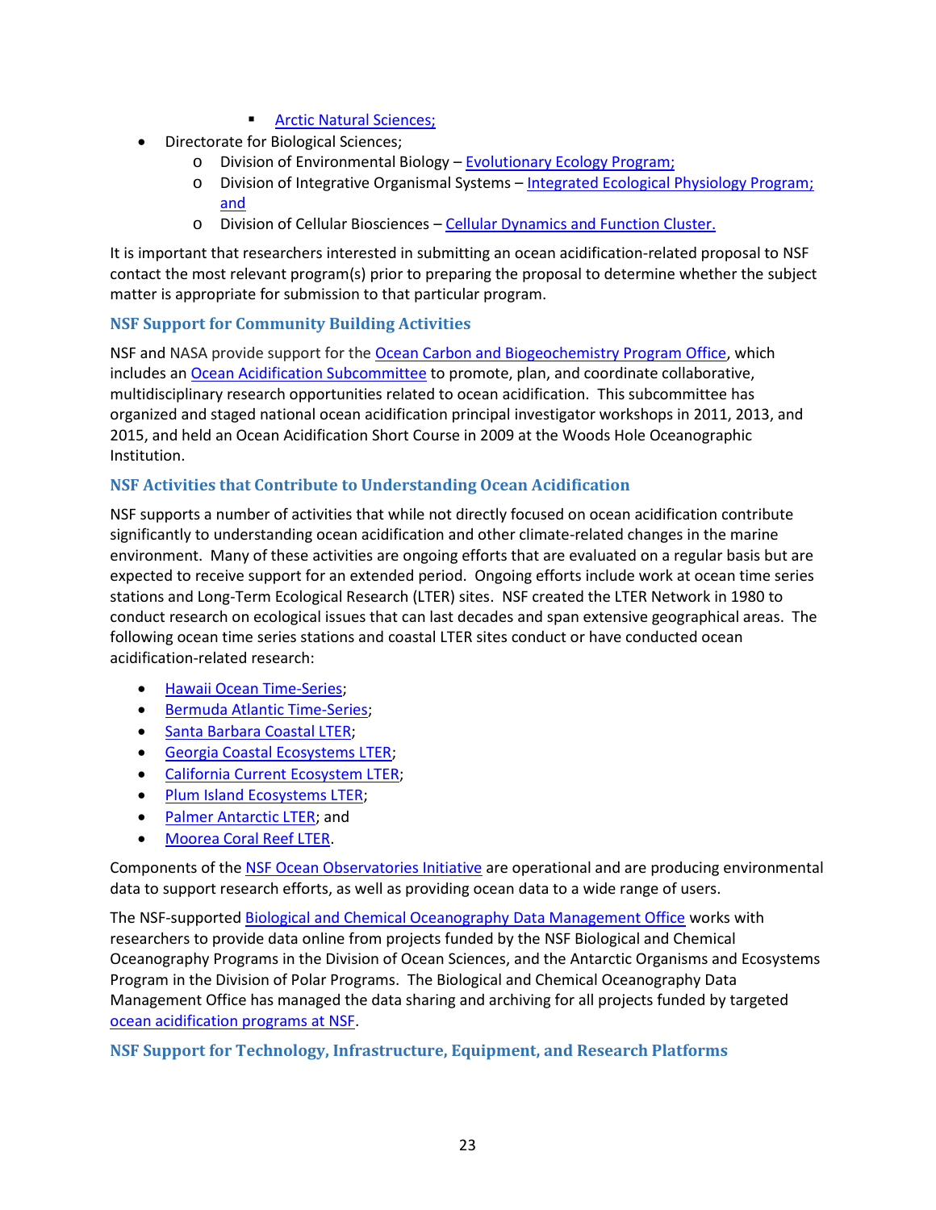- Arctic Natural Sciences;
- Directorate for Biological Sciences;
    - Division of Environmental Biology – Evolutionary Ecology Program;
    - Division of Integrative Organismal Systems – Integrated Ecological Physiology Program; and
    - Division of Cellular Biosciences – Cellular Dynamics and Function Cluster.

It is important that researchers interested in submitting an ocean acidification-related proposal to NSF contact the most relevant program(s) prior to preparing the proposal to determine whether the subject matter is appropriate for submission to that particular program.

### NSF Support for Community Building Activities

NSF and NASA provide support for the Ocean Carbon and Biogeochemistry Program Office, which includes an Ocean Acidification Subcommittee to promote, plan, and coordinate collaborative, multidisciplinary research opportunities related to ocean acidification. This subcommittee has organized and staged national ocean acidification principal investigator workshops in 2011, 2013, and 2015, and held an Ocean Acidification Short Course in 2009 at the Woods Hole Oceanographic Institution.

### NSF Activities that Contribute to Understanding Ocean Acidification

NSF supports a number of activities that while not directly focused on ocean acidification contribute significantly to understanding ocean acidification and other climate-related changes in the marine environment. Many of these activities are ongoing efforts that are evaluated on a regular basis but are expected to receive support for an extended period. Ongoing efforts include work at ocean time series stations and Long-Term Ecological Research (LTER) sites. NSF created the LTER Network in 1980 to conduct research on ecological issues that can last decades and span extensive geographical areas. The following ocean time series stations and coastal LTER sites conduct or have conducted ocean acidification-related research:

- Hawaii Ocean Time-Series;
- Bermuda Atlantic Time-Series;
- Santa Barbara Coastal LTER;
- Georgia Coastal Ecosystems LTER;
- California Current Ecosystem LTER;
- Plum Island Ecosystems LTER;
- Palmer Antarctic LTER; and
- Moorea Coral Reef LTER.

Components of the NSF Ocean Observatories Initiative are operational and are producing environmental data to support research efforts, as well as providing ocean data to a wide range of users.

The NSF-supported Biological and Chemical Oceanography Data Management Office works with researchers to provide data online from projects funded by the NSF Biological and Chemical Oceanography Programs in the Division of Ocean Sciences, and the Antarctic Organisms and Ecosystems Program in the Division of Polar Programs. The Biological and Chemical Oceanography Data Management Office has managed the data sharing and archiving for all projects funded by targeted ocean acidification programs at NSF.

### NSF Support for Technology, Infrastructure, Equipment, and Research Platforms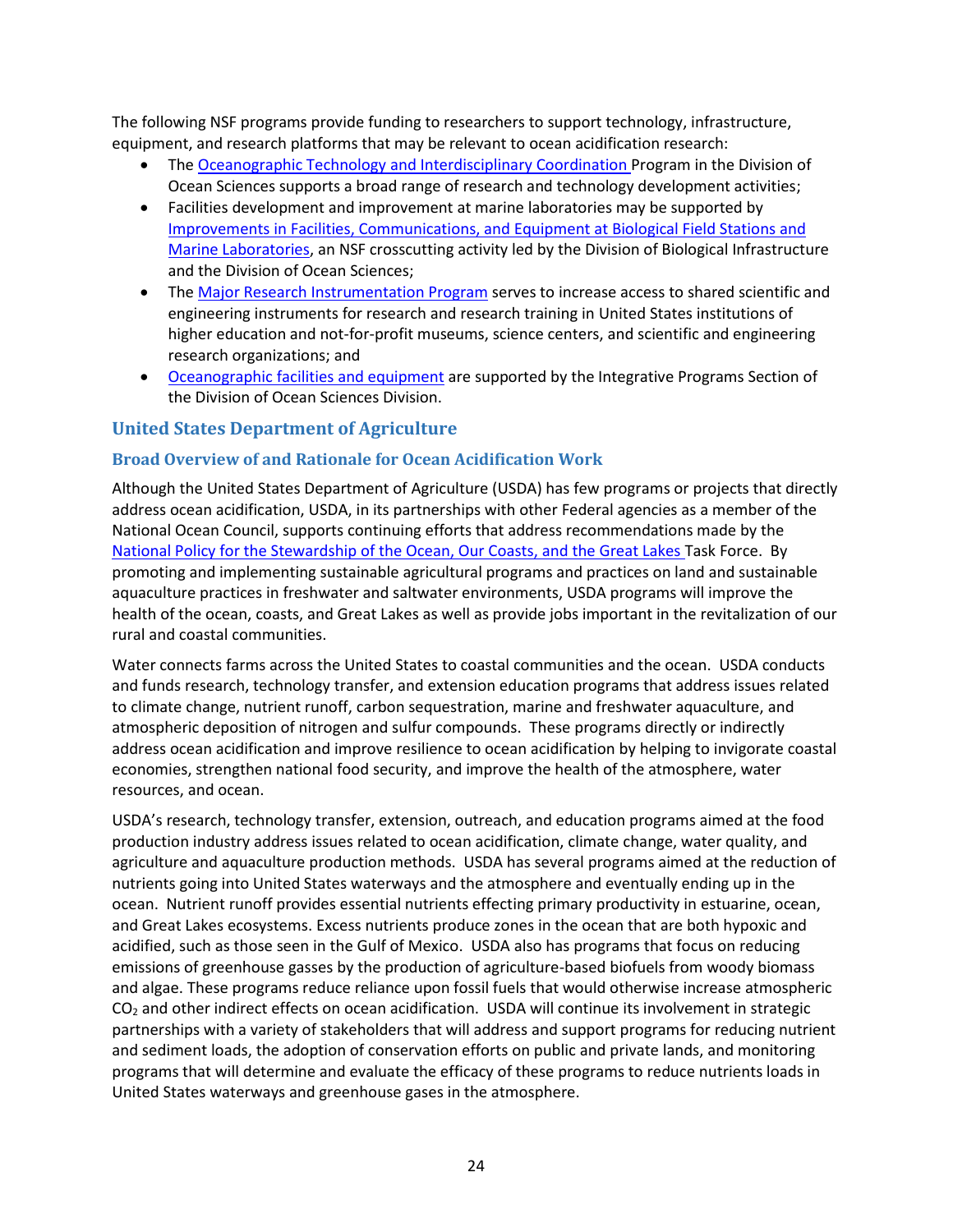The following NSF programs provide funding to researchers to support technology, infrastructure, equipment, and research platforms that may be relevant to ocean acidification research:

- The Oceanographic Technology and Interdisciplinary Coordination Program in the Division of Ocean Sciences supports a broad range of research and technology development activities;
- Facilities development and improvement at marine laboratories may be supported by Improvements in Facilities, Communications, and Equipment at Biological Field Stations and Marine Laboratories, an NSF crosscutting activity led by the Division of Biological Infrastructure and the Division of Ocean Sciences;
- The Major Research Instrumentation Program serves to increase access to shared scientific and engineering instruments for research and research training in United States institutions of higher education and not-for-profit museums, science centers, and scientific and engineering research organizations; and
- Oceanographic facilities and equipment are supported by the Integrative Programs Section of the Division of Ocean Sciences Division.

## United States Department of Agriculture

### Broad Overview of and Rationale for Ocean Acidification Work

Although the United States Department of Agriculture (USDA) has few programs or projects that directly address ocean acidification, USDA, in its partnerships with other Federal agencies as a member of the National Ocean Council, supports continuing efforts that address recommendations made by the National Policy for the Stewardship of the Ocean, Our Coasts, and the Great Lakes Task Force. By promoting and implementing sustainable agricultural programs and practices on land and sustainable aquaculture practices in freshwater and saltwater environments, USDA programs will improve the health of the ocean, coasts, and Great Lakes as well as provide jobs important in the revitalization of our rural and coastal communities.

Water connects farms across the United States to coastal communities and the ocean. USDA conducts and funds research, technology transfer, and extension education programs that address issues related to climate change, nutrient runoff, carbon sequestration, marine and freshwater aquaculture, and atmospheric deposition of nitrogen and sulfur compounds. These programs directly or indirectly address ocean acidification and improve resilience to ocean acidification by helping to invigorate coastal economies, strengthen national food security, and improve the health of the atmosphere, water resources, and ocean.

USDA's research, technology transfer, extension, outreach, and education programs aimed at the food production industry address issues related to ocean acidification, climate change, water quality, and agriculture and aquaculture production methods. USDA has several programs aimed at the reduction of nutrients going into United States waterways and the atmosphere and eventually ending up in the ocean. Nutrient runoff provides essential nutrients effecting primary productivity in estuarine, ocean, and Great Lakes ecosystems. Excess nutrients produce zones in the ocean that are both hypoxic and acidified, such as those seen in the Gulf of Mexico. USDA also has programs that focus on reducing emissions of greenhouse gasses by the production of agriculture-based biofuels from woody biomass and algae. These programs reduce reliance upon fossil fuels that would otherwise increase atmospheric $CO_2$ and other indirect effects on ocean acidification. USDA will continue its involvement in strategic partnerships with a variety of stakeholders that will address and support programs for reducing nutrient and sediment loads, the adoption of conservation efforts on public and private lands, and monitoring programs that will determine and evaluate the efficacy of these programs to reduce nutrients loads in United States waterways and greenhouse gases in the atmosphere.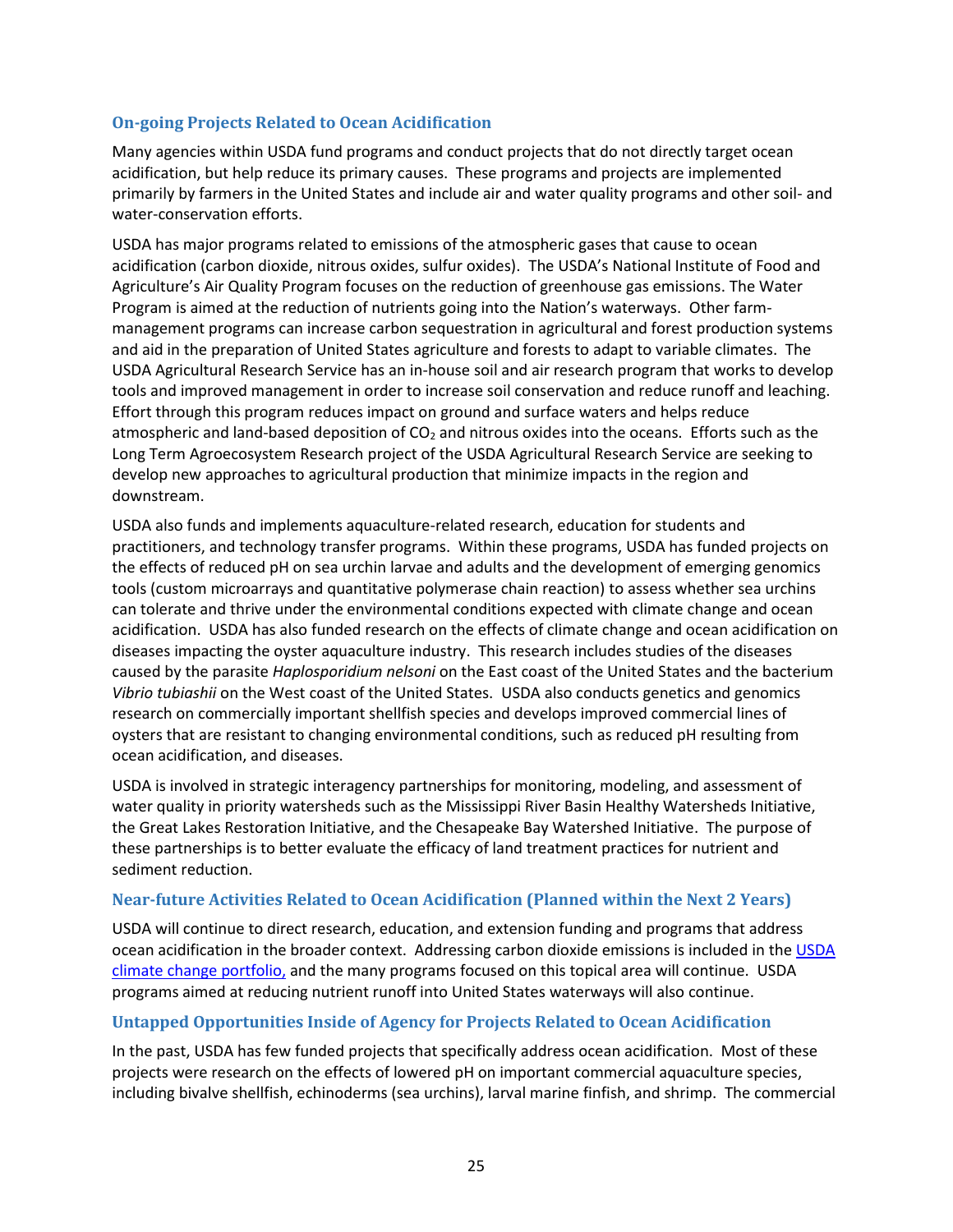### On-going Projects Related to Ocean Acidification

Many agencies within USDA fund programs and conduct projects that do not directly target ocean acidification, but help reduce its primary causes. These programs and projects are implemented primarily by farmers in the United States and include air and water quality programs and other soil- and water-conservation efforts.

USDA has major programs related to emissions of the atmospheric gases that cause to ocean acidification (carbon dioxide, nitrous oxides, sulfur oxides). The USDA's National Institute of Food and Agriculture's Air Quality Program focuses on the reduction of greenhouse gas emissions. The Water Program is aimed at the reduction of nutrients going into the Nation's waterways. Other farm-management programs can increase carbon sequestration in agricultural and forest production systems and aid in the preparation of United States agriculture and forests to adapt to variable climates. The USDA Agricultural Research Service has an in-house soil and air research program that works to develop tools and improved management in order to increase soil conservation and reduce runoff and leaching. Effort through this program reduces impact on ground and surface waters and helps reduce atmospheric and land-based deposition of $CO_2$ and nitrous oxides into the oceans. Efforts such as the Long Term Agroecosystem Research project of the USDA Agricultural Research Service are seeking to develop new approaches to agricultural production that minimize impacts in the region and downstream.

USDA also funds and implements aquaculture-related research, education for students and practitioners, and technology transfer programs. Within these programs, USDA has funded projects on the effects of reduced pH on sea urchin larvae and adults and the development of emerging genomics tools (custom microarrays and quantitative polymerase chain reaction) to assess whether sea urchins can tolerate and thrive under the environmental conditions expected with climate change and ocean acidification. USDA has also funded research on the effects of climate change and ocean acidification on diseases impacting the oyster aquaculture industry. This research includes studies of the diseases caused by the parasite *Haplosporidium nelsoni* on the East coast of the United States and the bacterium *Vibrio tubiashii* on the West coast of the United States. USDA also conducts genetics and genomics research on commercially important shellfish species and develops improved commercial lines of oysters that are resistant to changing environmental conditions, such as reduced pH resulting from ocean acidification, and diseases.

USDA is involved in strategic interagency partnerships for monitoring, modeling, and assessment of water quality in priority watersheds such as the Mississippi River Basin Healthy Watersheds Initiative, the Great Lakes Restoration Initiative, and the Chesapeake Bay Watershed Initiative. The purpose of these partnerships is to better evaluate the efficacy of land treatment practices for nutrient and sediment reduction.

### Near-future Activities Related to Ocean Acidification (Planned within the Next 2 Years)

USDA will continue to direct research, education, and extension funding and programs that address ocean acidification in the broader context. Addressing carbon dioxide emissions is included in the USDA climate change portfolio, and the many programs focused on this topical area will continue. USDA programs aimed at reducing nutrient runoff into United States waterways will also continue.

### Untapped Opportunities Inside of Agency for Projects Related to Ocean Acidification

In the past, USDA has few funded projects that specifically address ocean acidification. Most of these projects were research on the effects of lowered pH on important commercial aquaculture species, including bivalve shellfish, echinoderms (sea urchins), larval marine finfish, and shrimp. The commercial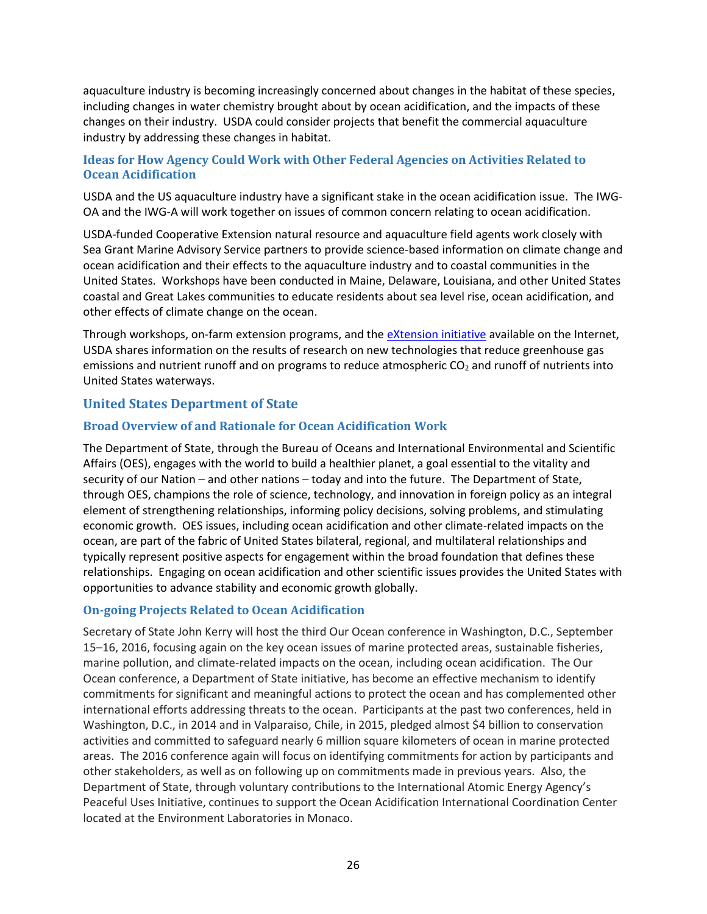aquaculture industry is becoming increasingly concerned about changes in the habitat of these species, including changes in water chemistry brought about by ocean acidification, and the impacts of these changes on their industry. USDA could consider projects that benefit the commercial aquaculture industry by addressing these changes in habitat.

### Ideas for How Agency Could Work with Other Federal Agencies on Activities Related to Ocean Acidification

USDA and the US aquaculture industry have a significant stake in the ocean acidification issue. The IWG-OA and the IWG-A will work together on issues of common concern relating to ocean acidification.

USDA-funded Cooperative Extension natural resource and aquaculture field agents work closely with Sea Grant Marine Advisory Service partners to provide science-based information on climate change and ocean acidification and their effects to the aquaculture industry and to coastal communities in the United States. Workshops have been conducted in Maine, Delaware, Louisiana, and other United States coastal and Great Lakes communities to educate residents about sea level rise, ocean acidification, and other effects of climate change on the ocean.

Through workshops, on-farm extension programs, and the eXtension initiative available on the Internet, USDA shares information on the results of research on new technologies that reduce greenhouse gas emissions and nutrient runoff and on programs to reduce atmospheric $CO_2$ and runoff of nutrients into United States waterways.

## United States Department of State

### Broad Overview of and Rationale for Ocean Acidification Work

The Department of State, through the Bureau of Oceans and International Environmental and Scientific Affairs (OES), engages with the world to build a healthier planet, a goal essential to the vitality and security of our Nation – and other nations – today and into the future. The Department of State, through OES, champions the role of science, technology, and innovation in foreign policy as an integral element of strengthening relationships, informing policy decisions, solving problems, and stimulating economic growth. OES issues, including ocean acidification and other climate-related impacts on the ocean, are part of the fabric of United States bilateral, regional, and multilateral relationships and typically represent positive aspects for engagement within the broad foundation that defines these relationships. Engaging on ocean acidification and other scientific issues provides the United States with opportunities to advance stability and economic growth globally.

### On-going Projects Related to Ocean Acidification

Secretary of State John Kerry will host the third Our Ocean conference in Washington, D.C., September 15–16, 2016, focusing again on the key ocean issues of marine protected areas, sustainable fisheries, marine pollution, and climate-related impacts on the ocean, including ocean acidification. The Our Ocean conference, a Department of State initiative, has become an effective mechanism to identify commitments for significant and meaningful actions to protect the ocean and has complemented other international efforts addressing threats to the ocean. Participants at the past two conferences, held in Washington, D.C., in 2014 and in Valparaiso, Chile, in 2015, pledged almost $4 billion to conservation activities and committed to safeguard nearly 6 million square kilometers of ocean in marine protected areas. The 2016 conference again will focus on identifying commitments for action by participants and other stakeholders, as well as on following up on commitments made in previous years. Also, the Department of State, through voluntary contributions to the International Atomic Energy Agency's Peaceful Uses Initiative, continues to support the Ocean Acidification International Coordination Center located at the Environment Laboratories in Monaco.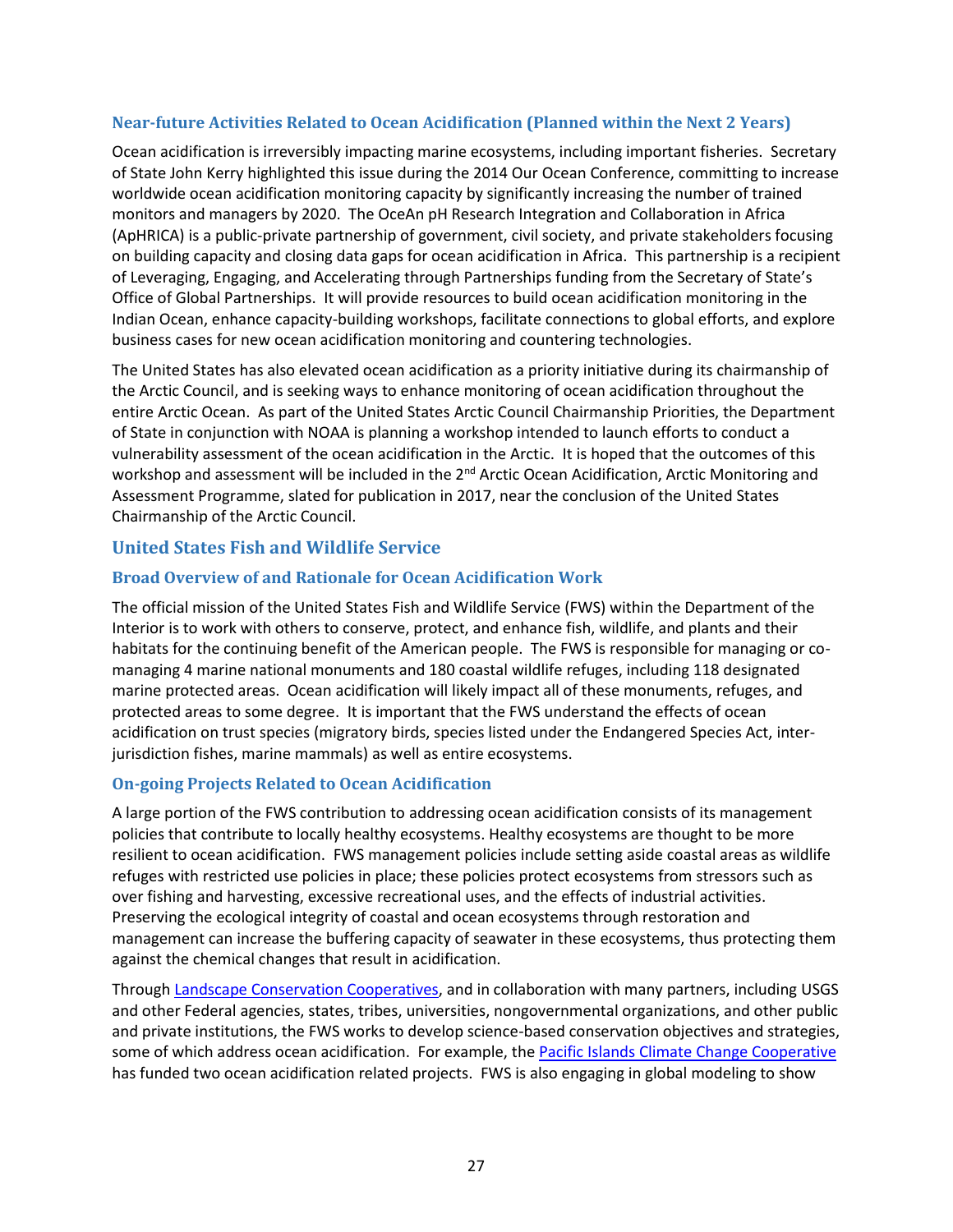### Near-future Activities Related to Ocean Acidification (Planned within the Next 2 Years)

Ocean acidification is irreversibly impacting marine ecosystems, including important fisheries. Secretary of State John Kerry highlighted this issue during the 2014 Our Ocean Conference, committing to increase worldwide ocean acidification monitoring capacity by significantly increasing the number of trained monitors and managers by 2020. The OceAn pH Research Integration and Collaboration in Africa (ApHRICA) is a public-private partnership of government, civil society, and private stakeholders focusing on building capacity and closing data gaps for ocean acidification in Africa. This partnership is a recipient of Leveraging, Engaging, and Accelerating through Partnerships funding from the Secretary of State's Office of Global Partnerships. It will provide resources to build ocean acidification monitoring in the Indian Ocean, enhance capacity-building workshops, facilitate connections to global efforts, and explore business cases for new ocean acidification monitoring and countering technologies.

The United States has also elevated ocean acidification as a priority initiative during its chairmanship of the Arctic Council, and is seeking ways to enhance monitoring of ocean acidification throughout the entire Arctic Ocean. As part of the United States Arctic Council Chairmanship Priorities, the Department of State in conjunction with NOAA is planning a workshop intended to launch efforts to conduct a vulnerability assessment of the ocean acidification in the Arctic. It is hoped that the outcomes of this workshop and assessment will be included in the 2nd Arctic Ocean Acidification, Arctic Monitoring and Assessment Programme, slated for publication in 2017, near the conclusion of the United States Chairmanship of the Arctic Council.

## United States Fish and Wildlife Service

### Broad Overview of and Rationale for Ocean Acidification Work

The official mission of the United States Fish and Wildlife Service (FWS) within the Department of the Interior is to work with others to conserve, protect, and enhance fish, wildlife, and plants and their habitats for the continuing benefit of the American people. The FWS is responsible for managing or co-managing 4 marine national monuments and 180 coastal wildlife refuges, including 118 designated marine protected areas. Ocean acidification will likely impact all of these monuments, refuges, and protected areas to some degree. It is important that the FWS understand the effects of ocean acidification on trust species (migratory birds, species listed under the Endangered Species Act, inter-jurisdiction fishes, marine mammals) as well as entire ecosystems.

### On-going Projects Related to Ocean Acidification

A large portion of the FWS contribution to addressing ocean acidification consists of its management policies that contribute to locally healthy ecosystems. Healthy ecosystems are thought to be more resilient to ocean acidification. FWS management policies include setting aside coastal areas as wildlife refuges with restricted use policies in place; these policies protect ecosystems from stressors such as over fishing and harvesting, excessive recreational uses, and the effects of industrial activities. Preserving the ecological integrity of coastal and ocean ecosystems through restoration and management can increase the buffering capacity of seawater in these ecosystems, thus protecting them against the chemical changes that result in acidification.

Through Landscape Conservation Cooperatives, and in collaboration with many partners, including USGS and other Federal agencies, states, tribes, universities, nongovernmental organizations, and other public and private institutions, the FWS works to develop science-based conservation objectives and strategies, some of which address ocean acidification. For example, the Pacific Islands Climate Change Cooperative has funded two ocean acidification related projects. FWS is also engaging in global modeling to show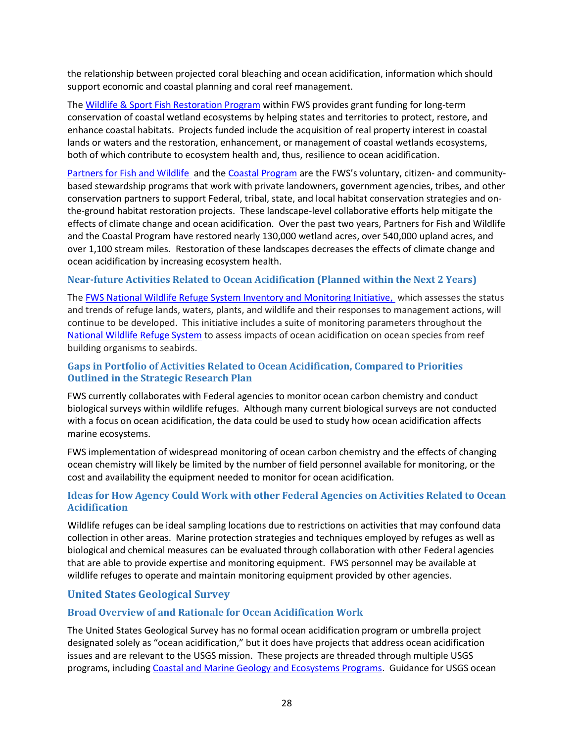the relationship between projected coral bleaching and ocean acidification, information which should support economic and coastal planning and coral reef management.

The Wildlife & Sport Fish Restoration Program within FWS provides grant funding for long-term conservation of coastal wetland ecosystems by helping states and territories to protect, restore, and enhance coastal habitats. Projects funded include the acquisition of real property interest in coastal lands or waters and the restoration, enhancement, or management of coastal wetlands ecosystems, both of which contribute to ecosystem health and, thus, resilience to ocean acidification.

Partners for Fish and Wildlife and the Coastal Program are the FWS's voluntary, citizen- and community-based stewardship programs that work with private landowners, government agencies, tribes, and other conservation partners to support Federal, tribal, state, and local habitat conservation strategies and on-the-ground habitat restoration projects. These landscape-level collaborative efforts help mitigate the effects of climate change and ocean acidification. Over the past two years, Partners for Fish and Wildlife and the Coastal Program have restored nearly 130,000 wetland acres, over 540,000 upland acres, and over 1,100 stream miles. Restoration of these landscapes decreases the effects of climate change and ocean acidification by increasing ecosystem health.

### Near-future Activities Related to Ocean Acidification (Planned within the Next 2 Years)

The FWS National Wildlife Refuge System Inventory and Monitoring Initiative, which assesses the status and trends of refuge lands, waters, plants, and wildlife and their responses to management actions, will continue to be developed. This initiative includes a suite of monitoring parameters throughout the National Wildlife Refuge System to assess impacts of ocean acidification on ocean species from reef building organisms to seabirds.

### Gaps in Portfolio of Activities Related to Ocean Acidification, Compared to Priorities Outlined in the Strategic Research Plan

FWS currently collaborates with Federal agencies to monitor ocean carbon chemistry and conduct biological surveys within wildlife refuges. Although many current biological surveys are not conducted with a focus on ocean acidification, the data could be used to study how ocean acidification affects marine ecosystems.

FWS implementation of widespread monitoring of ocean carbon chemistry and the effects of changing ocean chemistry will likely be limited by the number of field personnel available for monitoring, or the cost and availability the equipment needed to monitor for ocean acidification.

### Ideas for How Agency Could Work with other Federal Agencies on Activities Related to Ocean Acidification

Wildlife refuges can be ideal sampling locations due to restrictions on activities that may confound data collection in other areas. Marine protection strategies and techniques employed by refuges as well as biological and chemical measures can be evaluated through collaboration with other Federal agencies that are able to provide expertise and monitoring equipment. FWS personnel may be available at wildlife refuges to operate and maintain monitoring equipment provided by other agencies.

## United States Geological Survey

### Broad Overview of and Rationale for Ocean Acidification Work

The United States Geological Survey has no formal ocean acidification program or umbrella project designated solely as "ocean acidification," but it does have projects that address ocean acidification issues and are relevant to the USGS mission. These projects are threaded through multiple USGS programs, including Coastal and Marine Geology and Ecosystems Programs. Guidance for USGS ocean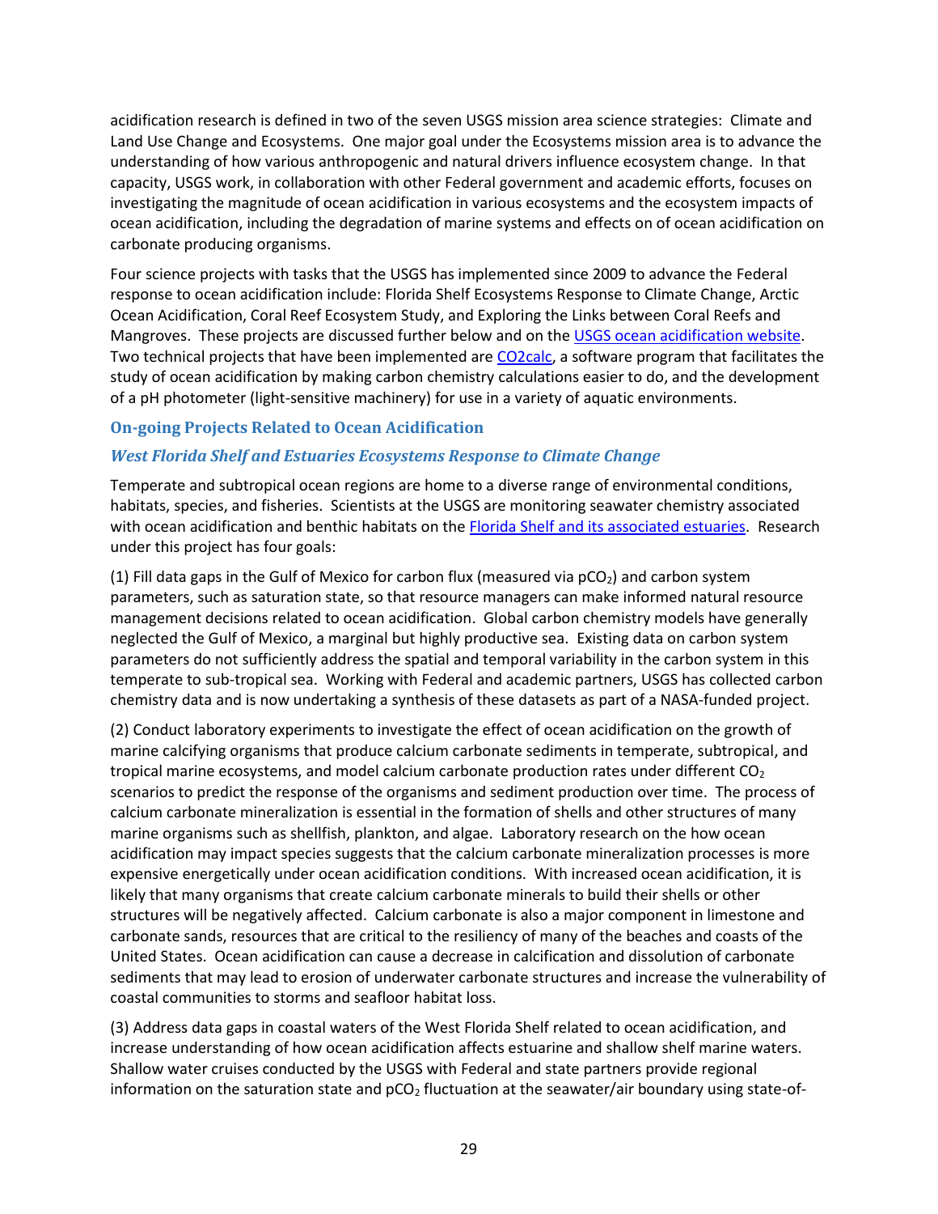acidification research is defined in two of the seven USGS mission area science strategies: Climate and Land Use Change and Ecosystems. One major goal under the Ecosystems mission area is to advance the understanding of how various anthropogenic and natural drivers influence ecosystem change. In that capacity, USGS work, in collaboration with other Federal government and academic efforts, focuses on investigating the magnitude of ocean acidification in various ecosystems and the ecosystem impacts of ocean acidification, including the degradation of marine systems and effects on of ocean acidification on carbonate producing organisms.

Four science projects with tasks that the USGS has implemented since 2009 to advance the Federal response to ocean acidification include: Florida Shelf Ecosystems Response to Climate Change, Arctic Ocean Acidification, Coral Reef Ecosystem Study, and Exploring the Links between Coral Reefs and Mangroves. These projects are discussed further below and on the USGS ocean acidification website. Two technical projects that have been implemented are CO2calc, a software program that facilitates the study of ocean acidification by making carbon chemistry calculations easier to do, and the development of a pH photometer (light-sensitive machinery) for use in a variety of aquatic environments.

### On-going Projects Related to Ocean Acidification

#### *West Florida Shelf and Estuaries Ecosystems Response to Climate Change*

Temperate and subtropical ocean regions are home to a diverse range of environmental conditions, habitats, species, and fisheries. Scientists at the USGS are monitoring seawater chemistry associated with ocean acidification and benthic habitats on the Florida Shelf and its associated estuaries. Research under this project has four goals:

(1) Fill data gaps in the Gulf of Mexico for carbon flux (measured via $pCO_2$) and carbon system parameters, such as saturation state, so that resource managers can make informed natural resource management decisions related to ocean acidification. Global carbon chemistry models have generally neglected the Gulf of Mexico, a marginal but highly productive sea. Existing data on carbon system parameters do not sufficiently address the spatial and temporal variability in the carbon system in this temperate to sub-tropical sea. Working with Federal and academic partners, USGS has collected carbon chemistry data and is now undertaking a synthesis of these datasets as part of a NASA-funded project.

(2) Conduct laboratory experiments to investigate the effect of ocean acidification on the growth of marine calcifying organisms that produce calcium carbonate sediments in temperate, subtropical, and tropical marine ecosystems, and model calcium carbonate production rates under different $CO_2$ scenarios to predict the response of the organisms and sediment production over time. The process of calcium carbonate mineralization is essential in the formation of shells and other structures of many marine organisms such as shellfish, plankton, and algae. Laboratory research on the how ocean acidification may impact species suggests that the calcium carbonate mineralization processes is more expensive energetically under ocean acidification conditions. With increased ocean acidification, it is likely that many organisms that create calcium carbonate minerals to build their shells or other structures will be negatively affected. Calcium carbonate is also a major component in limestone and carbonate sands, resources that are critical to the resiliency of many of the beaches and coasts of the United States. Ocean acidification can cause a decrease in calcification and dissolution of carbonate sediments that may lead to erosion of underwater carbonate structures and increase the vulnerability of coastal communities to storms and seafloor habitat loss.

(3) Address data gaps in coastal waters of the West Florida Shelf related to ocean acidification, and increase understanding of how ocean acidification affects estuarine and shallow shelf marine waters. Shallow water cruises conducted by the USGS with Federal and state partners provide regional information on the saturation state and $pCO_2$ fluctuation at the seawater/air boundary using state-of-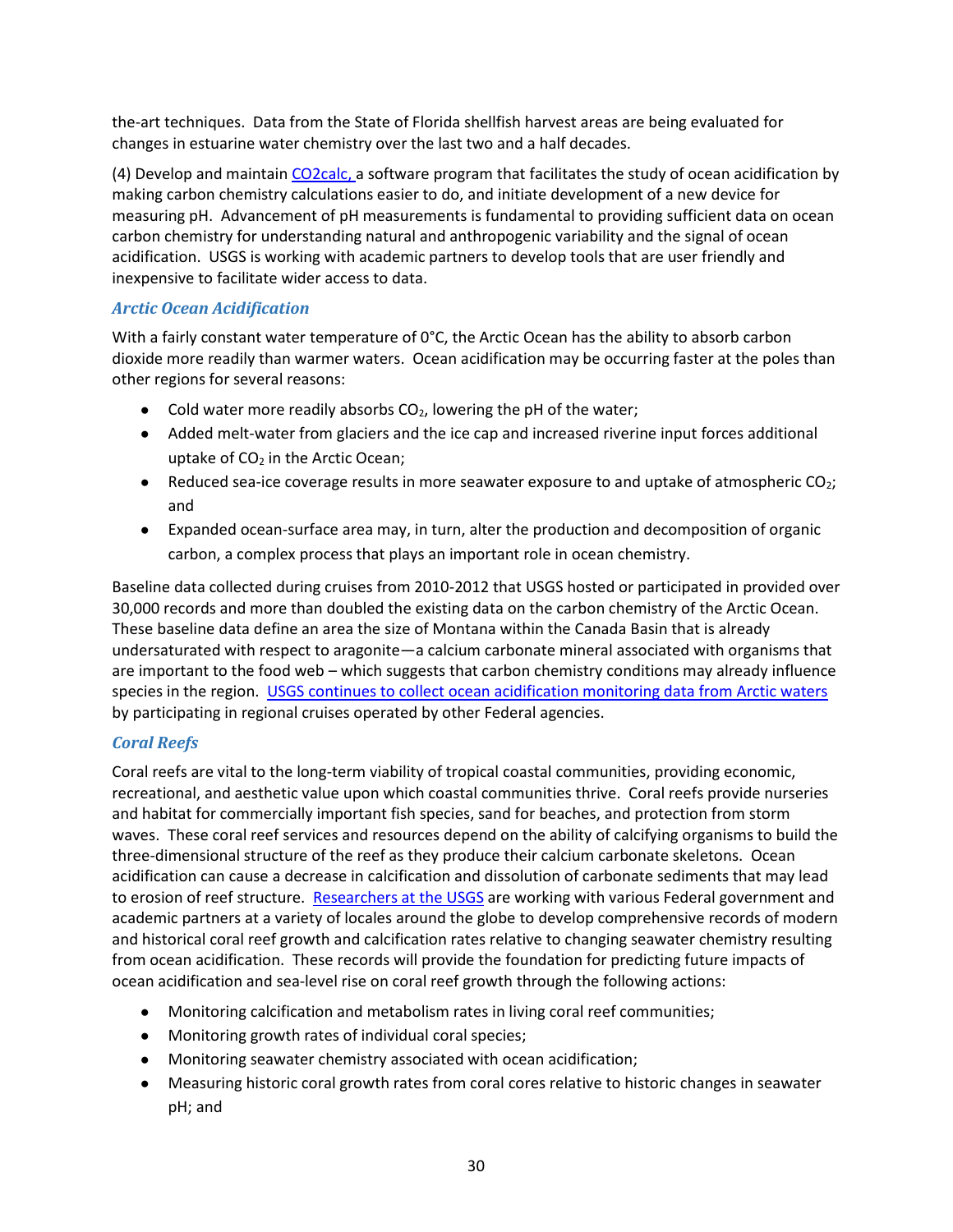the-art techniques. Data from the State of Florida shellfish harvest areas are being evaluated for changes in estuarine water chemistry over the last two and a half decades.

(4) Develop and maintain CO2calc, a software program that facilitates the study of ocean acidification by making carbon chemistry calculations easier to do, and initiate development of a new device for measuring pH. Advancement of pH measurements is fundamental to providing sufficient data on ocean carbon chemistry for understanding natural and anthropogenic variability and the signal of ocean acidification. USGS is working with academic partners to develop tools that are user friendly and inexpensive to facilitate wider access to data.

### *Arctic Ocean Acidification*

With a fairly constant water temperature of 0°C, the Arctic Ocean has the ability to absorb carbon dioxide more readily than warmer waters. Ocean acidification may be occurring faster at the poles than other regions for several reasons:

- Cold water more readily absorbs $CO_2$, lowering the pH of the water;
- Added melt-water from glaciers and the ice cap and increased riverine input forces additional uptake of $CO_2$ in the Arctic Ocean;
- Reduced sea-ice coverage results in more seawater exposure to and uptake of atmospheric $CO_2$; and
- Expanded ocean-surface area may, in turn, alter the production and decomposition of organic carbon, a complex process that plays an important role in ocean chemistry.

Baseline data collected during cruises from 2010-2012 that USGS hosted or participated in provided over 30,000 records and more than doubled the existing data on the carbon chemistry of the Arctic Ocean. These baseline data define an area the size of Montana within the Canada Basin that is already undersaturated with respect to aragonite—a calcium carbonate mineral associated with organisms that are important to the food web – which suggests that carbon chemistry conditions may already influence species in the region. USGS continues to collect ocean acidification monitoring data from Arctic waters by participating in regional cruises operated by other Federal agencies.

### *Coral Reefs*

Coral reefs are vital to the long-term viability of tropical coastal communities, providing economic, recreational, and aesthetic value upon which coastal communities thrive. Coral reefs provide nurseries and habitat for commercially important fish species, sand for beaches, and protection from storm waves. These coral reef services and resources depend on the ability of calcifying organisms to build the three-dimensional structure of the reef as they produce their calcium carbonate skeletons. Ocean acidification can cause a decrease in calcification and dissolution of carbonate sediments that may lead to erosion of reef structure. Researchers at the USGS are working with various Federal government and academic partners at a variety of locales around the globe to develop comprehensive records of modern and historical coral reef growth and calcification rates relative to changing seawater chemistry resulting from ocean acidification. These records will provide the foundation for predicting future impacts of ocean acidification and sea-level rise on coral reef growth through the following actions:

- Monitoring calcification and metabolism rates in living coral reef communities;
- Monitoring growth rates of individual coral species;
- Monitoring seawater chemistry associated with ocean acidification;
- Measuring historic coral growth rates from coral cores relative to historic changes in seawater pH; and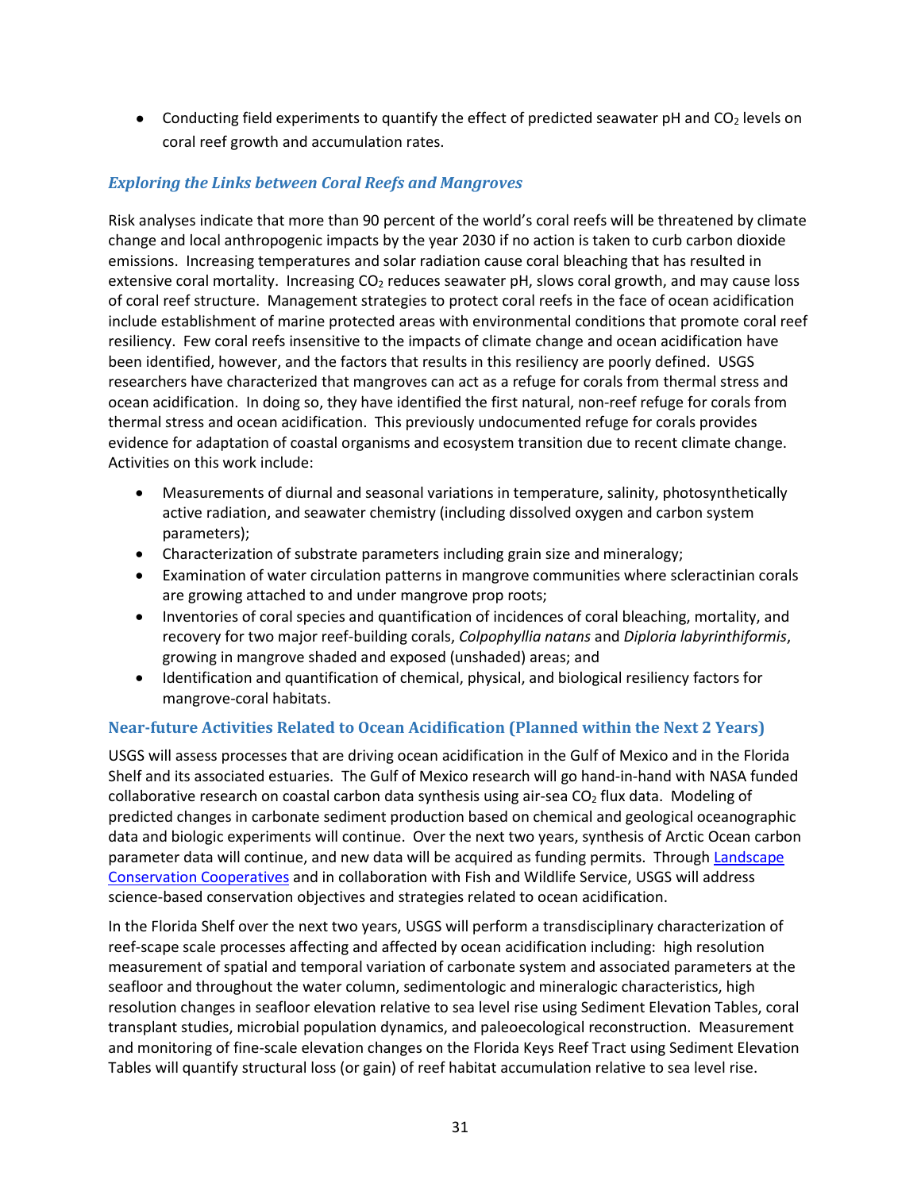- Conducting field experiments to quantify the effect of predicted seawater pH and $CO_2$ levels on coral reef growth and accumulation rates.

### *Exploring the Links between Coral Reefs and Mangroves*

Risk analyses indicate that more than 90 percent of the world's coral reefs will be threatened by climate change and local anthropogenic impacts by the year 2030 if no action is taken to curb carbon dioxide emissions. Increasing temperatures and solar radiation cause coral bleaching that has resulted in extensive coral mortality. Increasing $CO_2$ reduces seawater pH, slows coral growth, and may cause loss of coral reef structure. Management strategies to protect coral reefs in the face of ocean acidification include establishment of marine protected areas with environmental conditions that promote coral reef resiliency. Few coral reefs insensitive to the impacts of climate change and ocean acidification have been identified, however, and the factors that results in this resiliency are poorly defined. USGS researchers have characterized that mangroves can act as a refuge for corals from thermal stress and ocean acidification. In doing so, they have identified the first natural, non-reef refuge for corals from thermal stress and ocean acidification. This previously undocumented refuge for corals provides evidence for adaptation of coastal organisms and ecosystem transition due to recent climate change. Activities on this work include:

- Measurements of diurnal and seasonal variations in temperature, salinity, photosynthetically active radiation, and seawater chemistry (including dissolved oxygen and carbon system parameters);
- Characterization of substrate parameters including grain size and mineralogy;
- Examination of water circulation patterns in mangrove communities where scleractinian corals are growing attached to and under mangrove prop roots;
- Inventories of coral species and quantification of incidences of coral bleaching, mortality, and recovery for two major reef-building corals, *Colpophyllia natans* and *Diploria labyrinthiformis*, growing in mangrove shaded and exposed (unshaded) areas; and
- Identification and quantification of chemical, physical, and biological resiliency factors for mangrove-coral habitats.

## Near-future Activities Related to Ocean Acidification (Planned within the Next 2 Years)

USGS will assess processes that are driving ocean acidification in the Gulf of Mexico and in the Florida Shelf and its associated estuaries. The Gulf of Mexico research will go hand-in-hand with NASA funded collaborative research on coastal carbon data synthesis using air-sea $CO_2$ flux data. Modeling of predicted changes in carbonate sediment production based on chemical and geological oceanographic data and biologic experiments will continue. Over the next two years, synthesis of Arctic Ocean carbon parameter data will continue, and new data will be acquired as funding permits. Through [Landscape Conservation Cooperatives] and in collaboration with Fish and Wildlife Service, USGS will address science-based conservation objectives and strategies related to ocean acidification.

In the Florida Shelf over the next two years, USGS will perform a transdisciplinary characterization of reef-scape scale processes affecting and affected by ocean acidification including: high resolution measurement of spatial and temporal variation of carbonate system and associated parameters at the seafloor and throughout the water column, sedimentologic and mineralogic characteristics, high resolution changes in seafloor elevation relative to sea level rise using Sediment Elevation Tables, coral transplant studies, microbial population dynamics, and paleoecological reconstruction. Measurement and monitoring of fine-scale elevation changes on the Florida Keys Reef Tract using Sediment Elevation Tables will quantify structural loss (or gain) of reef habitat accumulation relative to sea level rise.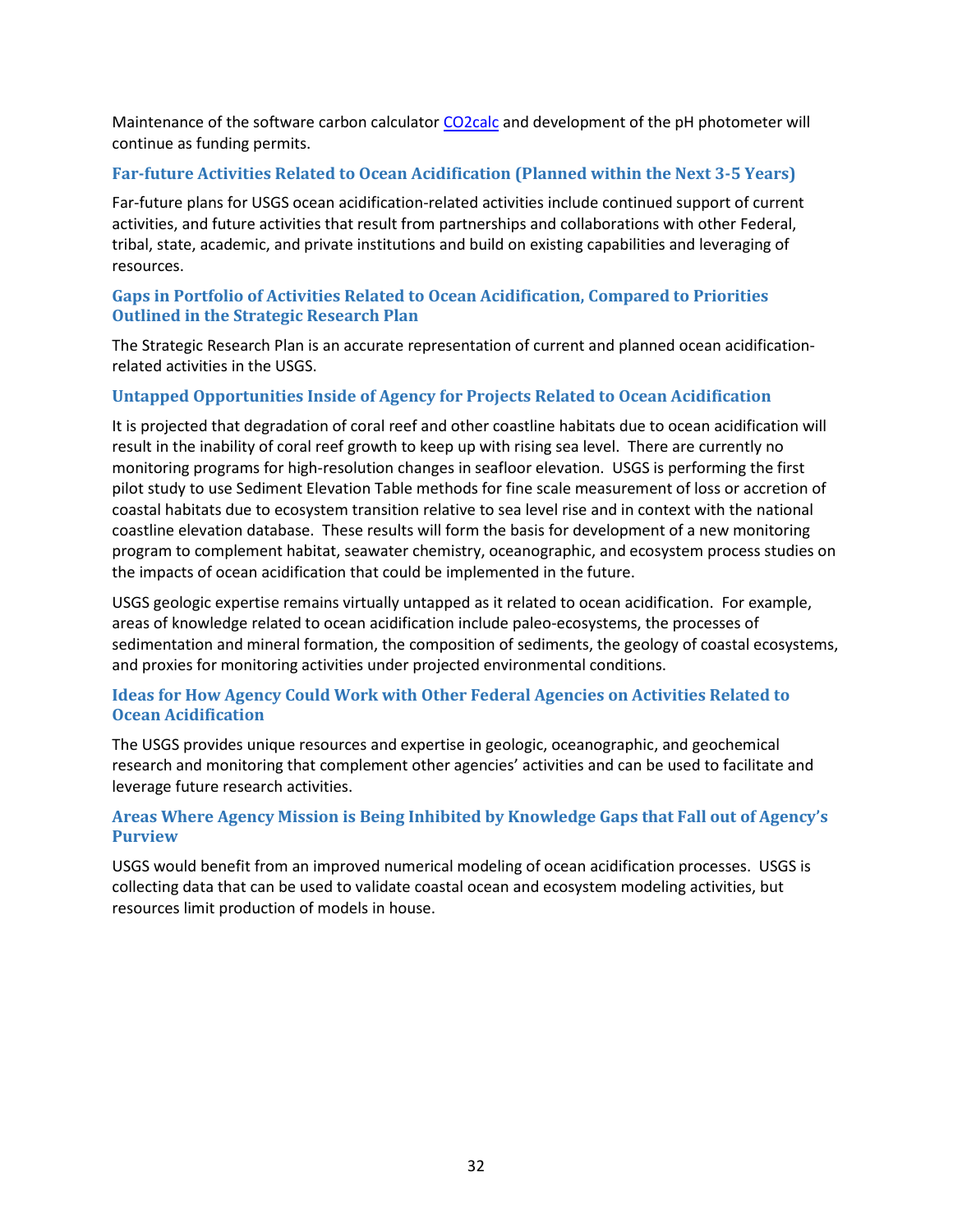Maintenance of the software carbon calculator CO2calc and development of the pH photometer will continue as funding permits.

### Far-future Activities Related to Ocean Acidification (Planned within the Next 3-5 Years)

Far-future plans for USGS ocean acidification-related activities include continued support of current activities, and future activities that result from partnerships and collaborations with other Federal, tribal, state, academic, and private institutions and build on existing capabilities and leveraging of resources.

### Gaps in Portfolio of Activities Related to Ocean Acidification, Compared to Priorities Outlined in the Strategic Research Plan

The Strategic Research Plan is an accurate representation of current and planned ocean acidification-related activities in the USGS.

### Untapped Opportunities Inside of Agency for Projects Related to Ocean Acidification

It is projected that degradation of coral reef and other coastline habitats due to ocean acidification will result in the inability of coral reef growth to keep up with rising sea level. There are currently no monitoring programs for high-resolution changes in seafloor elevation. USGS is performing the first pilot study to use Sediment Elevation Table methods for fine scale measurement of loss or accretion of coastal habitats due to ecosystem transition relative to sea level rise and in context with the national coastline elevation database. These results will form the basis for development of a new monitoring program to complement habitat, seawater chemistry, oceanographic, and ecosystem process studies on the impacts of ocean acidification that could be implemented in the future.

USGS geologic expertise remains virtually untapped as it related to ocean acidification. For example, areas of knowledge related to ocean acidification include paleo-ecosystems, the processes of sedimentation and mineral formation, the composition of sediments, the geology of coastal ecosystems, and proxies for monitoring activities under projected environmental conditions.

### Ideas for How Agency Could Work with Other Federal Agencies on Activities Related to Ocean Acidification

The USGS provides unique resources and expertise in geologic, oceanographic, and geochemical research and monitoring that complement other agencies' activities and can be used to facilitate and leverage future research activities.

### Areas Where Agency Mission is Being Inhibited by Knowledge Gaps that Fall out of Agency's Purview

USGS would benefit from an improved numerical modeling of ocean acidification processes. USGS is collecting data that can be used to validate coastal ocean and ecosystem modeling activities, but resources limit production of models in house.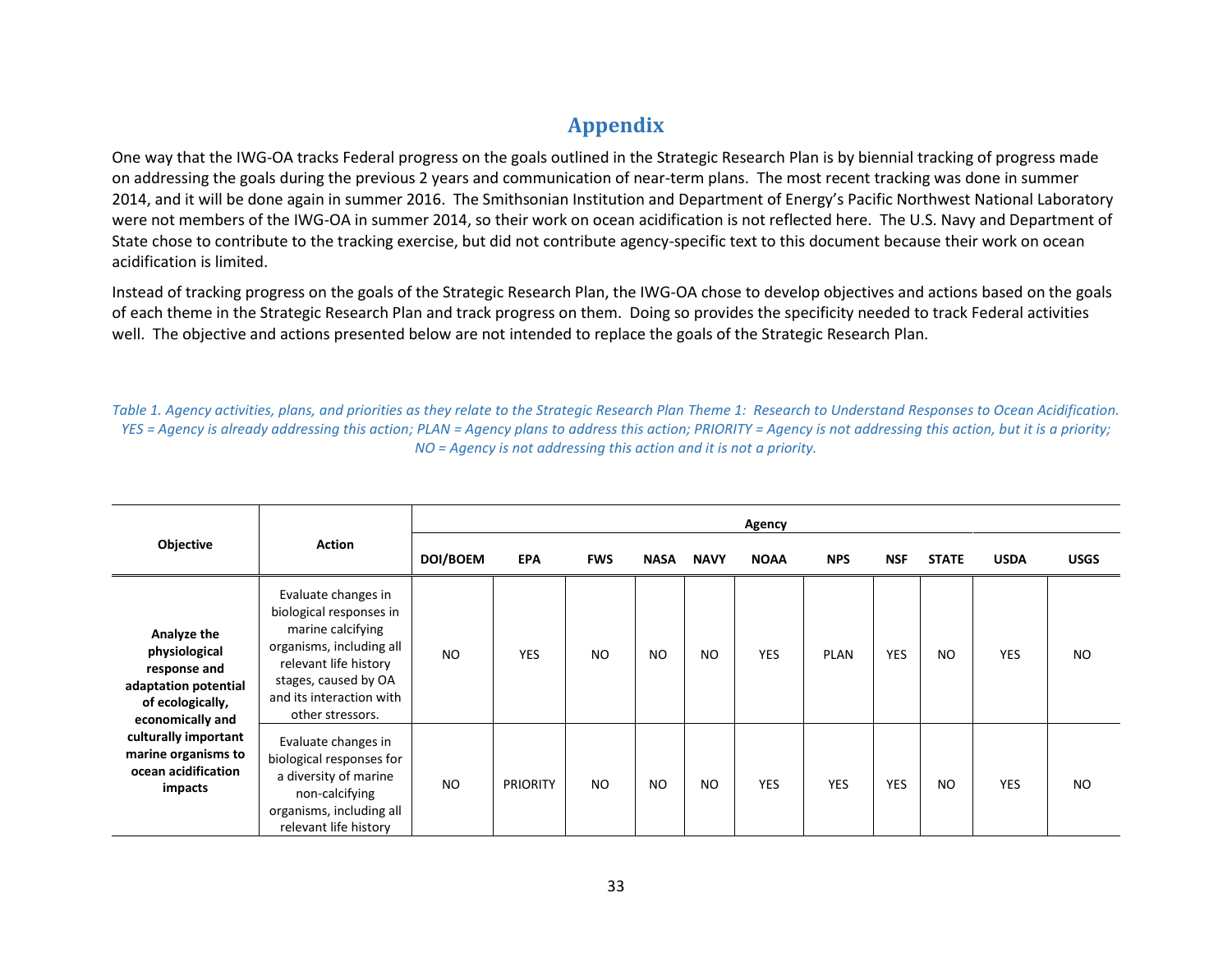# Appendix

One way that the IWG-OA tracks Federal progress on the goals outlined in the Strategic Research Plan is by biennial tracking of progress made on addressing the goals during the previous 2 years and communication of near-term plans. The most recent tracking was done in summer 2014, and it will be done again in summer 2016. The Smithsonian Institution and Department of Energy's Pacific Northwest National Laboratory were not members of the IWG-OA in summer 2014, so their work on ocean acidification is not reflected here. The U.S. Navy and Department of State chose to contribute to the tracking exercise, but did not contribute agency-specific text to this document because their work on ocean acidification is limited.

Instead of tracking progress on the goals of the Strategic Research Plan, the IWG-OA chose to develop objectives and actions based on the goals of each theme in the Strategic Research Plan and track progress on them. Doing so provides the specificity needed to track Federal activities well. The objective and actions presented below are not intended to replace the goals of the Strategic Research Plan.

*Table 1. Agency activities, plans, and priorities as they relate to the Strategic Research Plan Theme 1: Research to Understand Responses to Ocean Acidification. YES = Agency is already addressing this action; PLAN = Agency plans to address this action; PRIORITY = Agency is not addressing this action, but it is a priority; NO = Agency is not addressing this action and it is not a priority.*

| Objective | Action | Agency | | | | | | | | | | |
|---|---|---|---|---|---|---|---|---|---|---|---|---|
| | | DOI/BOEM | EPA | FWS | NASA | NAVY | NOAA | NPS | NSF | STATE | USDA | USGS |
| **Analyze the physiological response and adaptation potential of ecologically, economically and culturally important marine organisms to ocean acidification impacts** | Evaluate changes in biological responses in marine calcifying organisms, including all relevant life history stages, caused by OA and its interaction with other stressors. | NO | YES | NO | NO | NO | YES | PLAN | YES | NO | YES | NO |
| | Evaluate changes in biological responses for a diversity of marine non-calcifying organisms, including all relevant life history | NO | PRIORITY | NO | NO | NO | YES | YES | YES | NO | YES | NO |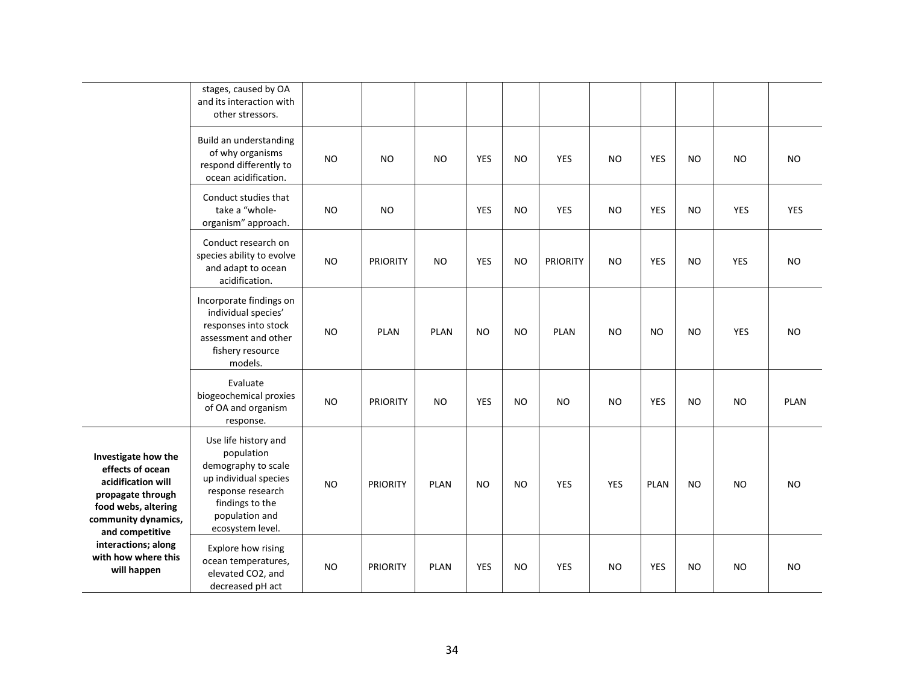| | | | | | | | | | | | | |
|---|---|---|---|---|---|---|---|---|---|---|---|---|
| | stages, caused by OA and its interaction with other stressors. | | | | | | | | | | | |
| | Build an understanding of why organisms respond differently to ocean acidification. | NO | NO | NO | YES | NO | YES | NO | YES | NO | NO | NO |
| | Conduct studies that take a "whole-organism" approach. | NO | NO | | YES | NO | YES | NO | YES | NO | YES | YES |
| | Conduct research on species ability to evolve and adapt to ocean acidification. | NO | PRIORITY | NO | YES | NO | PRIORITY | NO | YES | NO | YES | NO |
| | Incorporate findings on individual species' responses into stock assessment and other fishery resource models. | NO | PLAN | PLAN | NO | NO | PLAN | NO | NO | NO | YES | NO |
| | Evaluate biogeochemical proxies of OA and organism response. | NO | PRIORITY | NO | YES | NO | NO | NO | YES | NO | NO | PLAN |
| **Investigate how the effects of ocean acidification will propagate through food webs, altering community dynamics, and competitive interactions; along with how where this will happen** | Use life history and population demography to scale up individual species response research findings to the population and ecosystem level. | NO | PRIORITY | PLAN | NO | NO | YES | YES | PLAN | NO | NO | NO |
| | Explore how rising ocean temperatures, elevated CO2, and decreased pH act | NO | PRIORITY | PLAN | YES | NO | YES | NO | YES | NO | NO | NO |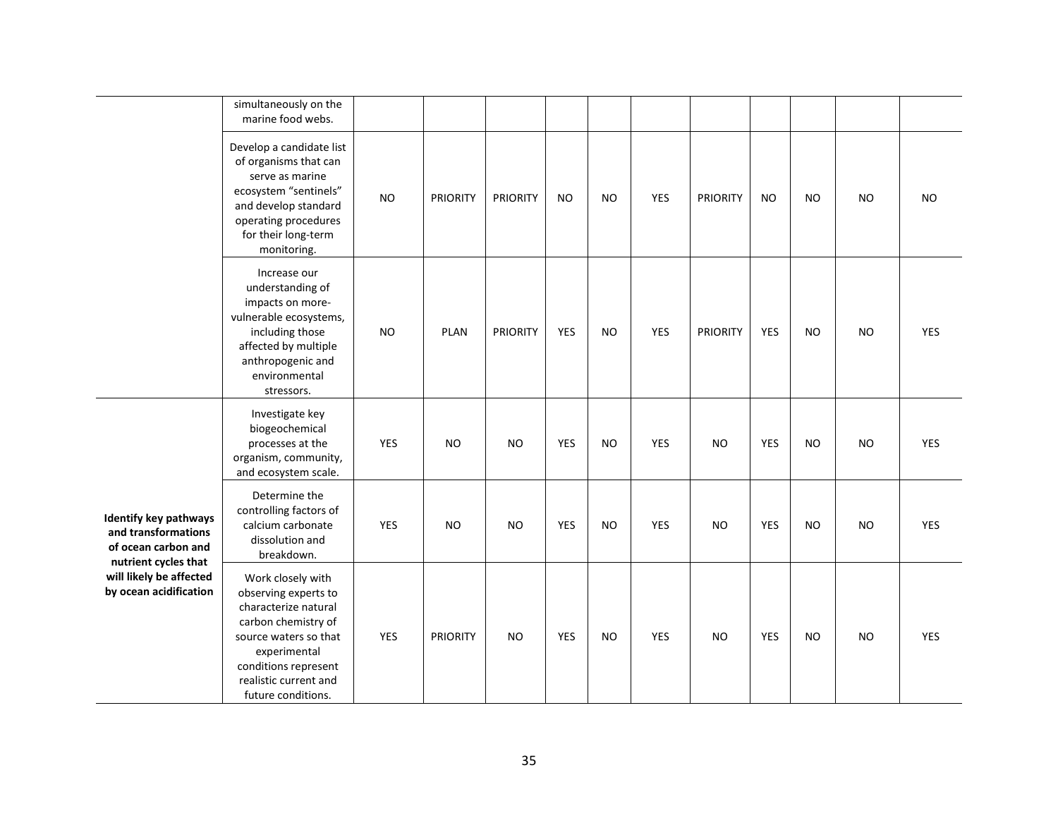| | | | | | | | | | | | | |
|---|---|---|---|---|---|---|---|---|---|---|---|---|
| | simultaneously on the marine food webs. | | | | | | | | | | | |
| | Develop a candidate list of organisms that can serve as marine ecosystem "sentinels" and develop standard operating procedures for their long-term monitoring. | NO | PRIORITY | PRIORITY | NO | NO | YES | PRIORITY | NO | NO | NO | NO |
| | Increase our understanding of impacts on more-vulnerable ecosystems, including those affected by multiple anthropogenic and environmental stressors. | NO | PLAN | PRIORITY | YES | NO | YES | PRIORITY | YES | NO | NO | YES |
| **Identify key pathways and transformations of ocean carbon and nutrient cycles that will likely be affected by ocean acidification** | Investigate key biogeochemical processes at the organism, community, and ecosystem scale. | YES | NO | NO | YES | NO | YES | NO | YES | NO | NO | YES |
| | Determine the controlling factors of calcium carbonate dissolution and breakdown. | YES | NO | NO | YES | NO | YES | NO | YES | NO | NO | YES |
| | Work closely with observing experts to characterize natural carbon chemistry of source waters so that experimental conditions represent realistic current and future conditions. | YES | PRIORITY | NO | YES | NO | YES | NO | YES | NO | NO | YES |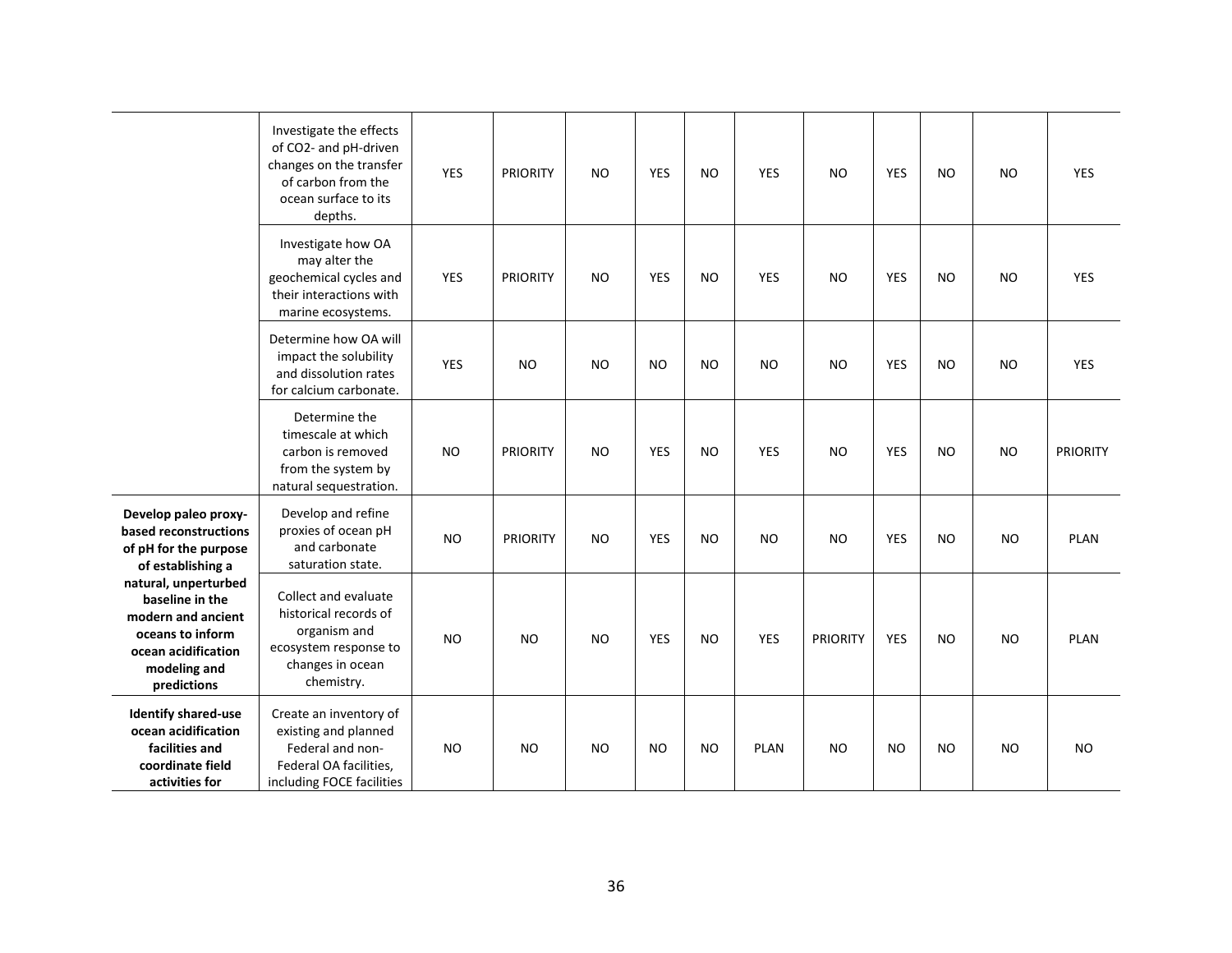| | | | | | | | | | | | | |
|---|---|---|---|---|---|---|---|---|---|---|---|---|
| | Investigate the effects of CO2- and pH-driven changes on the transfer of carbon from the ocean surface to its depths. | YES | PRIORITY | NO | YES | NO | YES | NO | YES | NO | NO | YES |
| | Investigate how OA may alter the geochemical cycles and their interactions with marine ecosystems. | YES | PRIORITY | NO | YES | NO | YES | NO | YES | NO | NO | YES |
| | Determine how OA will impact the solubility and dissolution rates for calcium carbonate. | YES | NO | NO | NO | NO | NO | NO | YES | NO | NO | YES |
| | Determine the timescale at which carbon is removed from the system by natural sequestration. | NO | PRIORITY | NO | YES | NO | YES | NO | YES | NO | NO | PRIORITY |
| **Develop paleo proxy-based reconstructions of pH for the purpose of establishing a natural, unperturbed baseline in the modern and ancient oceans to inform ocean acidification modeling and predictions** | Develop and refine proxies of ocean pH and carbonate saturation state. | NO | PRIORITY | NO | YES | NO | NO | NO | YES | NO | NO | PLAN |
| | Collect and evaluate historical records of organism and ecosystem response to changes in ocean chemistry. | NO | NO | NO | YES | NO | YES | PRIORITY | YES | NO | NO | PLAN |
| **Identify shared-use ocean acidification facilities and coordinate field activities for** | Create an inventory of existing and planned Federal and non-Federal OA facilities, including FOCE facilities | NO | NO | NO | NO | NO | PLAN | NO | NO | NO | NO | NO |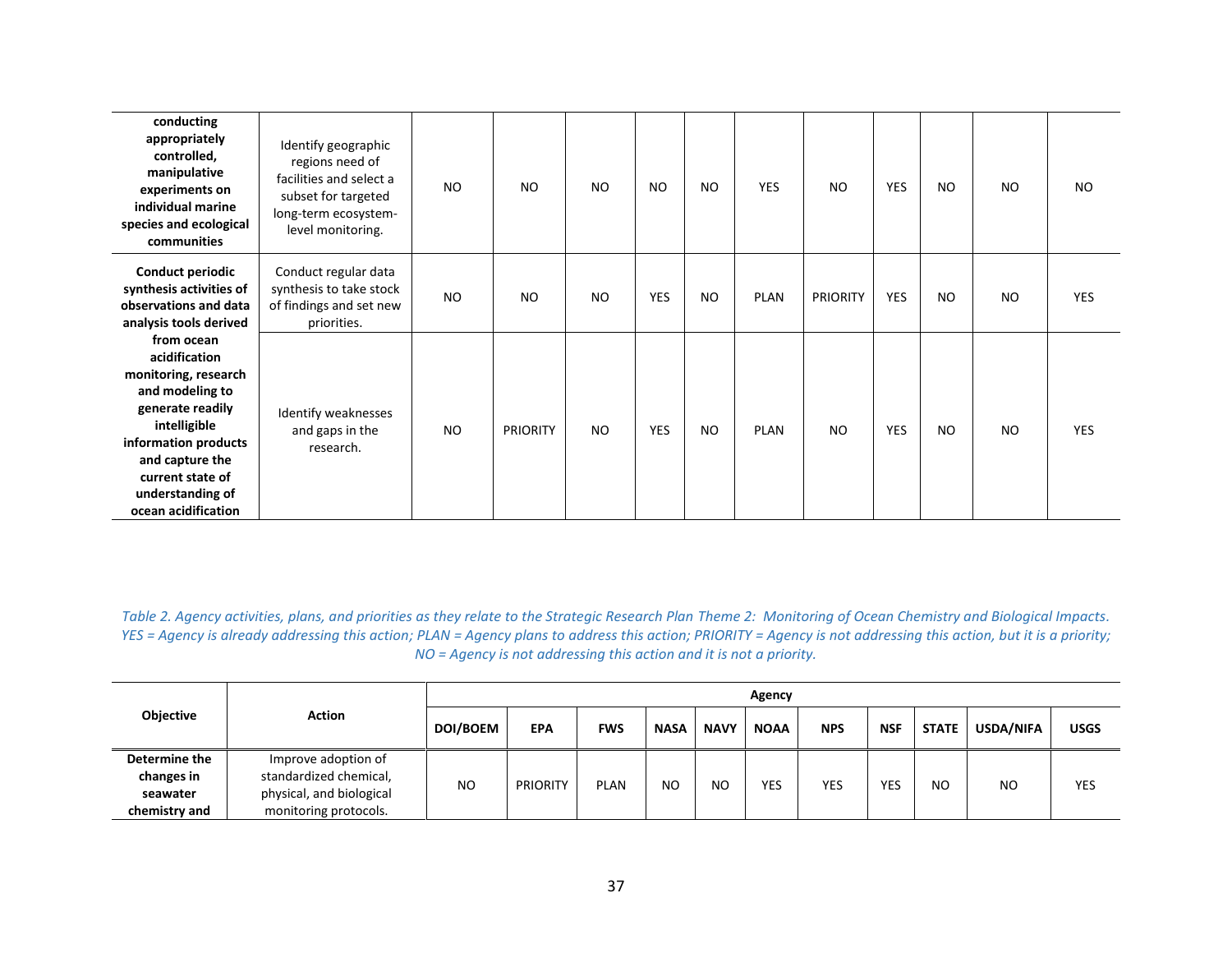| | | | | | | | | | | | | |
|---|---|---|---|---|---|---|---|---|---|---|---|---|
| **conducting appropriately controlled, manipulative experiments on individual marine species and ecological communities** | Identify geographic regions need of facilities and select a subset for targeted long-term ecosystem-level monitoring. | NO | NO | NO | NO | NO | YES | NO | YES | NO | NO | NO |
| **Conduct periodic synthesis activities of observations and data analysis tools derived from ocean acidification monitoring, research and modeling to generate readily intelligible information products and capture the current state of understanding of ocean acidification** | Conduct regular data synthesis to take stock of findings and set new priorities. | NO | NO | NO | YES | NO | PLAN | PRIORITY | YES | NO | NO | YES |
| | Identify weaknesses and gaps in the research. | NO | PRIORITY | NO | YES | NO | PLAN | NO | YES | NO | NO | YES |

*Table 2. Agency activities, plans, and priorities as they relate to the Strategic Research Plan Theme 2: Monitoring of Ocean Chemistry and Biological Impacts. YES = Agency is already addressing this action; PLAN = Agency plans to address this action; PRIORITY = Agency is not addressing this action, but it is a priority; NO = Agency is not addressing this action and it is not a priority.*

| Objective | Action | Agency | | | | | | | | | | |
|---|---|---|---|---|---|---|---|---|---|---|---|---|
| | | **DOI/BOEM** | **EPA** | **FWS** | **NASA** | **NAVY** | **NOAA** | **NPS** | **NSF** | **STATE** | **USDA/NIFA** | **USGS** |
| **Determine the changes in seawater chemistry and** | Improve adoption of standardized chemical, physical, and biological monitoring protocols. | NO | PRIORITY | PLAN | NO | NO | YES | YES | YES | NO | NO | YES |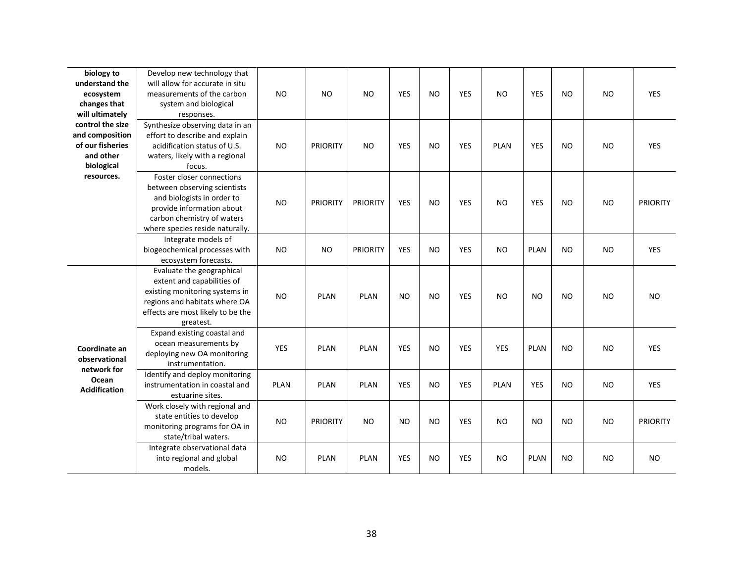| | | | | | | | | | | | | |
|---|---|---|---|---|---|---|---|---|---|---|---|---|
| **biology to understand the ecosystem changes that will ultimately control the size and composition of our fisheries and other biological resources.** | Develop new technology that will allow for accurate in situ measurements of the carbon system and biological responses. | NO | NO | NO | YES | NO | YES | NO | YES | NO | NO | YES |
| | Synthesize observing data in an effort to describe and explain acidification status of U.S. waters, likely with a regional focus. | NO | PRIORITY | NO | YES | NO | YES | PLAN | YES | NO | NO | YES |
| | Foster closer connections between observing scientists and biologists in order to provide information about carbon chemistry of waters where species reside naturally. | NO | PRIORITY | PRIORITY | YES | NO | YES | NO | YES | NO | NO | PRIORITY |
| | Integrate models of biogeochemical processes with ecosystem forecasts. | NO | NO | PRIORITY | YES | NO | YES | NO | PLAN | NO | NO | YES |
| **Coordinate an observational network for Ocean Acidification** | Evaluate the geographical extent and capabilities of existing monitoring systems in regions and habitats where OA effects are most likely to be the greatest. | NO | PLAN | PLAN | NO | NO | YES | NO | NO | NO | NO | NO |
| | Expand existing coastal and ocean measurements by deploying new OA monitoring instrumentation. | YES | PLAN | PLAN | YES | NO | YES | YES | PLAN | NO | NO | YES |
| | Identify and deploy monitoring instrumentation in coastal and estuarine sites. | PLAN | PLAN | PLAN | YES | NO | YES | PLAN | YES | NO | NO | YES |
| | Work closely with regional and state entities to develop monitoring programs for OA in state/tribal waters. | NO | PRIORITY | NO | NO | NO | YES | NO | NO | NO | NO | PRIORITY |
| | Integrate observational data into regional and global models. | NO | PLAN | PLAN | YES | NO | YES | NO | PLAN | NO | NO | NO |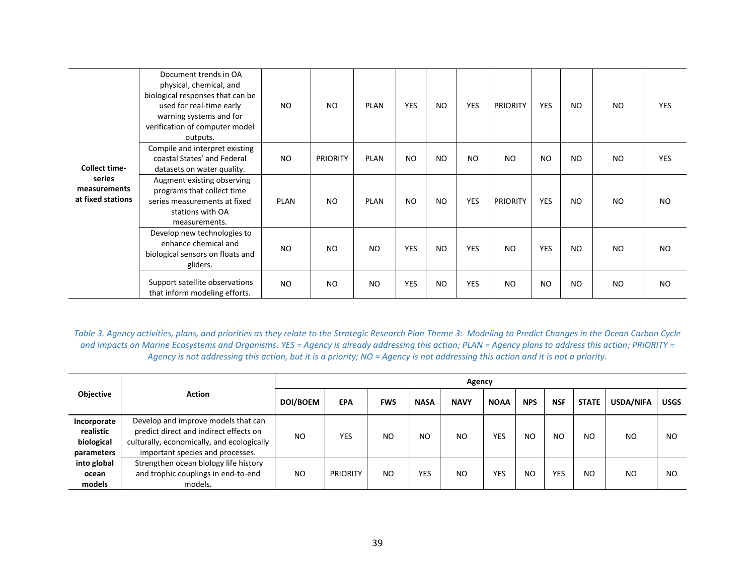| Objective | Action | DOI/BOEM | EPA | FWS | NASA | NAVY | NOAA | NPS | NSF | STATE | USDA/NIFA | USGS |
|---|---|---|---|---|---|---|---|---|---|---|---|---|
| Collect time-series measurements at fixed stations | Document trends in OA physical, chemical, and biological responses that can be used for real-time early warning systems and for verification of computer model outputs. | NO | NO | PLAN | YES | NO | YES | PRIORITY | YES | NO | NO | YES |
| | Compile and interpret existing coastal States' and Federal datasets on water quality. | NO | PRIORITY | PLAN | NO | NO | NO | NO | NO | NO | NO | YES |
| | Augment existing observing programs that collect time series measurements at fixed stations with OA measurements. | PLAN | NO | PLAN | NO | NO | YES | PRIORITY | YES | NO | NO | NO |
| | Develop new technologies to enhance chemical and biological sensors on floats and gliders. | NO | NO | NO | YES | NO | YES | NO | YES | NO | NO | NO |
| | Support satellite observations that inform modeling efforts. | NO | NO | NO | YES | NO | YES | NO | NO | NO | NO | NO |

*Table 3. Agency activities, plans, and priorities as they relate to the Strategic Research Plan Theme 3: Modeling to Predict Changes in the Ocean Carbon Cycle and Impacts on Marine Ecosystems and Organisms. YES = Agency is already addressing this action; PLAN = Agency plans to address this action; PRIORITY = Agency is not addressing this action, but it is a priority; NO = Agency is not addressing this action and it is not a priority.*

| Objective | Action | Agency | | | | | | | | | | |
|---|---|---|---|---|---|---|---|---|---|---|---|---|
| | | DOI/BOEM | EPA | FWS | NASA | NAVY | NOAA | NPS | NSF | STATE | USDA/NIFA | USGS |
| Incorporate realistic biological parameters into global ocean models | Develop and improve models that can predict direct and indirect effects on culturally, economically, and ecologically important species and processes. | NO | YES | NO | NO | NO | YES | NO | NO | NO | NO | NO |
| | Strengthen ocean biology life history and trophic couplings in end-to-end models. | NO | PRIORITY | NO | YES | NO | YES | NO | YES | NO | NO | NO |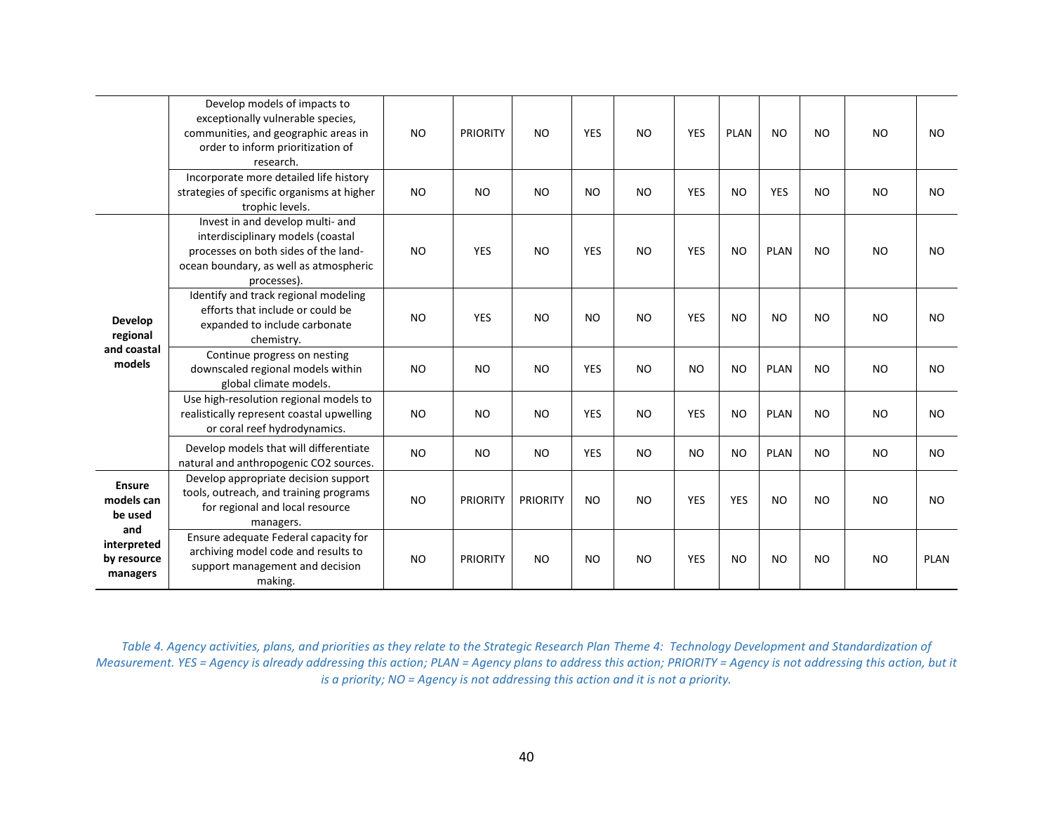| | | | | | | | | | | | | |
|---|---|---|---|---|---|---|---|---|---|---|---|---|
| | Develop models of impacts to exceptionally vulnerable species, communities, and geographic areas in order to inform prioritization of research. | NO | PRIORITY | NO | YES | NO | YES | PLAN | NO | NO | NO | NO |
| | Incorporate more detailed life history strategies of specific organisms at higher trophic levels. | NO | NO | NO | NO | NO | YES | NO | YES | NO | NO | NO |
| **Develop regional and coastal models** | Invest in and develop multi- and interdisciplinary models (coastal processes on both sides of the land-ocean boundary, as well as atmospheric processes). | NO | YES | NO | YES | NO | YES | NO | PLAN | NO | NO | NO |
| | Identify and track regional modeling efforts that include or could be expanded to include carbonate chemistry. | NO | YES | NO | NO | NO | YES | NO | NO | NO | NO | NO |
| | Continue progress on nesting downscaled regional models within global climate models. | NO | NO | NO | YES | NO | NO | NO | PLAN | NO | NO | NO |
| | Use high-resolution regional models to realistically represent coastal upwelling or coral reef hydrodynamics. | NO | NO | NO | YES | NO | YES | NO | PLAN | NO | NO | NO |
| | Develop models that will differentiate natural and anthropogenic CO2 sources. | NO | NO | NO | YES | NO | NO | NO | PLAN | NO | NO | NO |
| **Ensure models can be used and interpreted by resource managers** | Develop appropriate decision support tools, outreach, and training programs for regional and local resource managers. | NO | PRIORITY | PRIORITY | NO | NO | YES | YES | NO | NO | NO | NO |
| | Ensure adequate Federal capacity for archiving model code and results to support management and decision making. | NO | PRIORITY | NO | NO | NO | YES | NO | NO | NO | NO | PLAN |

*Table 4. Agency activities, plans, and priorities as they relate to the Strategic Research Plan Theme 4: Technology Development and Standardization of Measurement. YES = Agency is already addressing this action; PLAN = Agency plans to address this action; PRIORITY = Agency is not addressing this action, but it is a priority; NO = Agency is not addressing this action and it is not a priority.*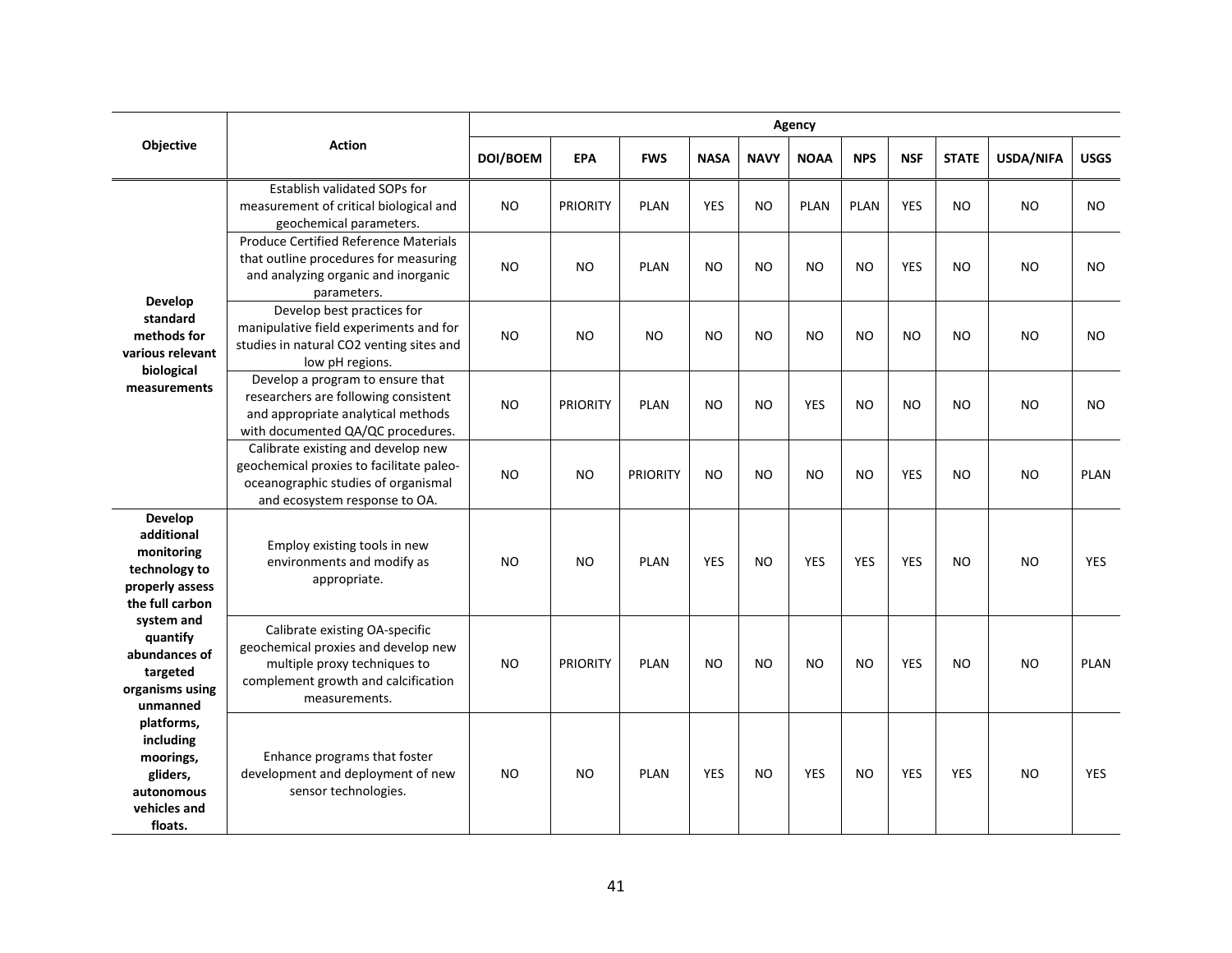| Objective | Action | Agency | | | | | | | | | | |
|---|---|---|---|---|---|---|---|---|---|---|---|---|
| | | DOI/BOEM | EPA | FWS | NASA | NAVY | NOAA | NPS | NSF | STATE | USDA/NIFA | USGS |
| Develop standard methods for various relevant biological measurements | Establish validated SOPs for measurement of critical biological and geochemical parameters. | NO | PRIORITY | PLAN | YES | NO | PLAN | PLAN | YES | NO | NO | NO |
| | Produce Certified Reference Materials that outline procedures for measuring and analyzing organic and inorganic parameters. | NO | NO | PLAN | NO | NO | NO | NO | YES | NO | NO | NO |
| | Develop best practices for manipulative field experiments and for studies in natural CO2 venting sites and low pH regions. | NO | NO | NO | NO | NO | NO | NO | NO | NO | NO | NO |
| | Develop a program to ensure that researchers are following consistent and appropriate analytical methods with documented QA/QC procedures. | NO | PRIORITY | PLAN | NO | NO | YES | NO | NO | NO | NO | NO |
| | Calibrate existing and develop new geochemical proxies to facilitate paleo-oceanographic studies of organismal and ecosystem response to OA. | NO | NO | PRIORITY | NO | NO | NO | NO | YES | NO | NO | PLAN |
| Develop additional monitoring technology to properly assess the full carbon system and quantify abundances of targeted organisms using unmanned platforms, including moorings, gliders, autonomous vehicles and floats. | Employ existing tools in new environments and modify as appropriate. | NO | NO | PLAN | YES | NO | YES | YES | YES | NO | NO | YES |
| | Calibrate existing OA-specific geochemical proxies and develop new multiple proxy techniques to complement growth and calcification measurements. | NO | PRIORITY | PLAN | NO | NO | NO | NO | YES | NO | NO | PLAN |
| | Enhance programs that foster development and deployment of new sensor technologies. | NO | NO | PLAN | YES | NO | YES | NO | YES | YES | NO | YES |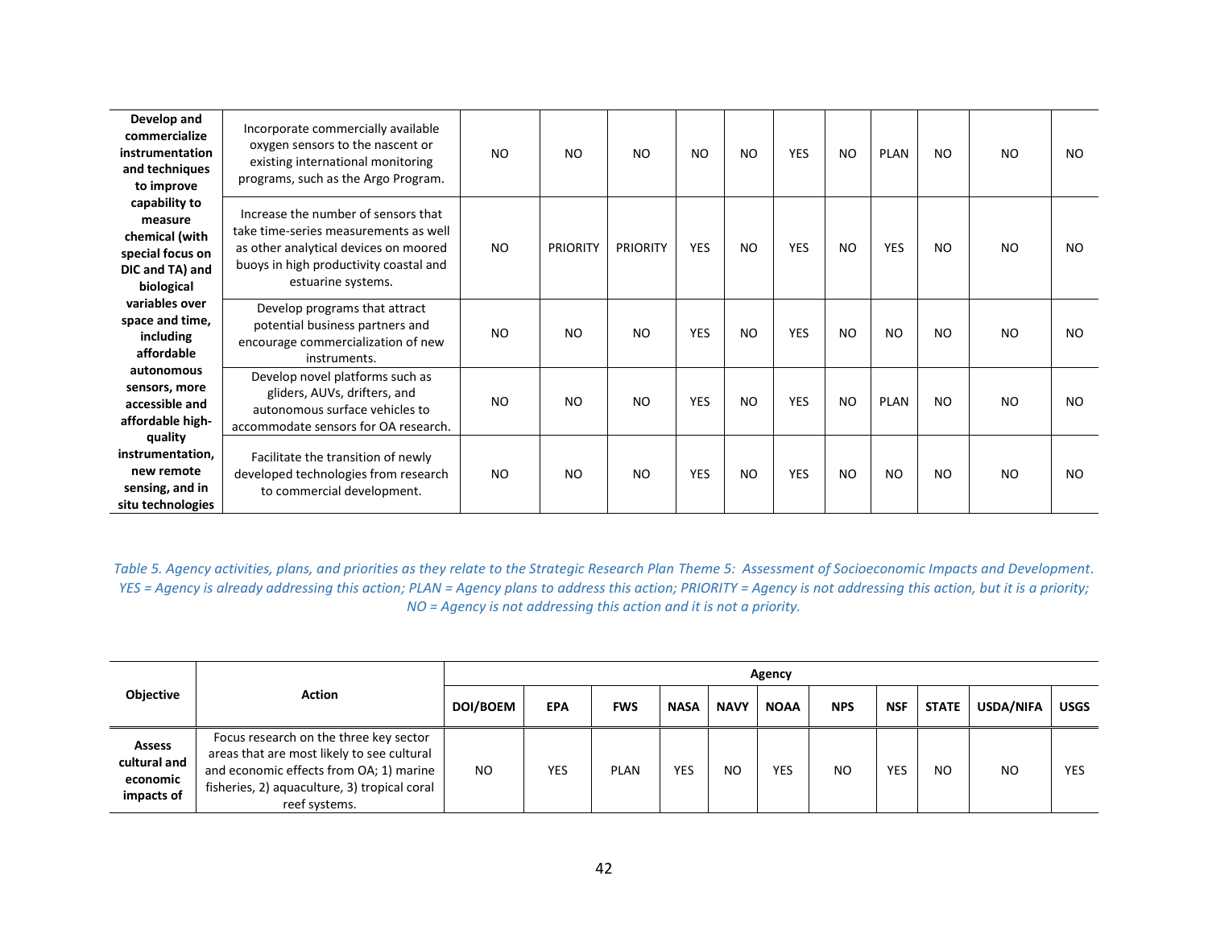| Objective | Action | DOI/BOEM | EPA | FWS | NASA | NAVY | NOAA | NPS | NSF | STATE | USDA/NIFA | USGS |
|---|---|---|---|---|---|---|---|---|---|---|---|---|
| Develop and commercialize instrumentation and techniques to improve capability to measure chemical (with special focus on DIC and TA) and biological variables over space and time, including affordable autonomous sensors, more accessible and affordable high-quality instrumentation, new remote sensing, and in situ technologies | Incorporate commercially available oxygen sensors to the nascent or existing international monitoring programs, such as the Argo Program. | NO | NO | NO | NO | NO | YES | NO | PLAN | NO | NO | NO |
| | Increase the number of sensors that take time-series measurements as well as other analytical devices on moored buoys in high productivity coastal and estuarine systems. | NO | PRIORITY | PRIORITY | YES | NO | YES | NO | YES | NO | NO | NO |
| | Develop programs that attract potential business partners and encourage commercialization of new instruments. | NO | NO | NO | YES | NO | YES | NO | NO | NO | NO | NO |
| | Develop novel platforms such as gliders, AUVs, drifters, and autonomous surface vehicles to accommodate sensors for OA research. | NO | NO | NO | YES | NO | YES | NO | PLAN | NO | NO | NO |
| | Facilitate the transition of newly developed technologies from research to commercial development. | NO | NO | NO | YES | NO | YES | NO | NO | NO | NO | NO |

*Table 5. Agency activities, plans, and priorities as they relate to the Strategic Research Plan Theme 5: Assessment of Socioeconomic Impacts and Development. YES = Agency is already addressing this action; PLAN = Agency plans to address this action; PRIORITY = Agency is not addressing this action, but it is a priority; NO = Agency is not addressing this action and it is not a priority.*

| Objective | Action | Agency | | | | | | | | | | |
|---|---|---|---|---|---|---|---|---|---|---|---|---|
| | | **DOI/BOEM** | **EPA** | **FWS** | **NASA** | **NAVY** | **NOAA** | **NPS** | **NSF** | **STATE** | **USDA/NIFA** | **USGS** |
| **Assess cultural and economic impacts of** | Focus research on the three key sector areas that are most likely to see cultural and economic effects from OA; 1) marine fisheries, 2) aquaculture, 3) tropical coral reef systems. | NO | YES | PLAN | YES | NO | YES | NO | YES | NO | NO | YES |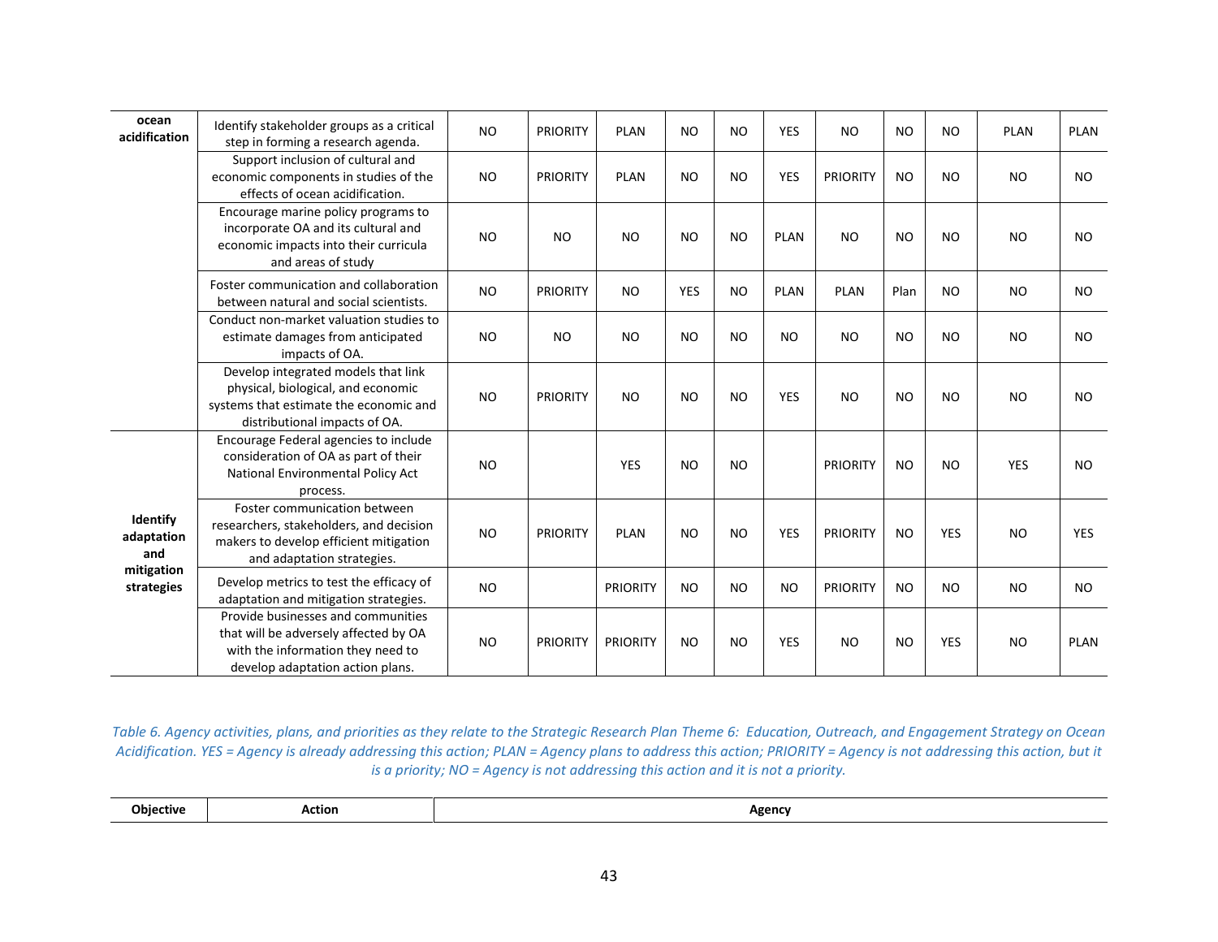| | | | | | | | | | | | | |
|---|---|---|---|---|---|---|---|---|---|---|---|---|
| **ocean acidification** | Identify stakeholder groups as a critical step in forming a research agenda. | NO | PRIORITY | PLAN | NO | NO | YES | NO | NO | NO | PLAN | PLAN |
| | Support inclusion of cultural and economic components in studies of the effects of ocean acidification. | NO | PRIORITY | PLAN | NO | NO | YES | PRIORITY | NO | NO | NO | NO |
| | Encourage marine policy programs to incorporate OA and its cultural and economic impacts into their curricula and areas of study | NO | NO | NO | NO | NO | PLAN | NO | NO | NO | NO | NO |
| | Foster communication and collaboration between natural and social scientists. | NO | PRIORITY | NO | YES | NO | PLAN | PLAN | Plan | NO | NO | NO |
| | Conduct non-market valuation studies to estimate damages from anticipated impacts of OA. | NO | NO | NO | NO | NO | NO | NO | NO | NO | NO | NO |
| | Develop integrated models that link physical, biological, and economic systems that estimate the economic and distributional impacts of OA. | NO | PRIORITY | NO | NO | NO | YES | NO | NO | NO | NO | NO |
| **Identify adaptation and mitigation strategies** | Encourage Federal agencies to include consideration of OA as part of their National Environmental Policy Act process. | NO | | YES | NO | NO | | PRIORITY | NO | NO | YES | NO |
| | Foster communication between researchers, stakeholders, and decision makers to develop efficient mitigation and adaptation strategies. | NO | PRIORITY | PLAN | NO | NO | YES | PRIORITY | NO | YES | NO | YES |
| | Develop metrics to test the efficacy of adaptation and mitigation strategies. | NO | | PRIORITY | NO | NO | NO | PRIORITY | NO | NO | NO | NO |
| | Provide businesses and communities that will be adversely affected by OA with the information they need to develop adaptation action plans. | NO | PRIORITY | PRIORITY | NO | NO | YES | NO | NO | YES | NO | PLAN |

*Table 6. Agency activities, plans, and priorities as they relate to the Strategic Research Plan Theme 6: Education, Outreach, and Engagement Strategy on Ocean Acidification. YES = Agency is already addressing this action; PLAN = Agency plans to address this action; PRIORITY = Agency is not addressing this action, but it is a priority; NO = Agency is not addressing this action and it is not a priority.*

| Objective | Action | Agency |
|---|---|---|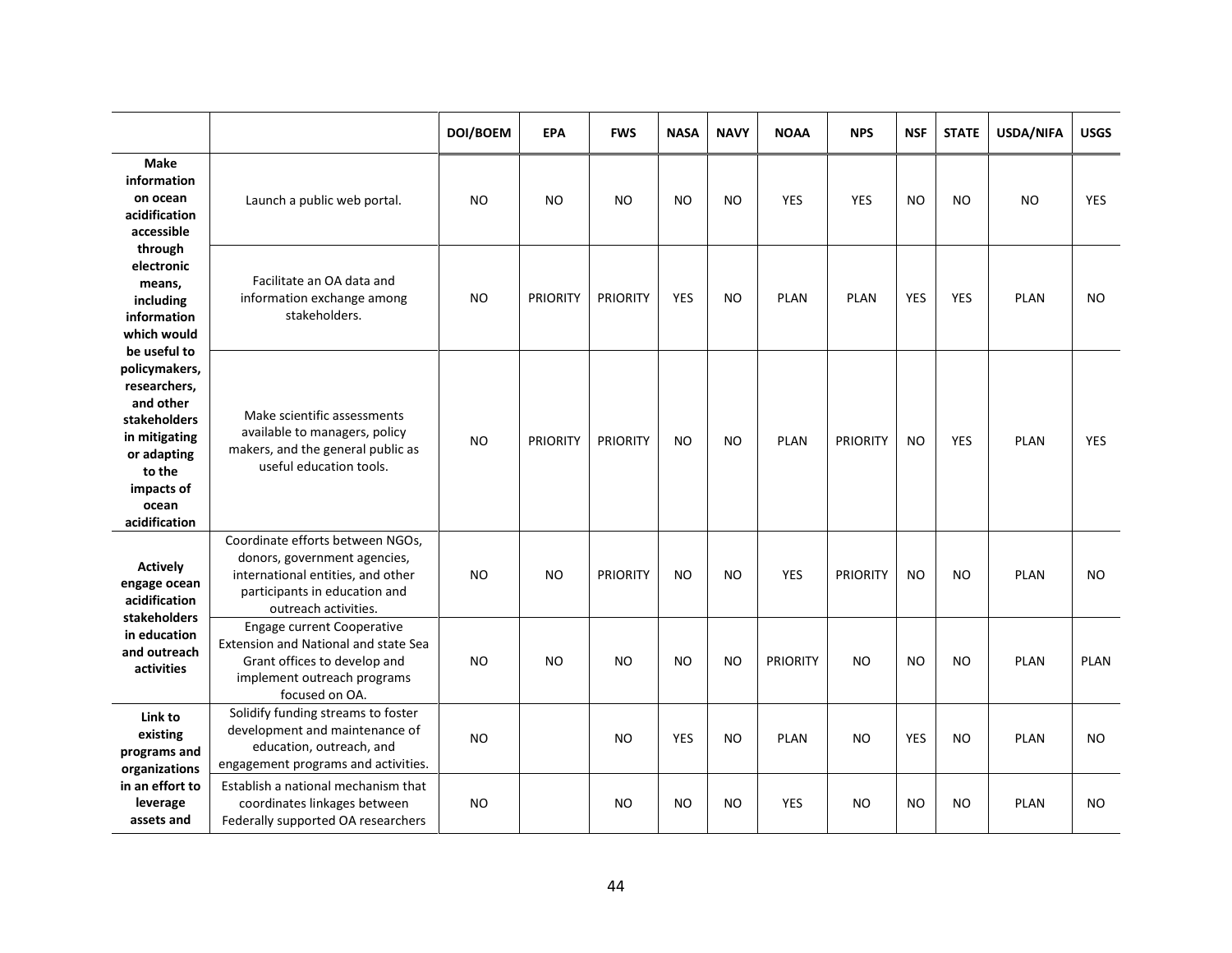| | | DOI/BOEM | EPA | FWS | NASA | NAVY | NOAA | NPS | NSF | STATE | USDA/NIFA | USGS |
|---|---|---|---|---|---|---|---|---|---|---|---|---|
| **Make information on ocean acidification accessible through electronic means, including information which would be useful to policymakers, researchers, and other stakeholders in mitigating or adapting to the impacts of ocean acidification** | Launch a public web portal. | NO | NO | NO | NO | NO | YES | YES | NO | NO | NO | YES |
| | Facilitate an OA data and information exchange among stakeholders. | NO | PRIORITY | PRIORITY | YES | NO | PLAN | PLAN | YES | YES | PLAN | NO |
| | Make scientific assessments available to managers, policy makers, and the general public as useful education tools. | NO | PRIORITY | PRIORITY | NO | NO | PLAN | PRIORITY | NO | YES | PLAN | YES |
| **Actively engage ocean acidification stakeholders in education and outreach activities** | Coordinate efforts between NGOs, donors, government agencies, international entities, and other participants in education and outreach activities. | NO | NO | PRIORITY | NO | NO | YES | PRIORITY | NO | NO | PLAN | NO |
| | Engage current Cooperative Extension and National and state Sea Grant offices to develop and implement outreach programs focused on OA. | NO | NO | NO | NO | NO | PRIORITY | NO | NO | NO | PLAN | PLAN |
| **Link to existing programs and organizations in an effort to leverage assets and** | Solidify funding streams to foster development and maintenance of education, outreach, and engagement programs and activities. | NO | | NO | YES | NO | PLAN | NO | YES | NO | PLAN | NO |
| | Establish a national mechanism that coordinates linkages between Federally supported OA researchers | NO | | NO | NO | NO | YES | NO | NO | NO | PLAN | NO |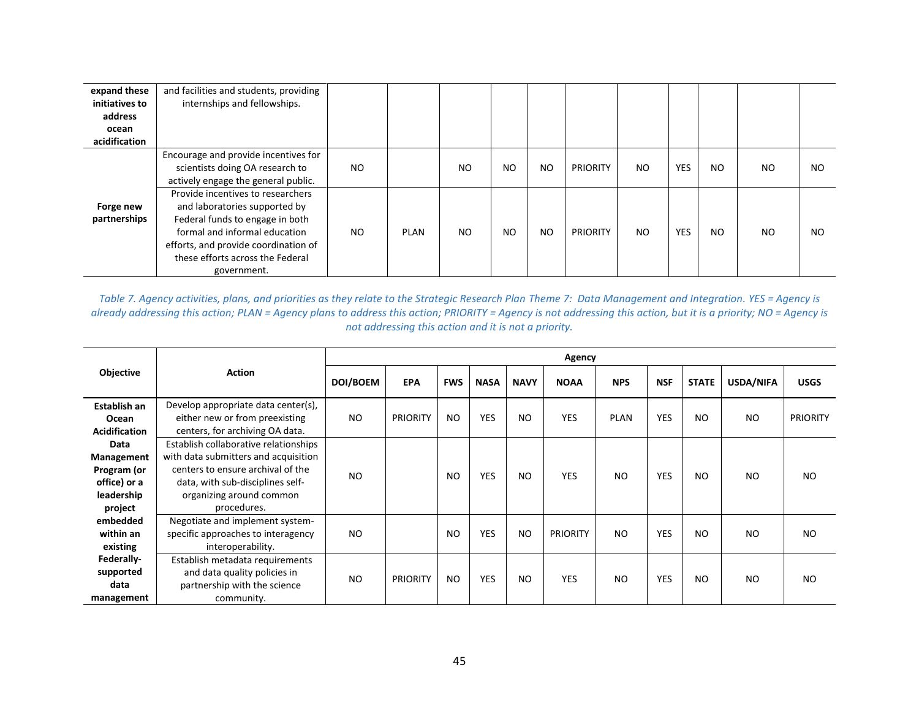| | | | | | | | | | | | | |
|---|---|---|---|---|---|---|---|---|---|---|---|---|
| **expand these initiatives to address ocean acidification** | and facilities and students, providing internships and fellowships. | | | | | | | | | | | |
| **Forge new partnerships** | Encourage and provide incentives for scientists doing OA research to actively engage the general public. | NO | | NO | NO | NO | PRIORITY | NO | YES | NO | NO | NO |
| | Provide incentives to researchers and laboratories supported by Federal funds to engage in both formal and informal education efforts, and provide coordination of these efforts across the Federal government. | NO | PLAN | NO | NO | NO | PRIORITY | NO | YES | NO | NO | NO |

*Table 7. Agency activities, plans, and priorities as they relate to the Strategic Research Plan Theme 7: Data Management and Integration. YES = Agency is already addressing this action; PLAN = Agency plans to address this action; PRIORITY = Agency is not addressing this action, but it is a priority; NO = Agency is not addressing this action and it is not a priority.*

| Objective | Action | Agency | | | | | | | | | | |
|---|---|---|---|---|---|---|---|---|---|---|---|---|
| | | **DOI/BOEM** | **EPA** | **FWS** | **NASA** | **NAVY** | **NOAA** | **NPS** | **NSF** | **STATE** | **USDA/NIFA** | **USGS** |
| **Establish an Ocean Acidification Data Management Program (or office) or a leadership project embedded within an existing Federally-supported data management** | Develop appropriate data center(s), either new or from preexisting centers, for archiving OA data. | NO | PRIORITY | NO | YES | NO | YES | PLAN | YES | NO | NO | PRIORITY |
| | Establish collaborative relationships with data submitters and acquisition centers to ensure archival of the data, with sub-disciplines self-organizing around common procedures. | NO | | NO | YES | NO | YES | NO | YES | NO | NO | NO |
| | Negotiate and implement system-specific approaches to interagency interoperability. | NO | | NO | YES | NO | PRIORITY | NO | YES | NO | NO | NO |
| | Establish metadata requirements and data quality policies in partnership with the science community. | NO | PRIORITY | NO | YES | NO | YES | NO | YES | NO | NO | NO |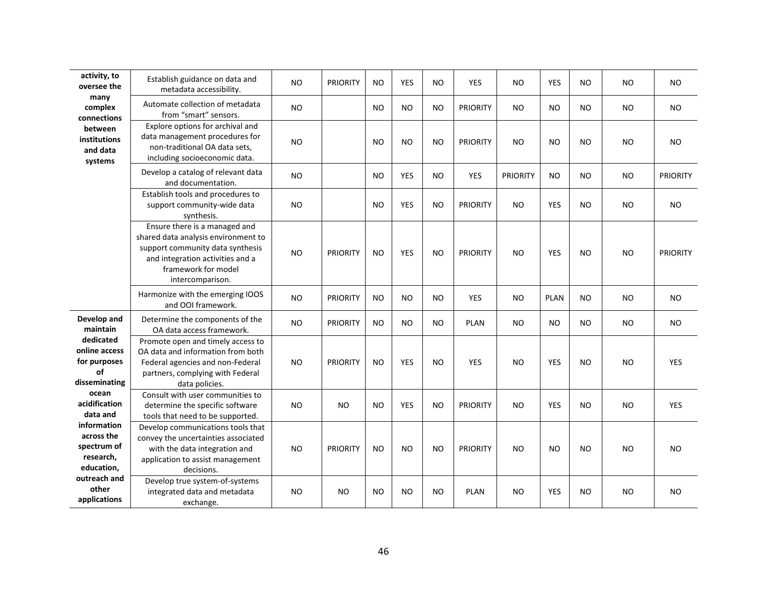| activity, to oversee the many complex connections between institutions and data systems | Establish guidance on data and metadata accessibility. | NO | PRIORITY | NO | YES | NO | YES | NO | YES | NO | NO | NO |
|---|---|---|---|---|---|---|---|---|---|---|---|---|
| | Automate collection of metadata from "smart" sensors. | NO | | NO | NO | NO | PRIORITY | NO | NO | NO | NO | NO |
| | Explore options for archival and data management procedures for non-traditional OA data sets, including socioeconomic data. | NO | | NO | NO | NO | PRIORITY | NO | NO | NO | NO | NO |
| | Develop a catalog of relevant data and documentation. | NO | | NO | YES | NO | YES | PRIORITY | NO | NO | NO | PRIORITY |
| | Establish tools and procedures to support community-wide data synthesis. | NO | | NO | YES | NO | PRIORITY | NO | YES | NO | NO | NO |
| | Ensure there is a managed and shared data analysis environment to support community data synthesis and integration activities and a framework for model intercomparison. | NO | PRIORITY | NO | YES | NO | PRIORITY | NO | YES | NO | NO | PRIORITY |
| | Harmonize with the emerging IOOS and OOI framework. | NO | PRIORITY | NO | NO | NO | YES | NO | PLAN | NO | NO | NO |
| **Develop and maintain dedicated online access for purposes of disseminating ocean acidification data and information across the spectrum of research, education, outreach and other applications** | Determine the components of the OA data access framework. | NO | PRIORITY | NO | NO | NO | PLAN | NO | NO | NO | NO | NO |
| | Promote open and timely access to OA data and information from both Federal agencies and non-Federal partners, complying with Federal data policies. | NO | PRIORITY | NO | YES | NO | YES | NO | YES | NO | NO | YES |
| | Consult with user communities to determine the specific software tools that need to be supported. | NO | NO | NO | YES | NO | PRIORITY | NO | YES | NO | NO | YES |
| | Develop communications tools that convey the uncertainties associated with the data integration and application to assist management decisions. | NO | PRIORITY | NO | NO | NO | PRIORITY | NO | NO | NO | NO | NO |
| | Develop true system-of-systems integrated data and metadata exchange. | NO | NO | NO | NO | NO | PLAN | NO | YES | NO | NO | NO |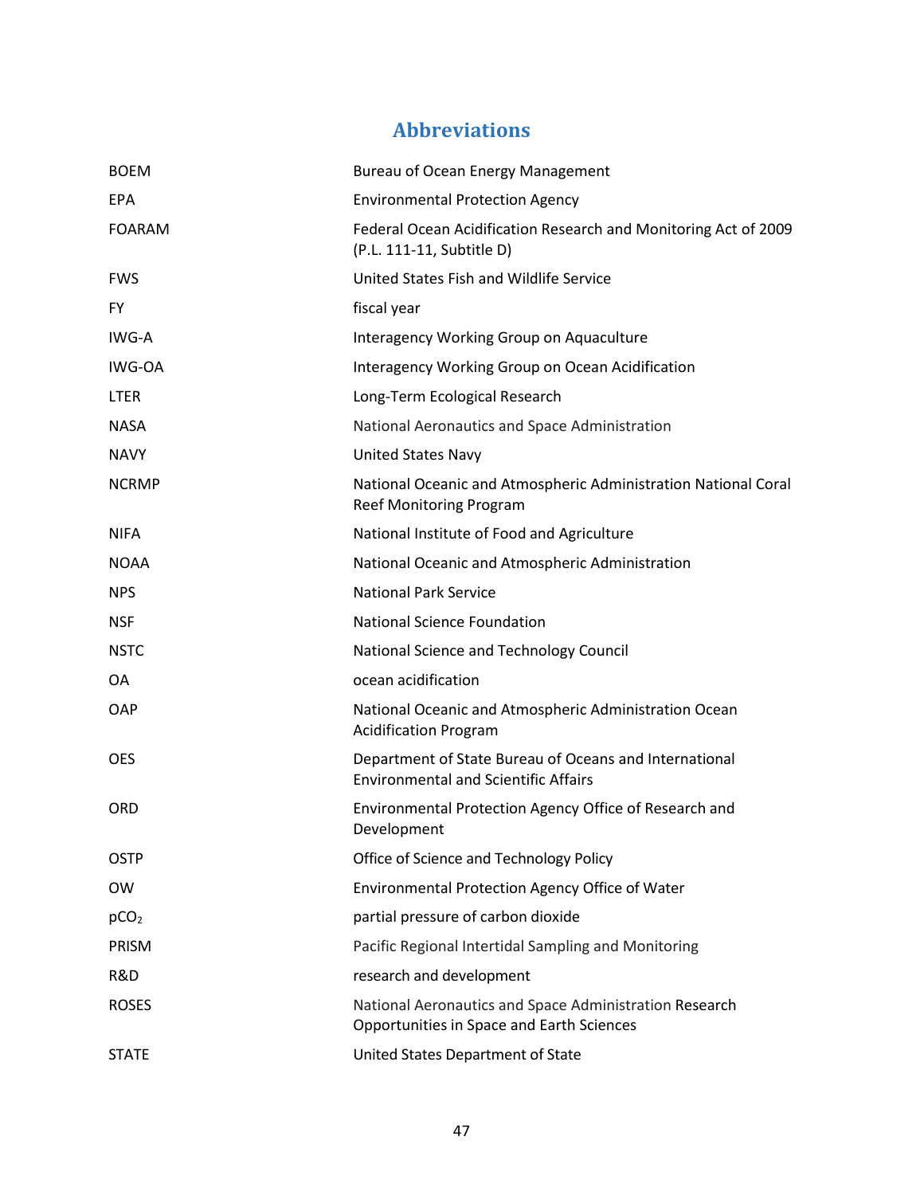# Abbreviations

| | |
|---|---|
| BOEM | Bureau of Ocean Energy Management |
| EPA | Environmental Protection Agency |
| FOARAM | Federal Ocean Acidification Research and Monitoring Act of 2009 (P.L. 111-11, Subtitle D) |
| FWS | United States Fish and Wildlife Service |
| FY | fiscal year |
| IWG-A | Interagency Working Group on Aquaculture |
| IWG-OA | Interagency Working Group on Ocean Acidification |
| LTER | Long-Term Ecological Research |
| NASA | National Aeronautics and Space Administration |
| NAVY | United States Navy |
| NCRMP | National Oceanic and Atmospheric Administration National Coral Reef Monitoring Program |
| NIFA | National Institute of Food and Agriculture |
| NOAA | National Oceanic and Atmospheric Administration |
| NPS | National Park Service |
| NSF | National Science Foundation |
| NSTC | National Science and Technology Council |
| OA | ocean acidification |
| OAP | National Oceanic and Atmospheric Administration Ocean Acidification Program |
| OES | Department of State Bureau of Oceans and International Environmental and Scientific Affairs |
| ORD | Environmental Protection Agency Office of Research and Development |
| OSTP | Office of Science and Technology Policy |
| OW | Environmental Protection Agency Office of Water |
| $pCO_2$ | partial pressure of carbon dioxide |
| PRISM | Pacific Regional Intertidal Sampling and Monitoring |
| R&D | research and development |
| ROSES | National Aeronautics and Space Administration Research Opportunities in Space and Earth Sciences |
| STATE | United States Department of State |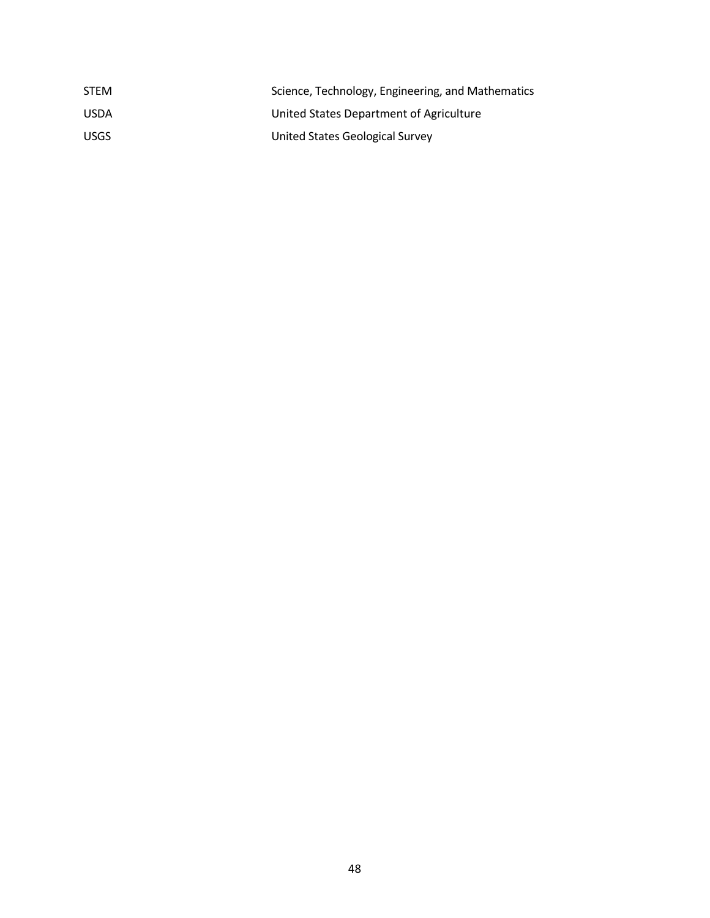| | |
|---|---|
| STEM | Science, Technology, Engineering, and Mathematics |
| USDA | United States Department of Agriculture |
| USGS | United States Geological Survey |